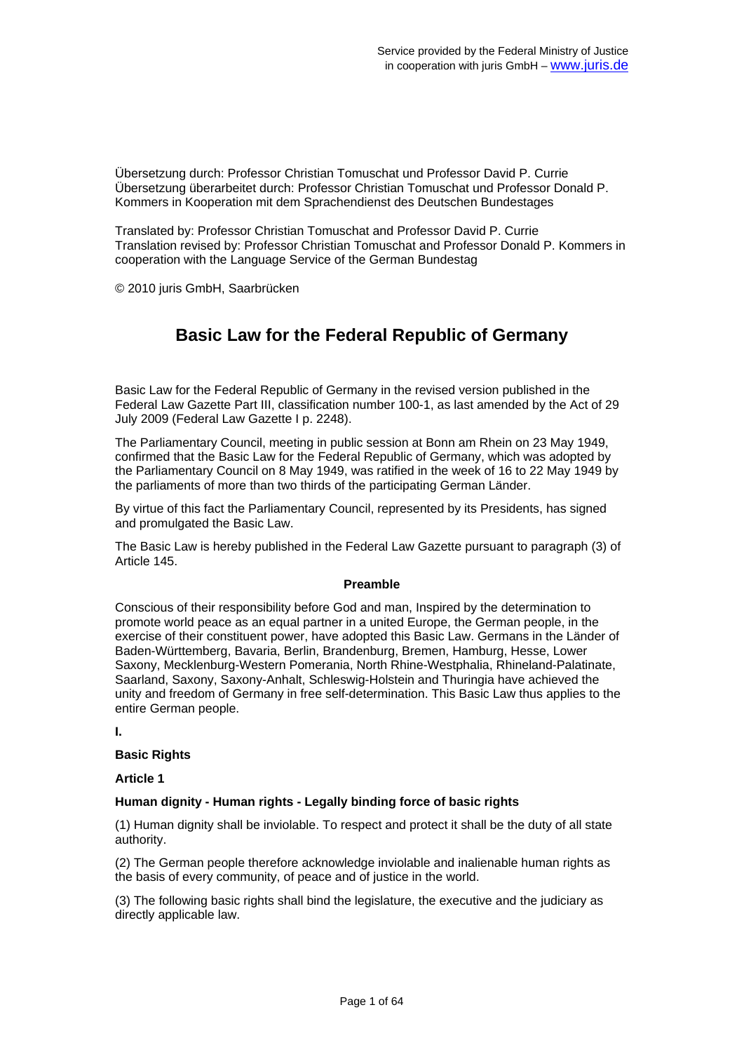Übersetzung durch: Professor Christian Tomuschat und Professor David P. Currie
Übersetzung überarbeitet durch: Professor Christian Tomuschat und Professor Donald P. Kommers in Kooperation mit dem Sprachendienst des Deutschen Bundestages

Translated by: Professor Christian Tomuschat and Professor David P. Currie
Translation revised by: Professor Christian Tomuschat and Professor Donald P. Kommers in cooperation with the Language Service of the German Bundestag

© 2010 juris GmbH, Saarbrücken

# Basic Law for the Federal Republic of Germany

Basic Law for the Federal Republic of Germany in the revised version published in the Federal Law Gazette Part III, classification number 100-1, as last amended by the Act of 29 July 2009 (Federal Law Gazette I p. 2248).

The Parliamentary Council, meeting in public session at Bonn am Rhein on 23 May 1949, confirmed that the Basic Law for the Federal Republic of Germany, which was adopted by the Parliamentary Council on 8 May 1949, was ratified in the week of 16 to 22 May 1949 by the parliaments of more than two thirds of the participating German Länder.

By virtue of this fact the Parliamentary Council, represented by its Presidents, has signed and promulgated the Basic Law.

The Basic Law is hereby published in the Federal Law Gazette pursuant to paragraph (3) of Article 145.

**Preamble**

Conscious of their responsibility before God and man, Inspired by the determination to promote world peace as an equal partner in a united Europe, the German people, in the exercise of their constituent power, have adopted this Basic Law. Germans in the Länder of Baden-Württemberg, Bavaria, Berlin, Brandenburg, Bremen, Hamburg, Hesse, Lower Saxony, Mecklenburg-Western Pomerania, North Rhine-Westphalia, Rhineland-Palatinate, Saarland, Saxony, Saxony-Anhalt, Schleswig-Holstein and Thuringia have achieved the unity and freedom of Germany in free self-determination. This Basic Law thus applies to the entire German people.

**I.**

**Basic Rights**

**Article 1**

**Human dignity - Human rights - Legally binding force of basic rights**

(1) Human dignity shall be inviolable. To respect and protect it shall be the duty of all state authority.

(2) The German people therefore acknowledge inviolable and inalienable human rights as the basis of every community, of peace and of justice in the world.

(3) The following basic rights shall bind the legislature, the executive and the judiciary as directly applicable law.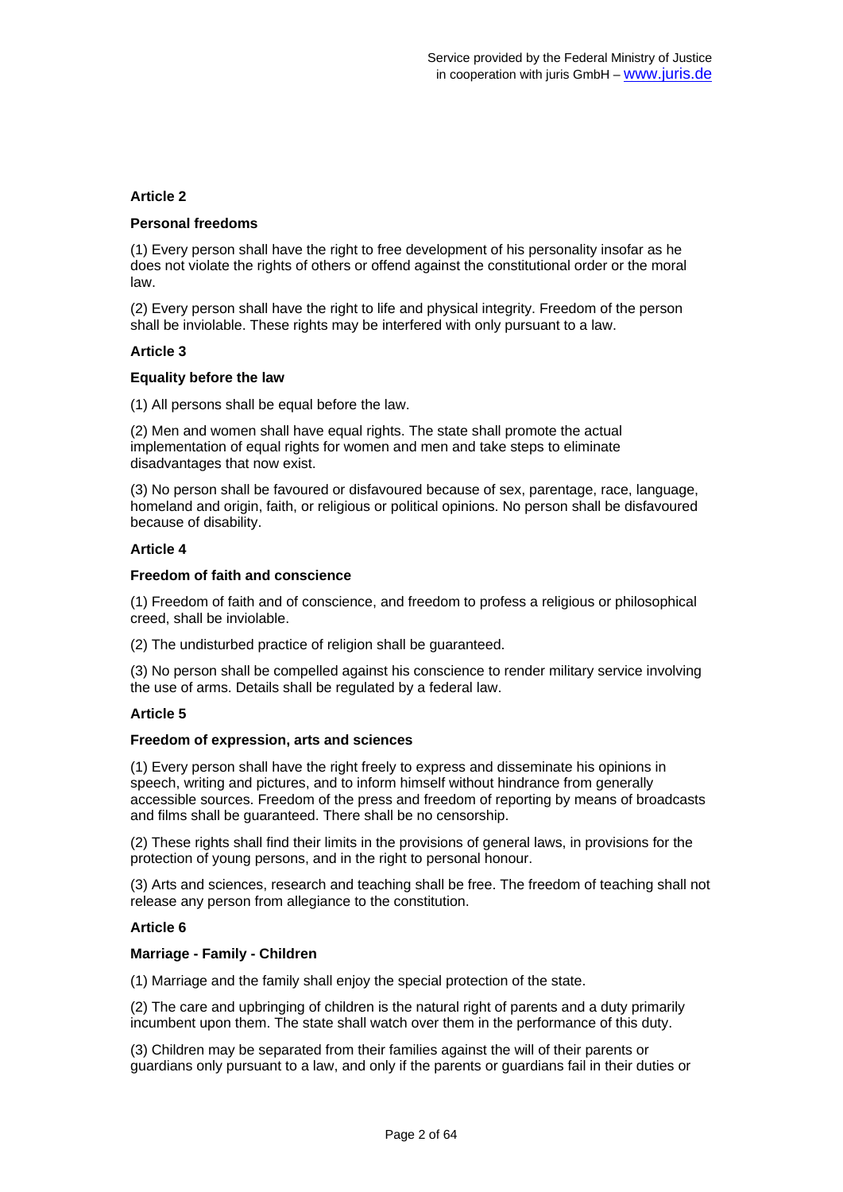### Article 2

#### Personal freedoms

(1) Every person shall have the right to free development of his personality insofar as he does not violate the rights of others or offend against the constitutional order or the moral law.

(2) Every person shall have the right to life and physical integrity. Freedom of the person shall be inviolable. These rights may be interfered with only pursuant to a law.

### Article 3

#### Equality before the law

(1) All persons shall be equal before the law.

(2) Men and women shall have equal rights. The state shall promote the actual implementation of equal rights for women and men and take steps to eliminate disadvantages that now exist.

(3) No person shall be favoured or disfavoured because of sex, parentage, race, language, homeland and origin, faith, or religious or political opinions. No person shall be disfavoured because of disability.

### Article 4

#### Freedom of faith and conscience

(1) Freedom of faith and of conscience, and freedom to profess a religious or philosophical creed, shall be inviolable.

(2) The undisturbed practice of religion shall be guaranteed.

(3) No person shall be compelled against his conscience to render military service involving the use of arms. Details shall be regulated by a federal law.

### Article 5

#### Freedom of expression, arts and sciences

(1) Every person shall have the right freely to express and disseminate his opinions in speech, writing and pictures, and to inform himself without hindrance from generally accessible sources. Freedom of the press and freedom of reporting by means of broadcasts and films shall be guaranteed. There shall be no censorship.

(2) These rights shall find their limits in the provisions of general laws, in provisions for the protection of young persons, and in the right to personal honour.

(3) Arts and sciences, research and teaching shall be free. The freedom of teaching shall not release any person from allegiance to the constitution.

### Article 6

#### Marriage - Family - Children

(1) Marriage and the family shall enjoy the special protection of the state.

(2) The care and upbringing of children is the natural right of parents and a duty primarily incumbent upon them. The state shall watch over them in the performance of this duty.

(3) Children may be separated from their families against the will of their parents or guardians only pursuant to a law, and only if the parents or guardians fail in their duties or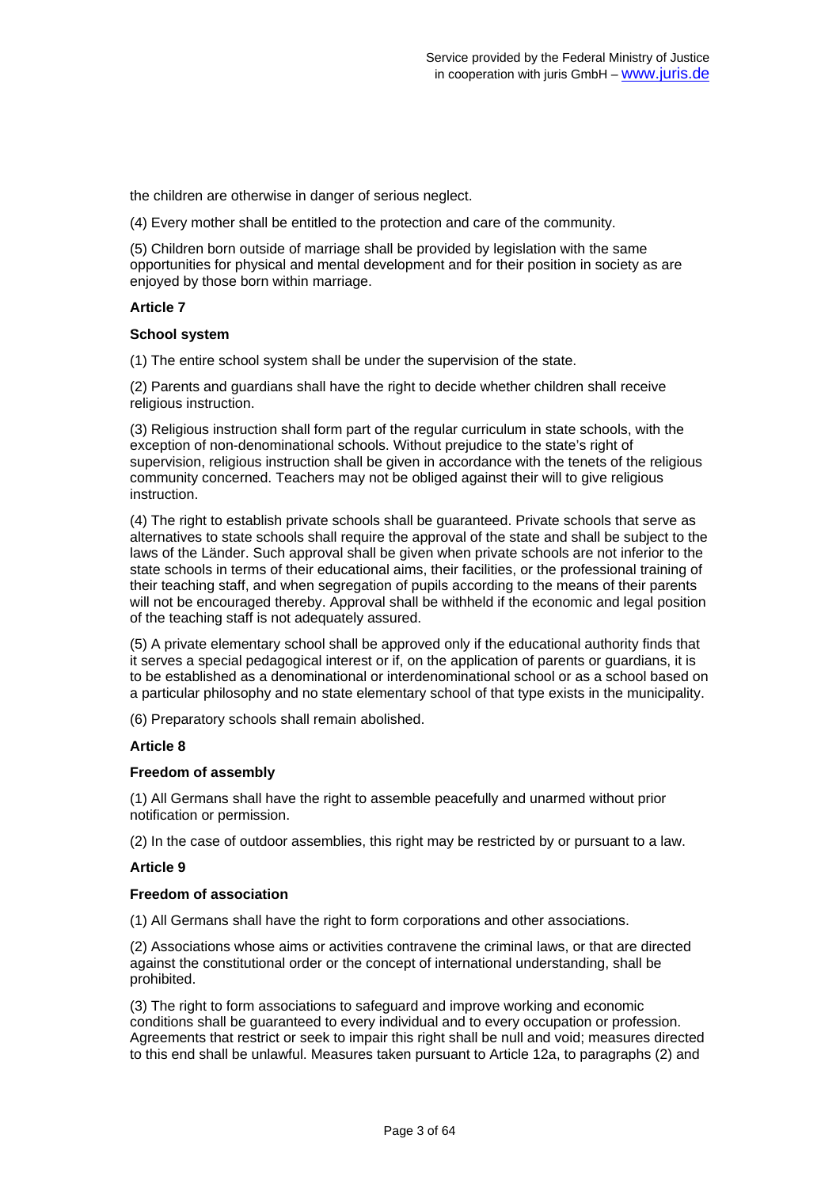the children are otherwise in danger of serious neglect.

(4) Every mother shall be entitled to the protection and care of the community.

(5) Children born outside of marriage shall be provided by legislation with the same opportunities for physical and mental development and for their position in society as are enjoyed by those born within marriage.

**Article 7**

**School system**

(1) The entire school system shall be under the supervision of the state.

(2) Parents and guardians shall have the right to decide whether children shall receive religious instruction.

(3) Religious instruction shall form part of the regular curriculum in state schools, with the exception of non-denominational schools. Without prejudice to the state's right of supervision, religious instruction shall be given in accordance with the tenets of the religious community concerned. Teachers may not be obliged against their will to give religious instruction.

(4) The right to establish private schools shall be guaranteed. Private schools that serve as alternatives to state schools shall require the approval of the state and shall be subject to the laws of the Länder. Such approval shall be given when private schools are not inferior to the state schools in terms of their educational aims, their facilities, or the professional training of their teaching staff, and when segregation of pupils according to the means of their parents will not be encouraged thereby. Approval shall be withheld if the economic and legal position of the teaching staff is not adequately assured.

(5) A private elementary school shall be approved only if the educational authority finds that it serves a special pedagogical interest or if, on the application of parents or guardians, it is to be established as a denominational or interdenominational school or as a school based on a particular philosophy and no state elementary school of that type exists in the municipality.

(6) Preparatory schools shall remain abolished.

**Article 8**

**Freedom of assembly**

(1) All Germans shall have the right to assemble peacefully and unarmed without prior notification or permission.

(2) In the case of outdoor assemblies, this right may be restricted by or pursuant to a law.

**Article 9**

**Freedom of association**

(1) All Germans shall have the right to form corporations and other associations.

(2) Associations whose aims or activities contravene the criminal laws, or that are directed against the constitutional order or the concept of international understanding, shall be prohibited.

(3) The right to form associations to safeguard and improve working and economic conditions shall be guaranteed to every individual and to every occupation or profession. Agreements that restrict or seek to impair this right shall be null and void; measures directed to this end shall be unlawful. Measures taken pursuant to Article 12a, to paragraphs (2) and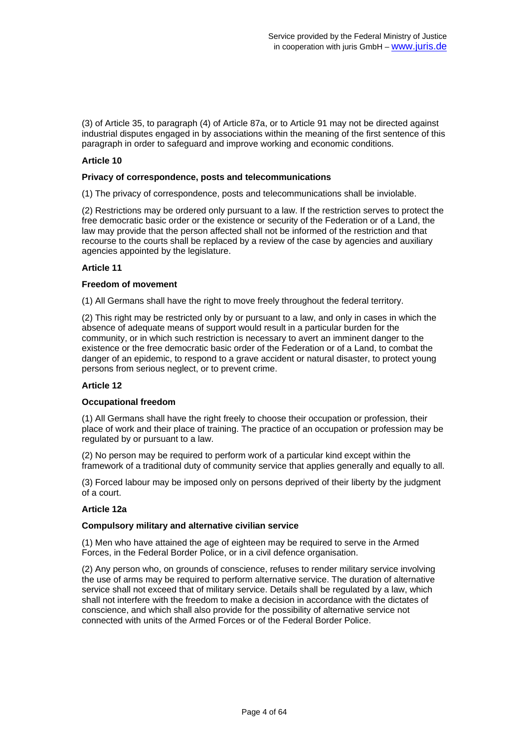(3) of Article 35, to paragraph (4) of Article 87a, or to Article 91 may not be directed against industrial disputes engaged in by associations within the meaning of the first sentence of this paragraph in order to safeguard and improve working and economic conditions.

### Article 10

#### Privacy of correspondence, posts and telecommunications

(1) The privacy of correspondence, posts and telecommunications shall be inviolable.

(2) Restrictions may be ordered only pursuant to a law. If the restriction serves to protect the free democratic basic order or the existence or security of the Federation or of a Land, the law may provide that the person affected shall not be informed of the restriction and that recourse to the courts shall be replaced by a review of the case by agencies and auxiliary agencies appointed by the legislature.

### Article 11

#### Freedom of movement

(1) All Germans shall have the right to move freely throughout the federal territory.

(2) This right may be restricted only by or pursuant to a law, and only in cases in which the absence of adequate means of support would result in a particular burden for the community, or in which such restriction is necessary to avert an imminent danger to the existence or the free democratic basic order of the Federation or of a Land, to combat the danger of an epidemic, to respond to a grave accident or natural disaster, to protect young persons from serious neglect, or to prevent crime.

### Article 12

#### Occupational freedom

(1) All Germans shall have the right freely to choose their occupation or profession, their place of work and their place of training. The practice of an occupation or profession may be regulated by or pursuant to a law.

(2) No person may be required to perform work of a particular kind except within the framework of a traditional duty of community service that applies generally and equally to all.

(3) Forced labour may be imposed only on persons deprived of their liberty by the judgment of a court.

### Article 12a

#### Compulsory military and alternative civilian service

(1) Men who have attained the age of eighteen may be required to serve in the Armed Forces, in the Federal Border Police, or in a civil defence organisation.

(2) Any person who, on grounds of conscience, refuses to render military service involving the use of arms may be required to perform alternative service. The duration of alternative service shall not exceed that of military service. Details shall be regulated by a law, which shall not interfere with the freedom to make a decision in accordance with the dictates of conscience, and which shall also provide for the possibility of alternative service not connected with units of the Armed Forces or of the Federal Border Police.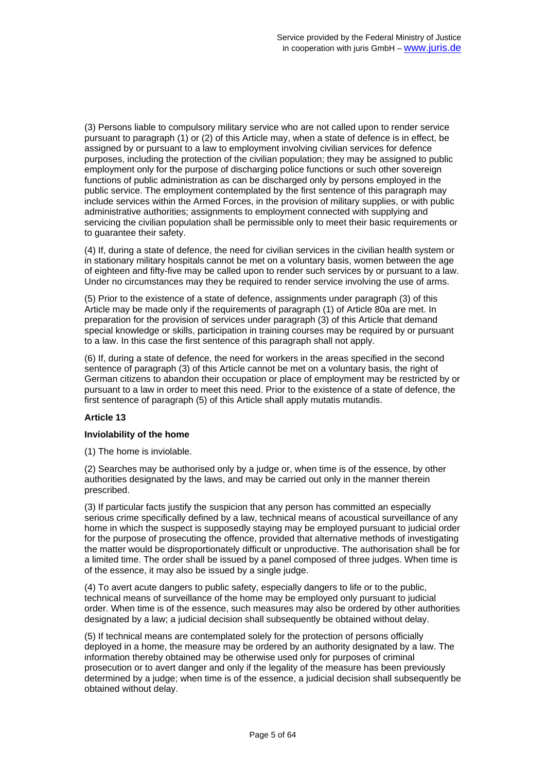(3) Persons liable to compulsory military service who are not called upon to render service pursuant to paragraph (1) or (2) of this Article may, when a state of defence is in effect, be assigned by or pursuant to a law to employment involving civilian services for defence purposes, including the protection of the civilian population; they may be assigned to public employment only for the purpose of discharging police functions or such other sovereign functions of public administration as can be discharged only by persons employed in the public service. The employment contemplated by the first sentence of this paragraph may include services within the Armed Forces, in the provision of military supplies, or with public administrative authorities; assignments to employment connected with supplying and servicing the civilian population shall be permissible only to meet their basic requirements or to guarantee their safety.

(4) If, during a state of defence, the need for civilian services in the civilian health system or in stationary military hospitals cannot be met on a voluntary basis, women between the age of eighteen and fifty-five may be called upon to render such services by or pursuant to a law. Under no circumstances may they be required to render service involving the use of arms.

(5) Prior to the existence of a state of defence, assignments under paragraph (3) of this Article may be made only if the requirements of paragraph (1) of Article 80a are met. In preparation for the provision of services under paragraph (3) of this Article that demand special knowledge or skills, participation in training courses may be required by or pursuant to a law. In this case the first sentence of this paragraph shall not apply.

(6) If, during a state of defence, the need for workers in the areas specified in the second sentence of paragraph (3) of this Article cannot be met on a voluntary basis, the right of German citizens to abandon their occupation or place of employment may be restricted by or pursuant to a law in order to meet this need. Prior to the existence of a state of defence, the first sentence of paragraph (5) of this Article shall apply mutatis mutandis.

### Article 13

**Inviolability of the home**

(1) The home is inviolable.

(2) Searches may be authorised only by a judge or, when time is of the essence, by other authorities designated by the laws, and may be carried out only in the manner therein prescribed.

(3) If particular facts justify the suspicion that any person has committed an especially serious crime specifically defined by a law, technical means of acoustical surveillance of any home in which the suspect is supposedly staying may be employed pursuant to judicial order for the purpose of prosecuting the offence, provided that alternative methods of investigating the matter would be disproportionately difficult or unproductive. The authorisation shall be for a limited time. The order shall be issued by a panel composed of three judges. When time is of the essence, it may also be issued by a single judge.

(4) To avert acute dangers to public safety, especially dangers to life or to the public, technical means of surveillance of the home may be employed only pursuant to judicial order. When time is of the essence, such measures may also be ordered by other authorities designated by a law; a judicial decision shall subsequently be obtained without delay.

(5) If technical means are contemplated solely for the protection of persons officially deployed in a home, the measure may be ordered by an authority designated by a law. The information thereby obtained may be otherwise used only for purposes of criminal prosecution or to avert danger and only if the legality of the measure has been previously determined by a judge; when time is of the essence, a judicial decision shall subsequently be obtained without delay.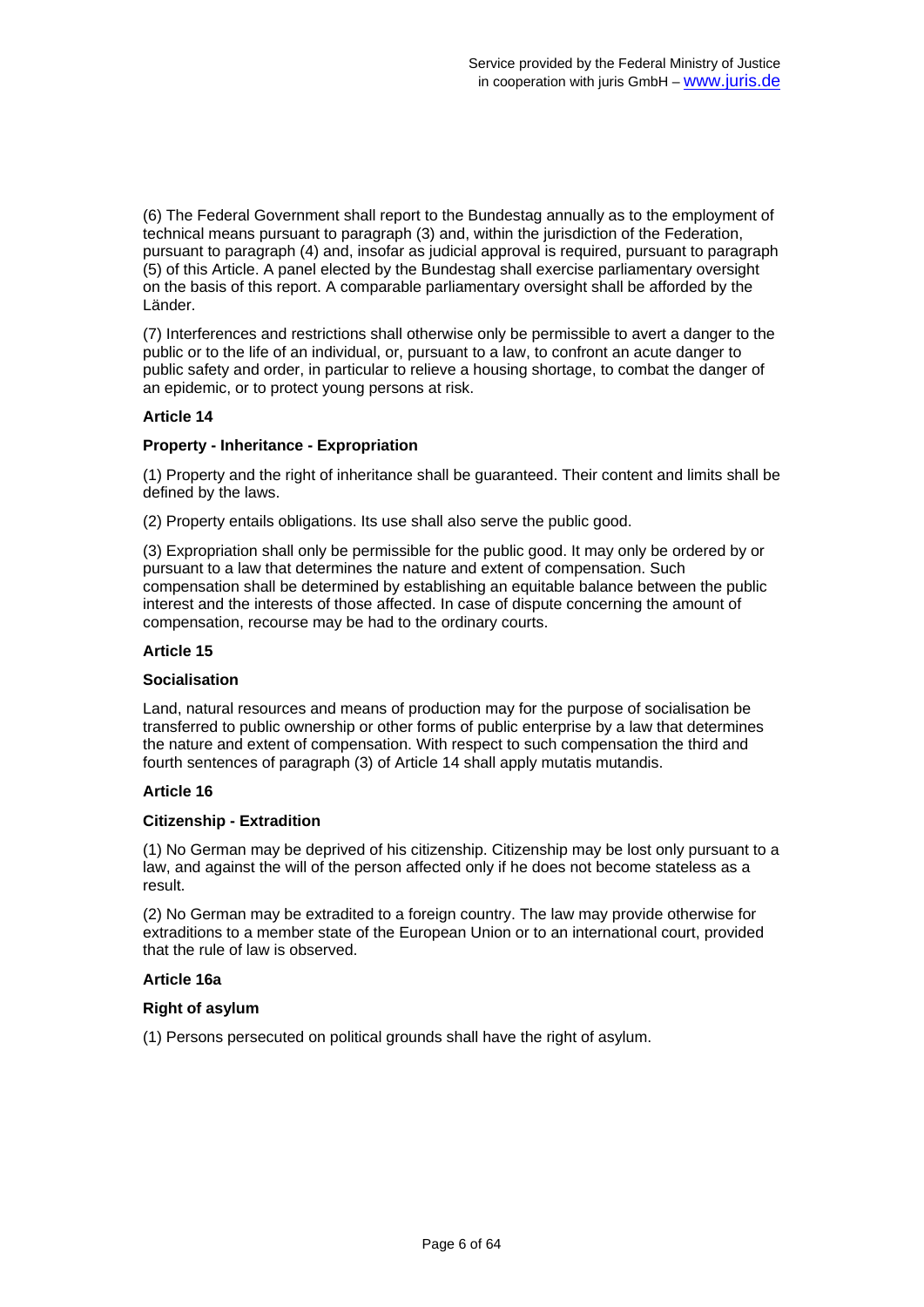(6) The Federal Government shall report to the Bundestag annually as to the employment of technical means pursuant to paragraph (3) and, within the jurisdiction of the Federation, pursuant to paragraph (4) and, insofar as judicial approval is required, pursuant to paragraph (5) of this Article. A panel elected by the Bundestag shall exercise parliamentary oversight on the basis of this report. A comparable parliamentary oversight shall be afforded by the Länder.

(7) Interferences and restrictions shall otherwise only be permissible to avert a danger to the public or to the life of an individual, or, pursuant to a law, to confront an acute danger to public safety and order, in particular to relieve a housing shortage, to combat the danger of an epidemic, or to protect young persons at risk.

### Article 14

#### Property - Inheritance - Expropriation

(1) Property and the right of inheritance shall be guaranteed. Their content and limits shall be defined by the laws.

(2) Property entails obligations. Its use shall also serve the public good.

(3) Expropriation shall only be permissible for the public good. It may only be ordered by or pursuant to a law that determines the nature and extent of compensation. Such compensation shall be determined by establishing an equitable balance between the public interest and the interests of those affected. In case of dispute concerning the amount of compensation, recourse may be had to the ordinary courts.

### Article 15

#### Socialisation

Land, natural resources and means of production may for the purpose of socialisation be transferred to public ownership or other forms of public enterprise by a law that determines the nature and extent of compensation. With respect to such compensation the third and fourth sentences of paragraph (3) of Article 14 shall apply mutatis mutandis.

### Article 16

#### Citizenship - Extradition

(1) No German may be deprived of his citizenship. Citizenship may be lost only pursuant to a law, and against the will of the person affected only if he does not become stateless as a result.

(2) No German may be extradited to a foreign country. The law may provide otherwise for extraditions to a member state of the European Union or to an international court, provided that the rule of law is observed.

### Article 16a

#### Right of asylum

(1) Persons persecuted on political grounds shall have the right of asylum.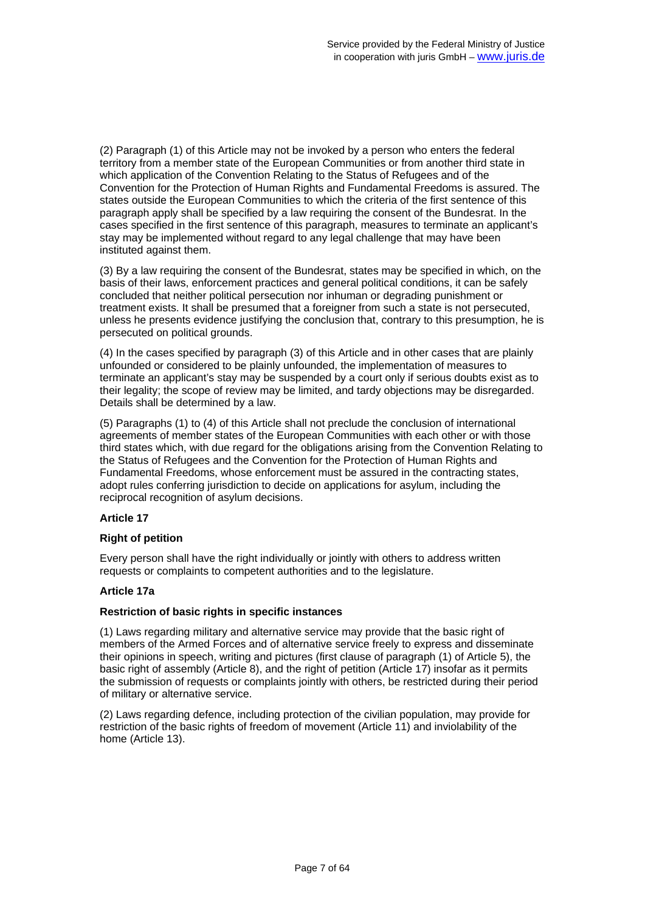(2) Paragraph (1) of this Article may not be invoked by a person who enters the federal territory from a member state of the European Communities or from another third state in which application of the Convention Relating to the Status of Refugees and of the Convention for the Protection of Human Rights and Fundamental Freedoms is assured. The states outside the European Communities to which the criteria of the first sentence of this paragraph apply shall be specified by a law requiring the consent of the Bundesrat. In the cases specified in the first sentence of this paragraph, measures to terminate an applicant's stay may be implemented without regard to any legal challenge that may have been instituted against them.

(3) By a law requiring the consent of the Bundesrat, states may be specified in which, on the basis of their laws, enforcement practices and general political conditions, it can be safely concluded that neither political persecution nor inhuman or degrading punishment or treatment exists. It shall be presumed that a foreigner from such a state is not persecuted, unless he presents evidence justifying the conclusion that, contrary to this presumption, he is persecuted on political grounds.

(4) In the cases specified by paragraph (3) of this Article and in other cases that are plainly unfounded or considered to be plainly unfounded, the implementation of measures to terminate an applicant's stay may be suspended by a court only if serious doubts exist as to their legality; the scope of review may be limited, and tardy objections may be disregarded. Details shall be determined by a law.

(5) Paragraphs (1) to (4) of this Article shall not preclude the conclusion of international agreements of member states of the European Communities with each other or with those third states which, with due regard for the obligations arising from the Convention Relating to the Status of Refugees and the Convention for the Protection of Human Rights and Fundamental Freedoms, whose enforcement must be assured in the contracting states, adopt rules conferring jurisdiction to decide on applications for asylum, including the reciprocal recognition of asylum decisions.

**Article 17**

**Right of petition**

Every person shall have the right individually or jointly with others to address written requests or complaints to competent authorities and to the legislature.

**Article 17a**

**Restriction of basic rights in specific instances**

(1) Laws regarding military and alternative service may provide that the basic right of members of the Armed Forces and of alternative service freely to express and disseminate their opinions in speech, writing and pictures (first clause of paragraph (1) of Article 5), the basic right of assembly (Article 8), and the right of petition (Article 17) insofar as it permits the submission of requests or complaints jointly with others, be restricted during their period of military or alternative service.

(2) Laws regarding defence, including protection of the civilian population, may provide for restriction of the basic rights of freedom of movement (Article 11) and inviolability of the home (Article 13).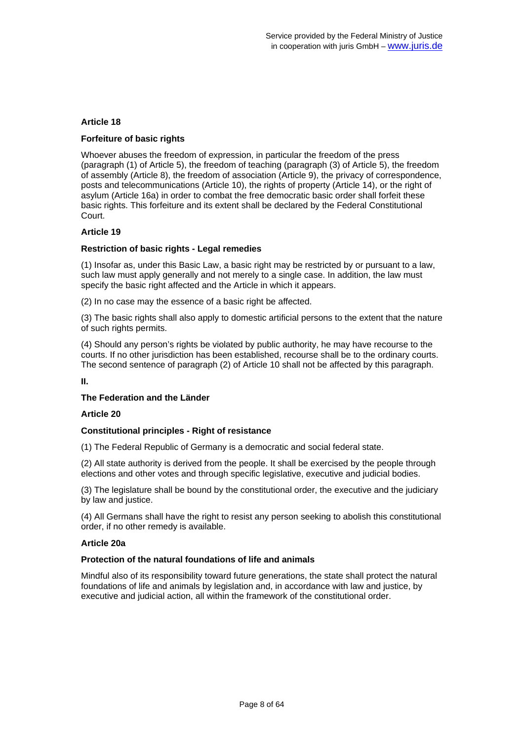### Article 18

#### Forfeiture of basic rights

Whoever abuses the freedom of expression, in particular the freedom of the press (paragraph (1) of Article 5), the freedom of teaching (paragraph (3) of Article 5), the freedom of assembly (Article 8), the freedom of association (Article 9), the privacy of correspondence, posts and telecommunications (Article 10), the rights of property (Article 14), or the right of asylum (Article 16a) in order to combat the free democratic basic order shall forfeit these basic rights. This forfeiture and its extent shall be declared by the Federal Constitutional Court.

### Article 19

#### Restriction of basic rights - Legal remedies

(1) Insofar as, under this Basic Law, a basic right may be restricted by or pursuant to a law, such law must apply generally and not merely to a single case. In addition, the law must specify the basic right affected and the Article in which it appears.

(2) In no case may the essence of a basic right be affected.

(3) The basic rights shall also apply to domestic artificial persons to the extent that the nature of such rights permits.

(4) Should any person's rights be violated by public authority, he may have recourse to the courts. If no other jurisdiction has been established, recourse shall be to the ordinary courts. The second sentence of paragraph (2) of Article 10 shall not be affected by this paragraph.

## II.

## The Federation and the Länder

### Article 20

#### Constitutional principles - Right of resistance

(1) The Federal Republic of Germany is a democratic and social federal state.

(2) All state authority is derived from the people. It shall be exercised by the people through elections and other votes and through specific legislative, executive and judicial bodies.

(3) The legislature shall be bound by the constitutional order, the executive and the judiciary by law and justice.

(4) All Germans shall have the right to resist any person seeking to abolish this constitutional order, if no other remedy is available.

### Article 20a

#### Protection of the natural foundations of life and animals

Mindful also of its responsibility toward future generations, the state shall protect the natural foundations of life and animals by legislation and, in accordance with law and justice, by executive and judicial action, all within the framework of the constitutional order.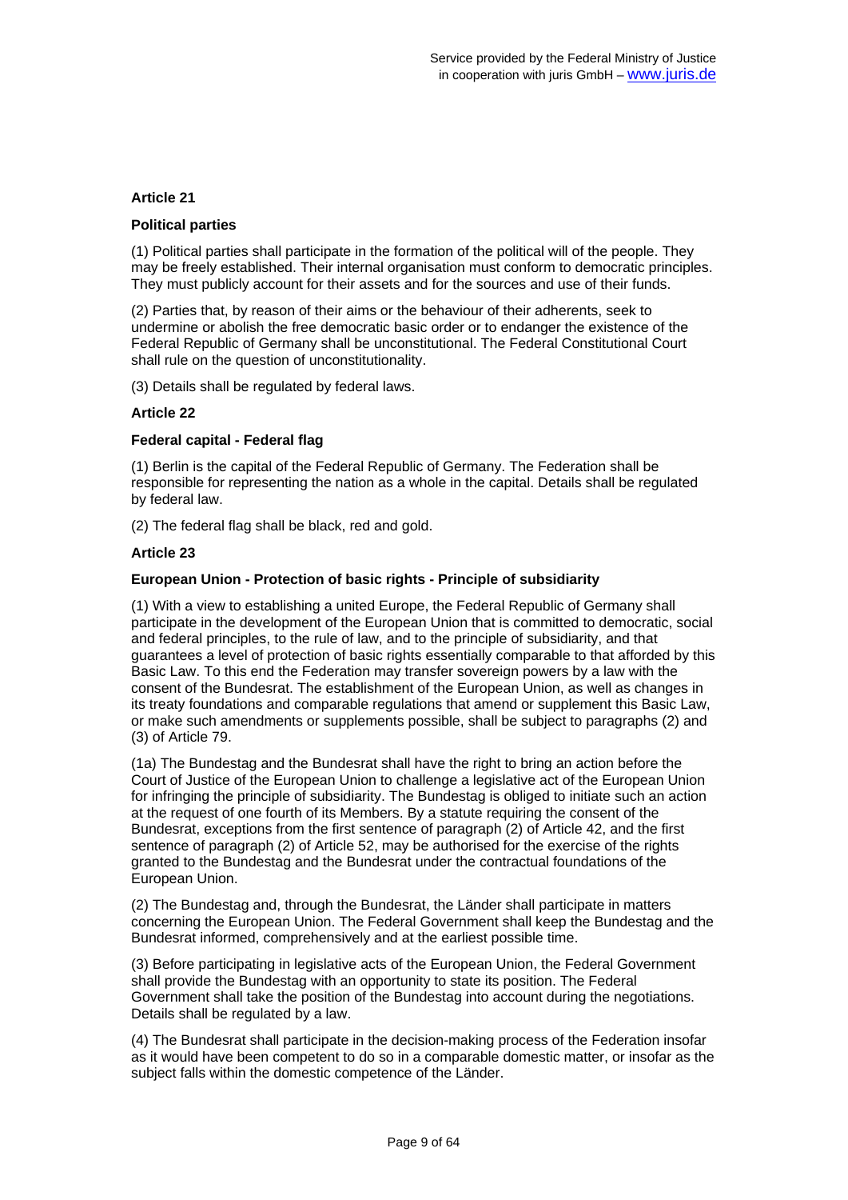**Article 21**

**Political parties**

(1) Political parties shall participate in the formation of the political will of the people. They may be freely established. Their internal organisation must conform to democratic principles. They must publicly account for their assets and for the sources and use of their funds.

(2) Parties that, by reason of their aims or the behaviour of their adherents, seek to undermine or abolish the free democratic basic order or to endanger the existence of the Federal Republic of Germany shall be unconstitutional. The Federal Constitutional Court shall rule on the question of unconstitutionality.

(3) Details shall be regulated by federal laws.

**Article 22**

**Federal capital - Federal flag**

(1) Berlin is the capital of the Federal Republic of Germany. The Federation shall be responsible for representing the nation as a whole in the capital. Details shall be regulated by federal law.

(2) The federal flag shall be black, red and gold.

**Article 23**

**European Union - Protection of basic rights - Principle of subsidiarity**

(1) With a view to establishing a united Europe, the Federal Republic of Germany shall participate in the development of the European Union that is committed to democratic, social and federal principles, to the rule of law, and to the principle of subsidiarity, and that guarantees a level of protection of basic rights essentially comparable to that afforded by this Basic Law. To this end the Federation may transfer sovereign powers by a law with the consent of the Bundesrat. The establishment of the European Union, as well as changes in its treaty foundations and comparable regulations that amend or supplement this Basic Law, or make such amendments or supplements possible, shall be subject to paragraphs (2) and (3) of Article 79.

(1a) The Bundestag and the Bundesrat shall have the right to bring an action before the Court of Justice of the European Union to challenge a legislative act of the European Union for infringing the principle of subsidiarity. The Bundestag is obliged to initiate such an action at the request of one fourth of its Members. By a statute requiring the consent of the Bundesrat, exceptions from the first sentence of paragraph (2) of Article 42, and the first sentence of paragraph (2) of Article 52, may be authorised for the exercise of the rights granted to the Bundestag and the Bundesrat under the contractual foundations of the European Union.

(2) The Bundestag and, through the Bundesrat, the Länder shall participate in matters concerning the European Union. The Federal Government shall keep the Bundestag and the Bundesrat informed, comprehensively and at the earliest possible time.

(3) Before participating in legislative acts of the European Union, the Federal Government shall provide the Bundestag with an opportunity to state its position. The Federal Government shall take the position of the Bundestag into account during the negotiations. Details shall be regulated by a law.

(4) The Bundesrat shall participate in the decision-making process of the Federation insofar as it would have been competent to do so in a comparable domestic matter, or insofar as the subject falls within the domestic competence of the Länder.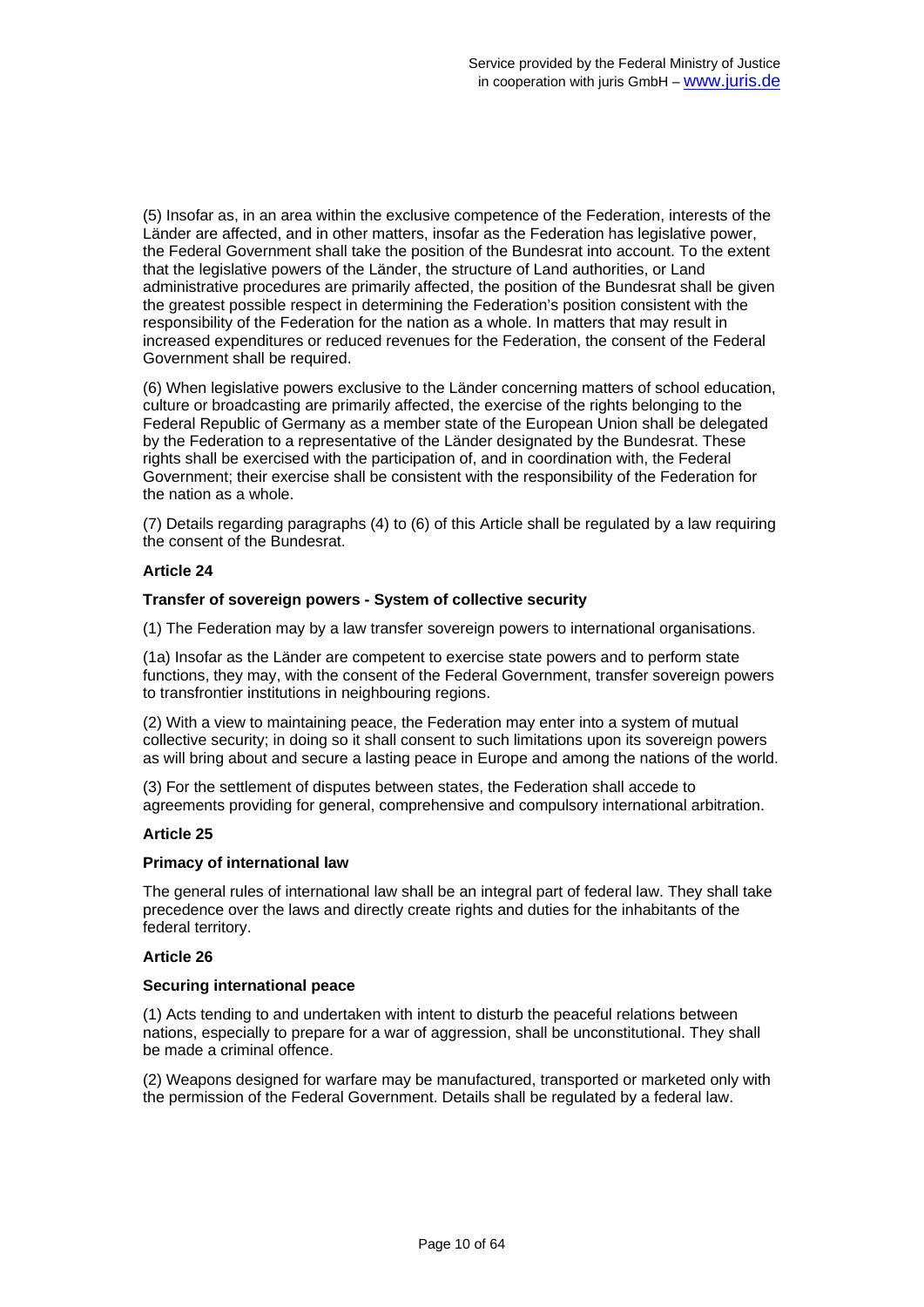(5) Insofar as, in an area within the exclusive competence of the Federation, interests of the Länder are affected, and in other matters, insofar as the Federation has legislative power, the Federal Government shall take the position of the Bundesrat into account. To the extent that the legislative powers of the Länder, the structure of Land authorities, or Land administrative procedures are primarily affected, the position of the Bundesrat shall be given the greatest possible respect in determining the Federation's position consistent with the responsibility of the Federation for the nation as a whole. In matters that may result in increased expenditures or reduced revenues for the Federation, the consent of the Federal Government shall be required.

(6) When legislative powers exclusive to the Länder concerning matters of school education, culture or broadcasting are primarily affected, the exercise of the rights belonging to the Federal Republic of Germany as a member state of the European Union shall be delegated by the Federation to a representative of the Länder designated by the Bundesrat. These rights shall be exercised with the participation of, and in coordination with, the Federal Government; their exercise shall be consistent with the responsibility of the Federation for the nation as a whole.

(7) Details regarding paragraphs (4) to (6) of this Article shall be regulated by a law requiring the consent of the Bundesrat.

### Article 24

#### Transfer of sovereign powers - System of collective security

(1) The Federation may by a law transfer sovereign powers to international organisations.

(1a) Insofar as the Länder are competent to exercise state powers and to perform state functions, they may, with the consent of the Federal Government, transfer sovereign powers to transfrontier institutions in neighbouring regions.

(2) With a view to maintaining peace, the Federation may enter into a system of mutual collective security; in doing so it shall consent to such limitations upon its sovereign powers as will bring about and secure a lasting peace in Europe and among the nations of the world.

(3) For the settlement of disputes between states, the Federation shall accede to agreements providing for general, comprehensive and compulsory international arbitration.

### Article 25

#### Primacy of international law

The general rules of international law shall be an integral part of federal law. They shall take precedence over the laws and directly create rights and duties for the inhabitants of the federal territory.

### Article 26

#### Securing international peace

(1) Acts tending to and undertaken with intent to disturb the peaceful relations between nations, especially to prepare for a war of aggression, shall be unconstitutional. They shall be made a criminal offence.

(2) Weapons designed for warfare may be manufactured, transported or marketed only with the permission of the Federal Government. Details shall be regulated by a federal law.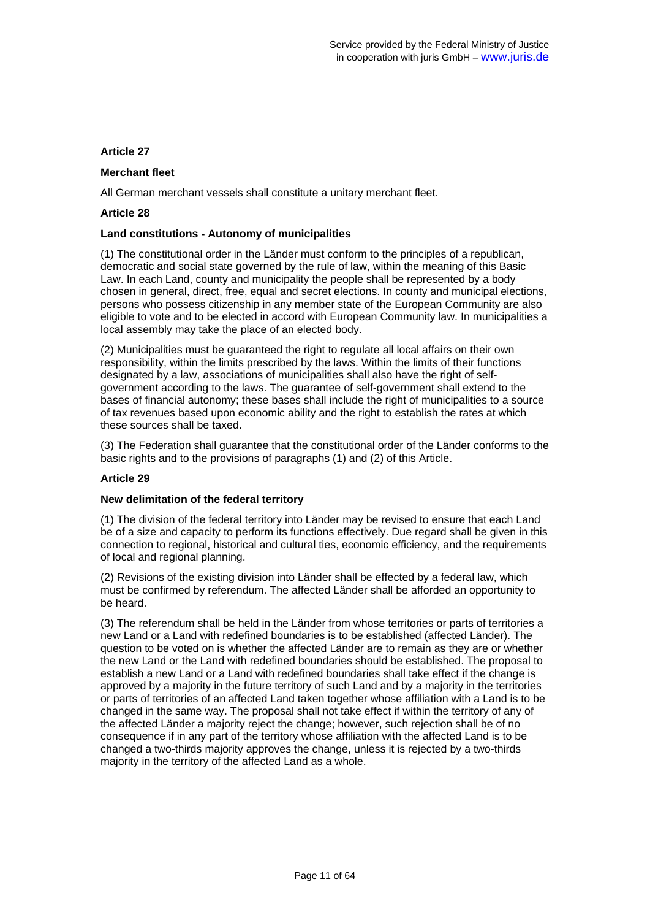**Article 27**

**Merchant fleet**

All German merchant vessels shall constitute a unitary merchant fleet.

**Article 28**

**Land constitutions - Autonomy of municipalities**

(1) The constitutional order in the Länder must conform to the principles of a republican, democratic and social state governed by the rule of law, within the meaning of this Basic Law. In each Land, county and municipality the people shall be represented by a body chosen in general, direct, free, equal and secret elections. In county and municipal elections, persons who possess citizenship in any member state of the European Community are also eligible to vote and to be elected in accord with European Community law. In municipalities a local assembly may take the place of an elected body.

(2) Municipalities must be guaranteed the right to regulate all local affairs on their own responsibility, within the limits prescribed by the laws. Within the limits of their functions designated by a law, associations of municipalities shall also have the right of self-government according to the laws. The guarantee of self-government shall extend to the bases of financial autonomy; these bases shall include the right of municipalities to a source of tax revenues based upon economic ability and the right to establish the rates at which these sources shall be taxed.

(3) The Federation shall guarantee that the constitutional order of the Länder conforms to the basic rights and to the provisions of paragraphs (1) and (2) of this Article.

**Article 29**

**New delimitation of the federal territory**

(1) The division of the federal territory into Länder may be revised to ensure that each Land be of a size and capacity to perform its functions effectively. Due regard shall be given in this connection to regional, historical and cultural ties, economic efficiency, and the requirements of local and regional planning.

(2) Revisions of the existing division into Länder shall be effected by a federal law, which must be confirmed by referendum. The affected Länder shall be afforded an opportunity to be heard.

(3) The referendum shall be held in the Länder from whose territories or parts of territories a new Land or a Land with redefined boundaries is to be established (affected Länder). The question to be voted on is whether the affected Länder are to remain as they are or whether the new Land or the Land with redefined boundaries should be established. The proposal to establish a new Land or a Land with redefined boundaries shall take effect if the change is approved by a majority in the future territory of such Land and by a majority in the territories or parts of territories of an affected Land taken together whose affiliation with a Land is to be changed in the same way. The proposal shall not take effect if within the territory of any of the affected Länder a majority reject the change; however, such rejection shall be of no consequence if in any part of the territory whose affiliation with the affected Land is to be changed a two-thirds majority approves the change, unless it is rejected by a two-thirds majority in the territory of the affected Land as a whole.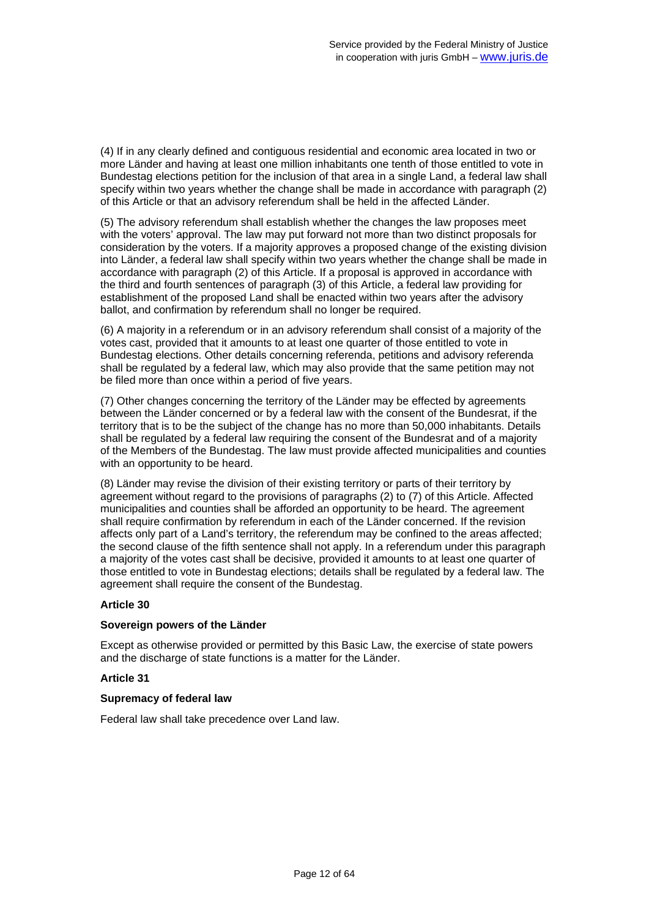(4) If in any clearly defined and contiguous residential and economic area located in two or more Länder and having at least one million inhabitants one tenth of those entitled to vote in Bundestag elections petition for the inclusion of that area in a single Land, a federal law shall specify within two years whether the change shall be made in accordance with paragraph (2) of this Article or that an advisory referendum shall be held in the affected Länder.

(5) The advisory referendum shall establish whether the changes the law proposes meet with the voters' approval. The law may put forward not more than two distinct proposals for consideration by the voters. If a majority approves a proposed change of the existing division into Länder, a federal law shall specify within two years whether the change shall be made in accordance with paragraph (2) of this Article. If a proposal is approved in accordance with the third and fourth sentences of paragraph (3) of this Article, a federal law providing for establishment of the proposed Land shall be enacted within two years after the advisory ballot, and confirmation by referendum shall no longer be required.

(6) A majority in a referendum or in an advisory referendum shall consist of a majority of the votes cast, provided that it amounts to at least one quarter of those entitled to vote in Bundestag elections. Other details concerning referenda, petitions and advisory referenda shall be regulated by a federal law, which may also provide that the same petition may not be filed more than once within a period of five years.

(7) Other changes concerning the territory of the Länder may be effected by agreements between the Länder concerned or by a federal law with the consent of the Bundesrat, if the territory that is to be the subject of the change has no more than 50,000 inhabitants. Details shall be regulated by a federal law requiring the consent of the Bundesrat and of a majority of the Members of the Bundestag. The law must provide affected municipalities and counties with an opportunity to be heard.

(8) Länder may revise the division of their existing territory or parts of their territory by agreement without regard to the provisions of paragraphs (2) to (7) of this Article. Affected municipalities and counties shall be afforded an opportunity to be heard. The agreement shall require confirmation by referendum in each of the Länder concerned. If the revision affects only part of a Land's territory, the referendum may be confined to the areas affected; the second clause of the fifth sentence shall not apply. In a referendum under this paragraph a majority of the votes cast shall be decisive, provided it amounts to at least one quarter of those entitled to vote in Bundestag elections; details shall be regulated by a federal law. The agreement shall require the consent of the Bundestag.

**Article 30**

**Sovereign powers of the Länder**

Except as otherwise provided or permitted by this Basic Law, the exercise of state powers and the discharge of state functions is a matter for the Länder.

**Article 31**

**Supremacy of federal law**

Federal law shall take precedence over Land law.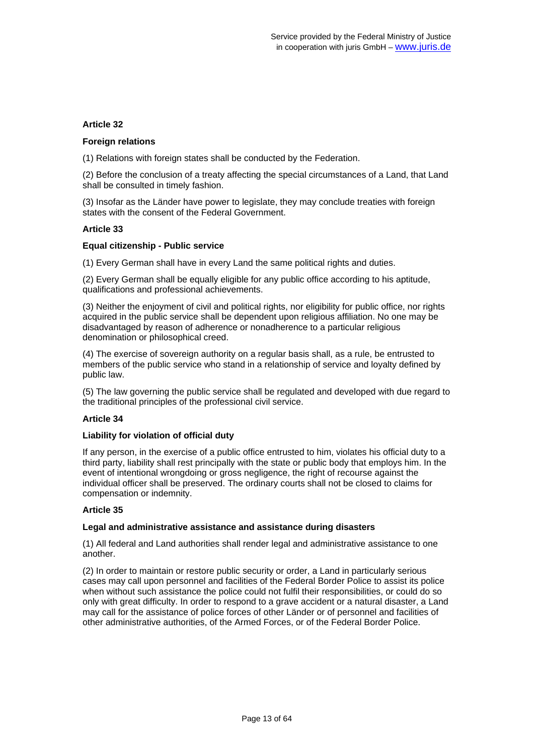### Article 32

#### Foreign relations

(1) Relations with foreign states shall be conducted by the Federation.

(2) Before the conclusion of a treaty affecting the special circumstances of a Land, that Land shall be consulted in timely fashion.

(3) Insofar as the Länder have power to legislate, they may conclude treaties with foreign states with the consent of the Federal Government.

### Article 33

#### Equal citizenship - Public service

(1) Every German shall have in every Land the same political rights and duties.

(2) Every German shall be equally eligible for any public office according to his aptitude, qualifications and professional achievements.

(3) Neither the enjoyment of civil and political rights, nor eligibility for public office, nor rights acquired in the public service shall be dependent upon religious affiliation. No one may be disadvantaged by reason of adherence or nonadherence to a particular religious denomination or philosophical creed.

(4) The exercise of sovereign authority on a regular basis shall, as a rule, be entrusted to members of the public service who stand in a relationship of service and loyalty defined by public law.

(5) The law governing the public service shall be regulated and developed with due regard to the traditional principles of the professional civil service.

### Article 34

#### Liability for violation of official duty

If any person, in the exercise of a public office entrusted to him, violates his official duty to a third party, liability shall rest principally with the state or public body that employs him. In the event of intentional wrongdoing or gross negligence, the right of recourse against the individual officer shall be preserved. The ordinary courts shall not be closed to claims for compensation or indemnity.

### Article 35

#### Legal and administrative assistance and assistance during disasters

(1) All federal and Land authorities shall render legal and administrative assistance to one another.

(2) In order to maintain or restore public security or order, a Land in particularly serious cases may call upon personnel and facilities of the Federal Border Police to assist its police when without such assistance the police could not fulfil their responsibilities, or could do so only with great difficulty. In order to respond to a grave accident or a natural disaster, a Land may call for the assistance of police forces of other Länder or of personnel and facilities of other administrative authorities, of the Armed Forces, or of the Federal Border Police.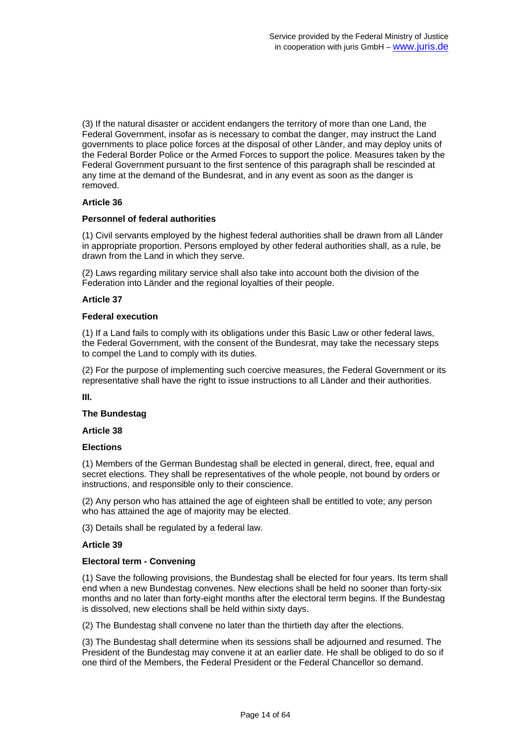(3) If the natural disaster or accident endangers the territory of more than one Land, the Federal Government, insofar as is necessary to combat the danger, may instruct the Land governments to place police forces at the disposal of other Länder, and may deploy units of the Federal Border Police or the Armed Forces to support the police. Measures taken by the Federal Government pursuant to the first sentence of this paragraph shall be rescinded at any time at the demand of the Bundesrat, and in any event as soon as the danger is removed.

#### Article 36

#### Personnel of federal authorities

(1) Civil servants employed by the highest federal authorities shall be drawn from all Länder in appropriate proportion. Persons employed by other federal authorities shall, as a rule, be drawn from the Land in which they serve.

(2) Laws regarding military service shall also take into account both the division of the Federation into Länder and the regional loyalties of their people.

#### Article 37

#### Federal execution

(1) If a Land fails to comply with its obligations under this Basic Law or other federal laws, the Federal Government, with the consent of the Bundesrat, may take the necessary steps to compel the Land to comply with its duties.

(2) For the purpose of implementing such coercive measures, the Federal Government or its representative shall have the right to issue instructions to all Länder and their authorities.

## III.

## The Bundestag

#### Article 38

#### Elections

(1) Members of the German Bundestag shall be elected in general, direct, free, equal and secret elections. They shall be representatives of the whole people, not bound by orders or instructions, and responsible only to their conscience.

(2) Any person who has attained the age of eighteen shall be entitled to vote; any person who has attained the age of majority may be elected.

(3) Details shall be regulated by a federal law.

#### Article 39

#### Electoral term - Convening

(1) Save the following provisions, the Bundestag shall be elected for four years. Its term shall end when a new Bundestag convenes. New elections shall be held no sooner than forty-six months and no later than forty-eight months after the electoral term begins. If the Bundestag is dissolved, new elections shall be held within sixty days.

(2) The Bundestag shall convene no later than the thirtieth day after the elections.

(3) The Bundestag shall determine when its sessions shall be adjourned and resumed. The President of the Bundestag may convene it at an earlier date. He shall be obliged to do so if one third of the Members, the Federal President or the Federal Chancellor so demand.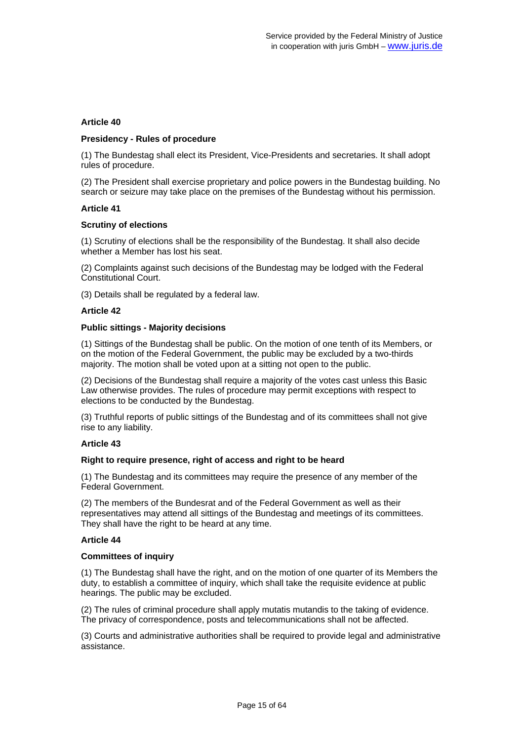### Article 40

#### Presidency - Rules of procedure

(1) The Bundestag shall elect its President, Vice-Presidents and secretaries. It shall adopt rules of procedure.

(2) The President shall exercise proprietary and police powers in the Bundestag building. No search or seizure may take place on the premises of the Bundestag without his permission.

### Article 41

#### Scrutiny of elections

(1) Scrutiny of elections shall be the responsibility of the Bundestag. It shall also decide whether a Member has lost his seat.

(2) Complaints against such decisions of the Bundestag may be lodged with the Federal Constitutional Court.

(3) Details shall be regulated by a federal law.

### Article 42

#### Public sittings - Majority decisions

(1) Sittings of the Bundestag shall be public. On the motion of one tenth of its Members, or on the motion of the Federal Government, the public may be excluded by a two-thirds majority. The motion shall be voted upon at a sitting not open to the public.

(2) Decisions of the Bundestag shall require a majority of the votes cast unless this Basic Law otherwise provides. The rules of procedure may permit exceptions with respect to elections to be conducted by the Bundestag.

(3) Truthful reports of public sittings of the Bundestag and of its committees shall not give rise to any liability.

### Article 43

#### Right to require presence, right of access and right to be heard

(1) The Bundestag and its committees may require the presence of any member of the Federal Government.

(2) The members of the Bundesrat and of the Federal Government as well as their representatives may attend all sittings of the Bundestag and meetings of its committees. They shall have the right to be heard at any time.

### Article 44

#### Committees of inquiry

(1) The Bundestag shall have the right, and on the motion of one quarter of its Members the duty, to establish a committee of inquiry, which shall take the requisite evidence at public hearings. The public may be excluded.

(2) The rules of criminal procedure shall apply mutatis mutandis to the taking of evidence. The privacy of correspondence, posts and telecommunications shall not be affected.

(3) Courts and administrative authorities shall be required to provide legal and administrative assistance.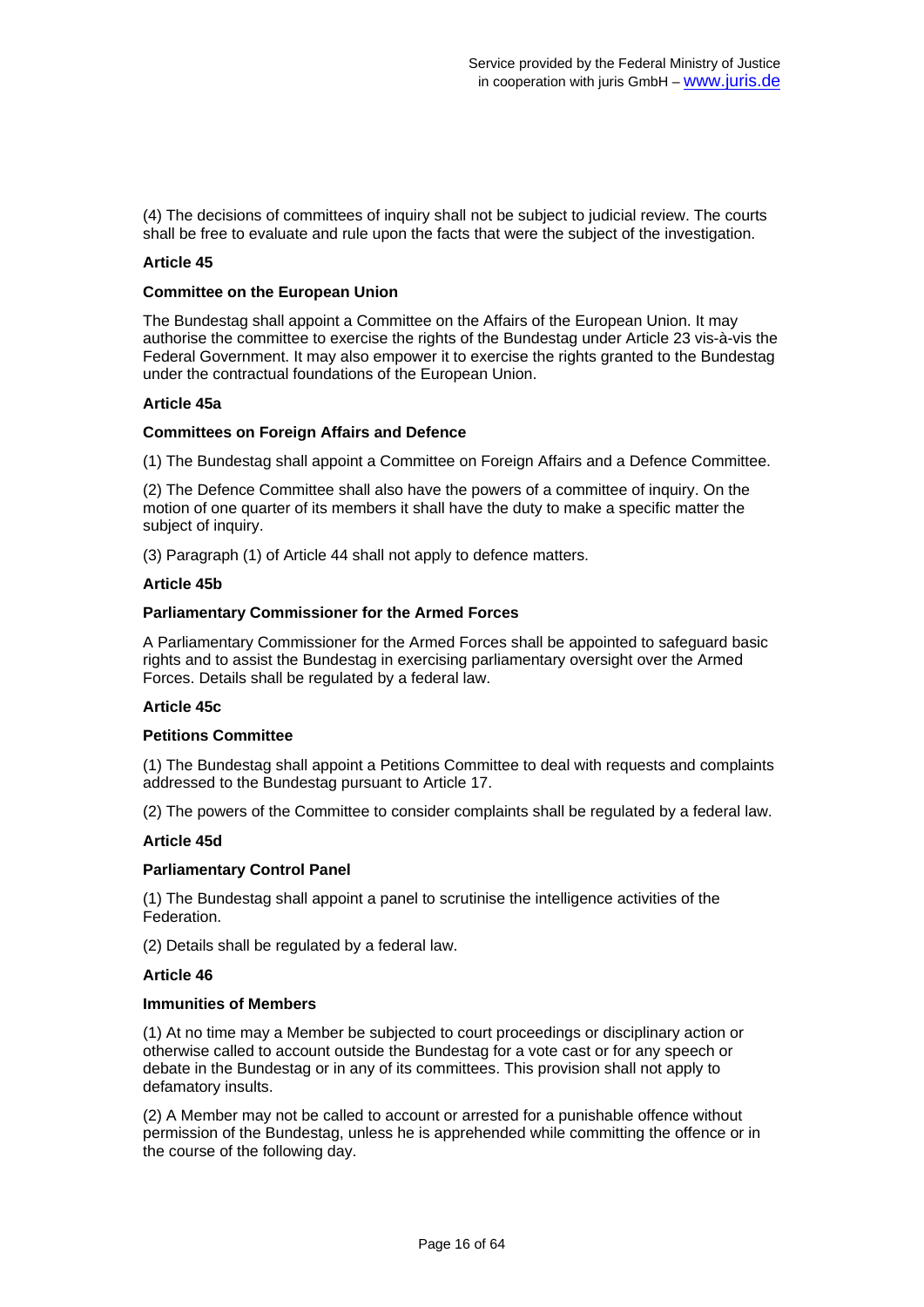(4) The decisions of committees of inquiry shall not be subject to judicial review. The courts shall be free to evaluate and rule upon the facts that were the subject of the investigation.

**Article 45**

**Committee on the European Union**

The Bundestag shall appoint a Committee on the Affairs of the European Union. It may authorise the committee to exercise the rights of the Bundestag under Article 23 vis-à-vis the Federal Government. It may also empower it to exercise the rights granted to the Bundestag under the contractual foundations of the European Union.

**Article 45a**

**Committees on Foreign Affairs and Defence**

(1) The Bundestag shall appoint a Committee on Foreign Affairs and a Defence Committee.

(2) The Defence Committee shall also have the powers of a committee of inquiry. On the motion of one quarter of its members it shall have the duty to make a specific matter the subject of inquiry.

(3) Paragraph (1) of Article 44 shall not apply to defence matters.

**Article 45b**

**Parliamentary Commissioner for the Armed Forces**

A Parliamentary Commissioner for the Armed Forces shall be appointed to safeguard basic rights and to assist the Bundestag in exercising parliamentary oversight over the Armed Forces. Details shall be regulated by a federal law.

**Article 45c**

**Petitions Committee**

(1) The Bundestag shall appoint a Petitions Committee to deal with requests and complaints addressed to the Bundestag pursuant to Article 17.

(2) The powers of the Committee to consider complaints shall be regulated by a federal law.

**Article 45d**

**Parliamentary Control Panel**

(1) The Bundestag shall appoint a panel to scrutinise the intelligence activities of the Federation.

(2) Details shall be regulated by a federal law.

**Article 46**

**Immunities of Members**

(1) At no time may a Member be subjected to court proceedings or disciplinary action or otherwise called to account outside the Bundestag for a vote cast or for any speech or debate in the Bundestag or in any of its committees. This provision shall not apply to defamatory insults.

(2) A Member may not be called to account or arrested for a punishable offence without permission of the Bundestag, unless he is apprehended while committing the offence or in the course of the following day.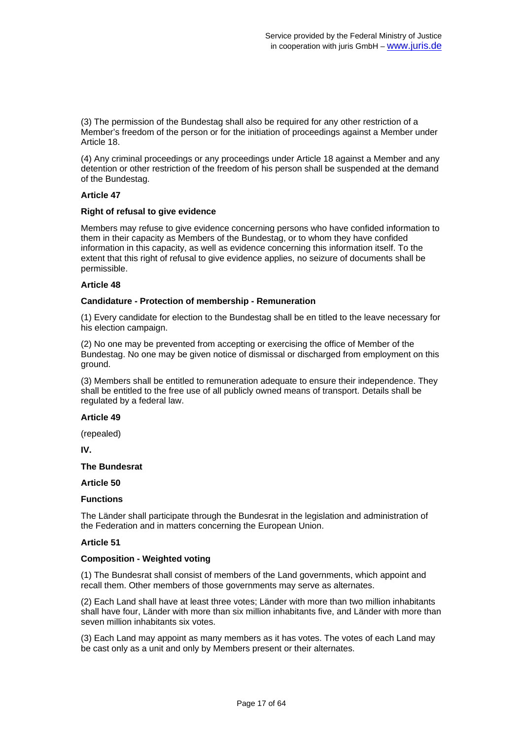(3) The permission of the Bundestag shall also be required for any other restriction of a Member's freedom of the person or for the initiation of proceedings against a Member under Article 18.

(4) Any criminal proceedings or any proceedings under Article 18 against a Member and any detention or other restriction of the freedom of his person shall be suspended at the demand of the Bundestag.

**Article 47**

**Right of refusal to give evidence**

Members may refuse to give evidence concerning persons who have confided information to them in their capacity as Members of the Bundestag, or to whom they have confided information in this capacity, as well as evidence concerning this information itself. To the extent that this right of refusal to give evidence applies, no seizure of documents shall be permissible.

**Article 48**

**Candidature - Protection of membership - Remuneration**

(1) Every candidate for election to the Bundestag shall be en titled to the leave necessary for his election campaign.

(2) No one may be prevented from accepting or exercising the office of Member of the Bundestag. No one may be given notice of dismissal or discharged from employment on this ground.

(3) Members shall be entitled to remuneration adequate to ensure their independence. They shall be entitled to the free use of all publicly owned means of transport. Details shall be regulated by a federal law.

**Article 49**

(repealed)

**IV.**

**The Bundesrat**

**Article 50**

**Functions**

The Länder shall participate through the Bundesrat in the legislation and administration of the Federation and in matters concerning the European Union.

**Article 51**

**Composition - Weighted voting**

(1) The Bundesrat shall consist of members of the Land governments, which appoint and recall them. Other members of those governments may serve as alternates.

(2) Each Land shall have at least three votes; Länder with more than two million inhabitants shall have four, Länder with more than six million inhabitants five, and Länder with more than seven million inhabitants six votes.

(3) Each Land may appoint as many members as it has votes. The votes of each Land may be cast only as a unit and only by Members present or their alternates.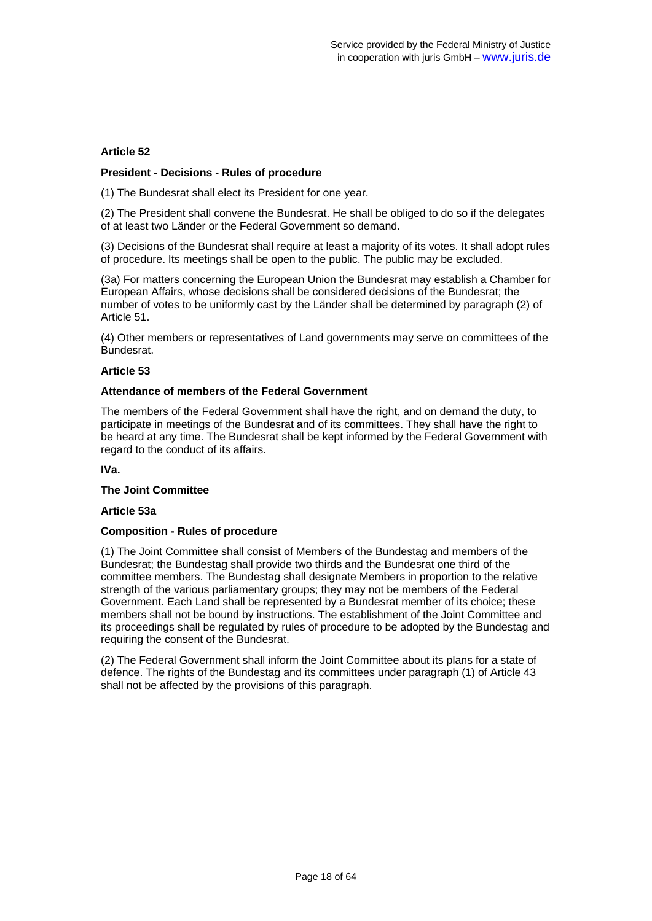### Article 52

#### President - Decisions - Rules of procedure

(1) The Bundesrat shall elect its President for one year.

(2) The President shall convene the Bundesrat. He shall be obliged to do so if the delegates of at least two Länder or the Federal Government so demand.

(3) Decisions of the Bundesrat shall require at least a majority of its votes. It shall adopt rules of procedure. Its meetings shall be open to the public. The public may be excluded.

(3a) For matters concerning the European Union the Bundesrat may establish a Chamber for European Affairs, whose decisions shall be considered decisions of the Bundesrat; the number of votes to be uniformly cast by the Länder shall be determined by paragraph (2) of Article 51.

(4) Other members or representatives of Land governments may serve on committees of the Bundesrat.

### Article 53

#### Attendance of members of the Federal Government

The members of the Federal Government shall have the right, and on demand the duty, to participate in meetings of the Bundesrat and of its committees. They shall have the right to be heard at any time. The Bundesrat shall be kept informed by the Federal Government with regard to the conduct of its affairs.

## IVa.

## The Joint Committee

### Article 53a

#### Composition - Rules of procedure

(1) The Joint Committee shall consist of Members of the Bundestag and members of the Bundesrat; the Bundestag shall provide two thirds and the Bundesrat one third of the committee members. The Bundestag shall designate Members in proportion to the relative strength of the various parliamentary groups; they may not be members of the Federal Government. Each Land shall be represented by a Bundesrat member of its choice; these members shall not be bound by instructions. The establishment of the Joint Committee and its proceedings shall be regulated by rules of procedure to be adopted by the Bundestag and requiring the consent of the Bundesrat.

(2) The Federal Government shall inform the Joint Committee about its plans for a state of defence. The rights of the Bundestag and its committees under paragraph (1) of Article 43 shall not be affected by the provisions of this paragraph.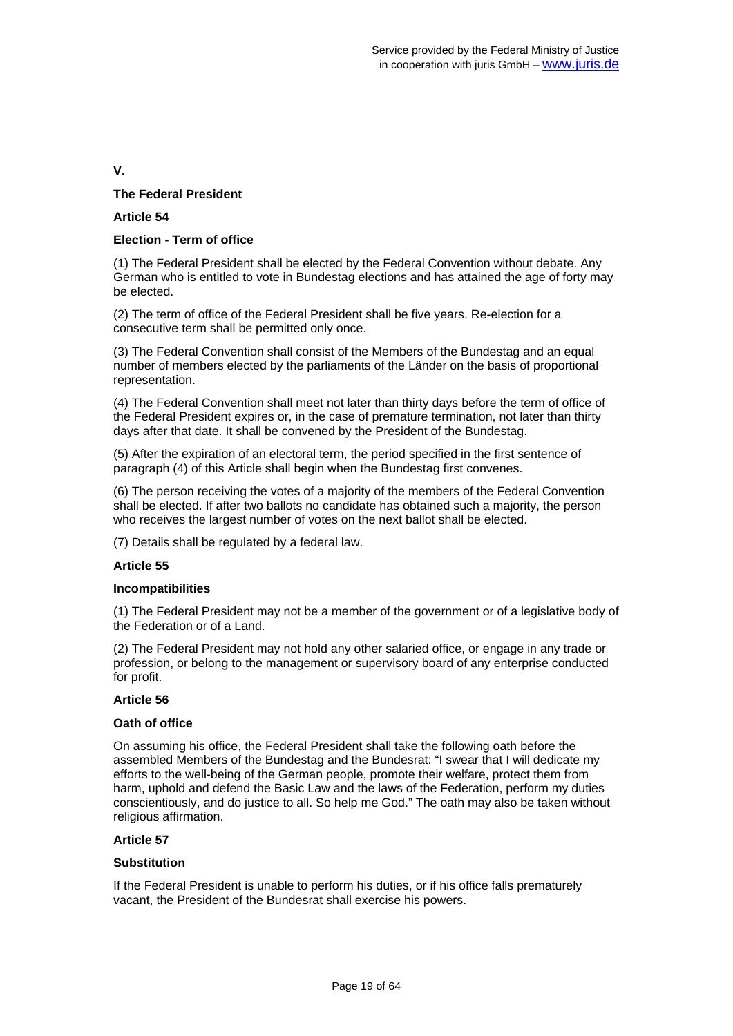## V.

## The Federal President

### Article 54

### Election - Term of office

(1) The Federal President shall be elected by the Federal Convention without debate. Any German who is entitled to vote in Bundestag elections and has attained the age of forty may be elected.

(2) The term of office of the Federal President shall be five years. Re-election for a consecutive term shall be permitted only once.

(3) The Federal Convention shall consist of the Members of the Bundestag and an equal number of members elected by the parliaments of the Länder on the basis of proportional representation.

(4) The Federal Convention shall meet not later than thirty days before the term of office of the Federal President expires or, in the case of premature termination, not later than thirty days after that date. It shall be convened by the President of the Bundestag.

(5) After the expiration of an electoral term, the period specified in the first sentence of paragraph (4) of this Article shall begin when the Bundestag first convenes.

(6) The person receiving the votes of a majority of the members of the Federal Convention shall be elected. If after two ballots no candidate has obtained such a majority, the person who receives the largest number of votes on the next ballot shall be elected.

(7) Details shall be regulated by a federal law.

### Article 55

### Incompatibilities

(1) The Federal President may not be a member of the government or of a legislative body of the Federation or of a Land.

(2) The Federal President may not hold any other salaried office, or engage in any trade or profession, or belong to the management or supervisory board of any enterprise conducted for profit.

### Article 56

### Oath of office

On assuming his office, the Federal President shall take the following oath before the assembled Members of the Bundestag and the Bundesrat: "I swear that I will dedicate my efforts to the well-being of the German people, promote their welfare, protect them from harm, uphold and defend the Basic Law and the laws of the Federation, perform my duties conscientiously, and do justice to all. So help me God." The oath may also be taken without religious affirmation.

### Article 57

### Substitution

If the Federal President is unable to perform his duties, or if his office falls prematurely vacant, the President of the Bundesrat shall exercise his powers.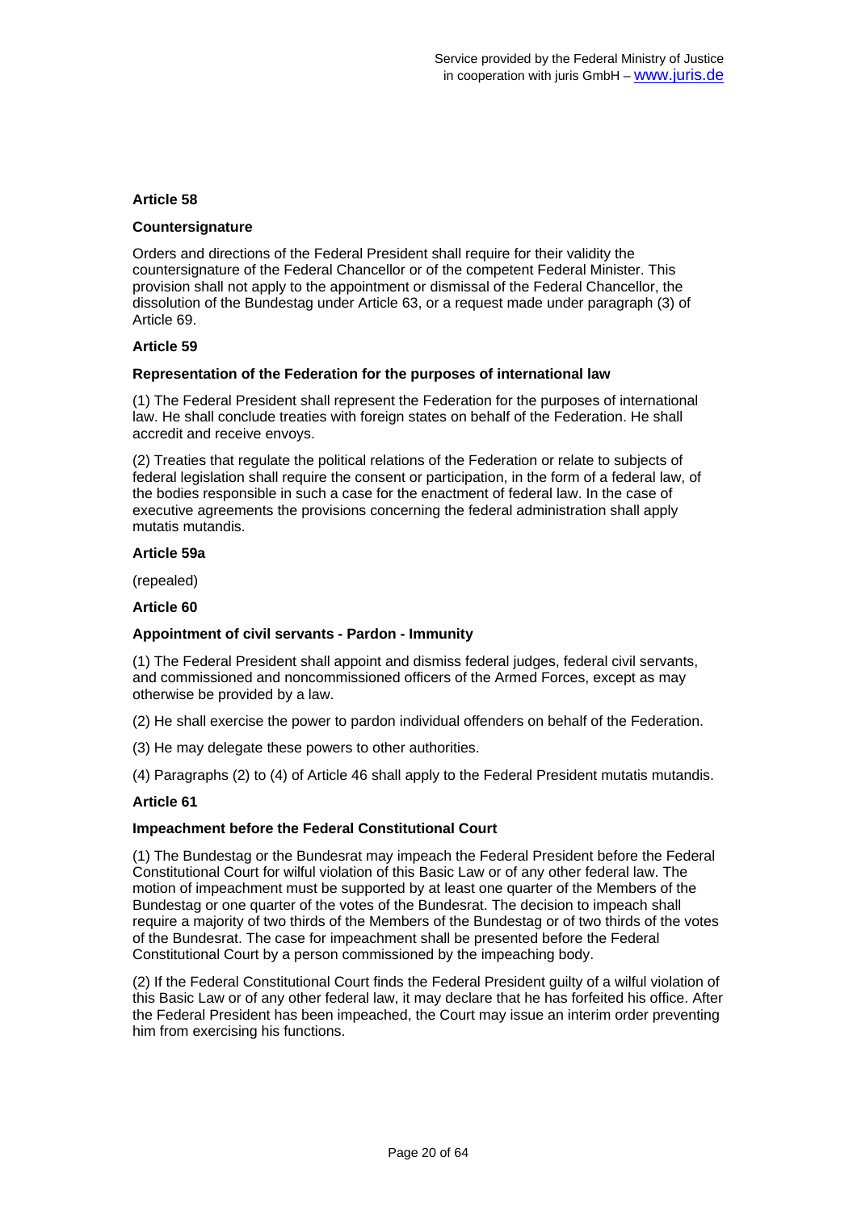### Article 58

#### Countersignature

Orders and directions of the Federal President shall require for their validity the countersignature of the Federal Chancellor or of the competent Federal Minister. This provision shall not apply to the appointment or dismissal of the Federal Chancellor, the dissolution of the Bundestag under Article 63, or a request made under paragraph (3) of Article 69.

### Article 59

#### Representation of the Federation for the purposes of international law

(1) The Federal President shall represent the Federation for the purposes of international law. He shall conclude treaties with foreign states on behalf of the Federation. He shall accredit and receive envoys.

(2) Treaties that regulate the political relations of the Federation or relate to subjects of federal legislation shall require the consent or participation, in the form of a federal law, of the bodies responsible in such a case for the enactment of federal law. In the case of executive agreements the provisions concerning the federal administration shall apply mutatis mutandis.

### Article 59a

(repealed)

### Article 60

#### Appointment of civil servants - Pardon - Immunity

(1) The Federal President shall appoint and dismiss federal judges, federal civil servants, and commissioned and noncommissioned officers of the Armed Forces, except as may otherwise be provided by a law.

(2) He shall exercise the power to pardon individual offenders on behalf of the Federation.

(3) He may delegate these powers to other authorities.

(4) Paragraphs (2) to (4) of Article 46 shall apply to the Federal President mutatis mutandis.

### Article 61

#### Impeachment before the Federal Constitutional Court

(1) The Bundestag or the Bundesrat may impeach the Federal President before the Federal Constitutional Court for wilful violation of this Basic Law or of any other federal law. The motion of impeachment must be supported by at least one quarter of the Members of the Bundestag or one quarter of the votes of the Bundesrat. The decision to impeach shall require a majority of two thirds of the Members of the Bundestag or of two thirds of the votes of the Bundesrat. The case for impeachment shall be presented before the Federal Constitutional Court by a person commissioned by the impeaching body.

(2) If the Federal Constitutional Court finds the Federal President guilty of a wilful violation of this Basic Law or of any other federal law, it may declare that he has forfeited his office. After the Federal President has been impeached, the Court may issue an interim order preventing him from exercising his functions.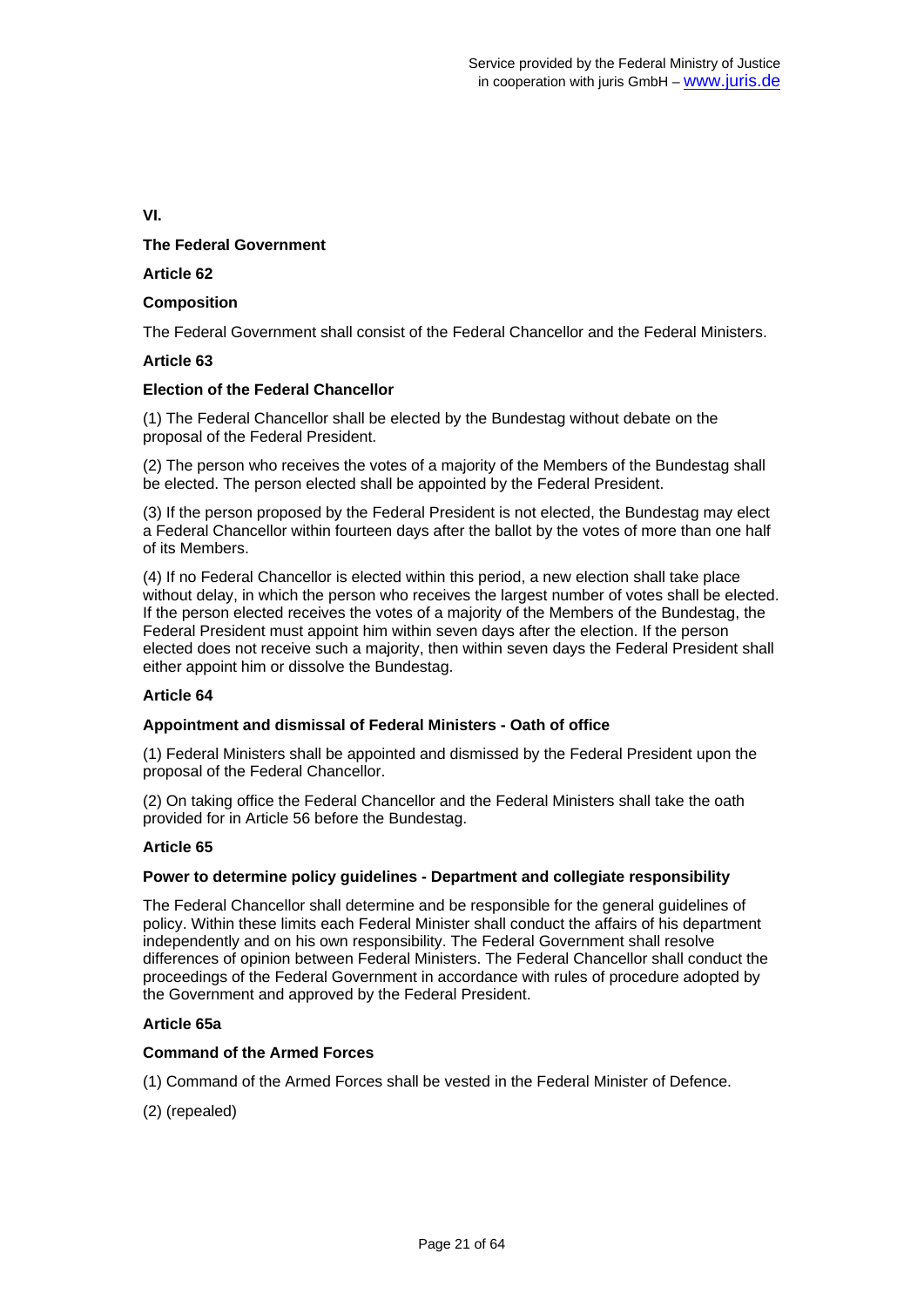## VI.

## The Federal Government

### Article 62

**Composition**

The Federal Government shall consist of the Federal Chancellor and the Federal Ministers.

### Article 63

**Election of the Federal Chancellor**

(1) The Federal Chancellor shall be elected by the Bundestag without debate on the proposal of the Federal President.

(2) The person who receives the votes of a majority of the Members of the Bundestag shall be elected. The person elected shall be appointed by the Federal President.

(3) If the person proposed by the Federal President is not elected, the Bundestag may elect a Federal Chancellor within fourteen days after the ballot by the votes of more than one half of its Members.

(4) If no Federal Chancellor is elected within this period, a new election shall take place without delay, in which the person who receives the largest number of votes shall be elected. If the person elected receives the votes of a majority of the Members of the Bundestag, the Federal President must appoint him within seven days after the election. If the person elected does not receive such a majority, then within seven days the Federal President shall either appoint him or dissolve the Bundestag.

### Article 64

**Appointment and dismissal of Federal Ministers - Oath of office**

(1) Federal Ministers shall be appointed and dismissed by the Federal President upon the proposal of the Federal Chancellor.

(2) On taking office the Federal Chancellor and the Federal Ministers shall take the oath provided for in Article 56 before the Bundestag.

### Article 65

**Power to determine policy guidelines - Department and collegiate responsibility**

The Federal Chancellor shall determine and be responsible for the general guidelines of policy. Within these limits each Federal Minister shall conduct the affairs of his department independently and on his own responsibility. The Federal Government shall resolve differences of opinion between Federal Ministers. The Federal Chancellor shall conduct the proceedings of the Federal Government in accordance with rules of procedure adopted by the Government and approved by the Federal President.

### Article 65a

**Command of the Armed Forces**

(1) Command of the Armed Forces shall be vested in the Federal Minister of Defence.

(2) (repealed)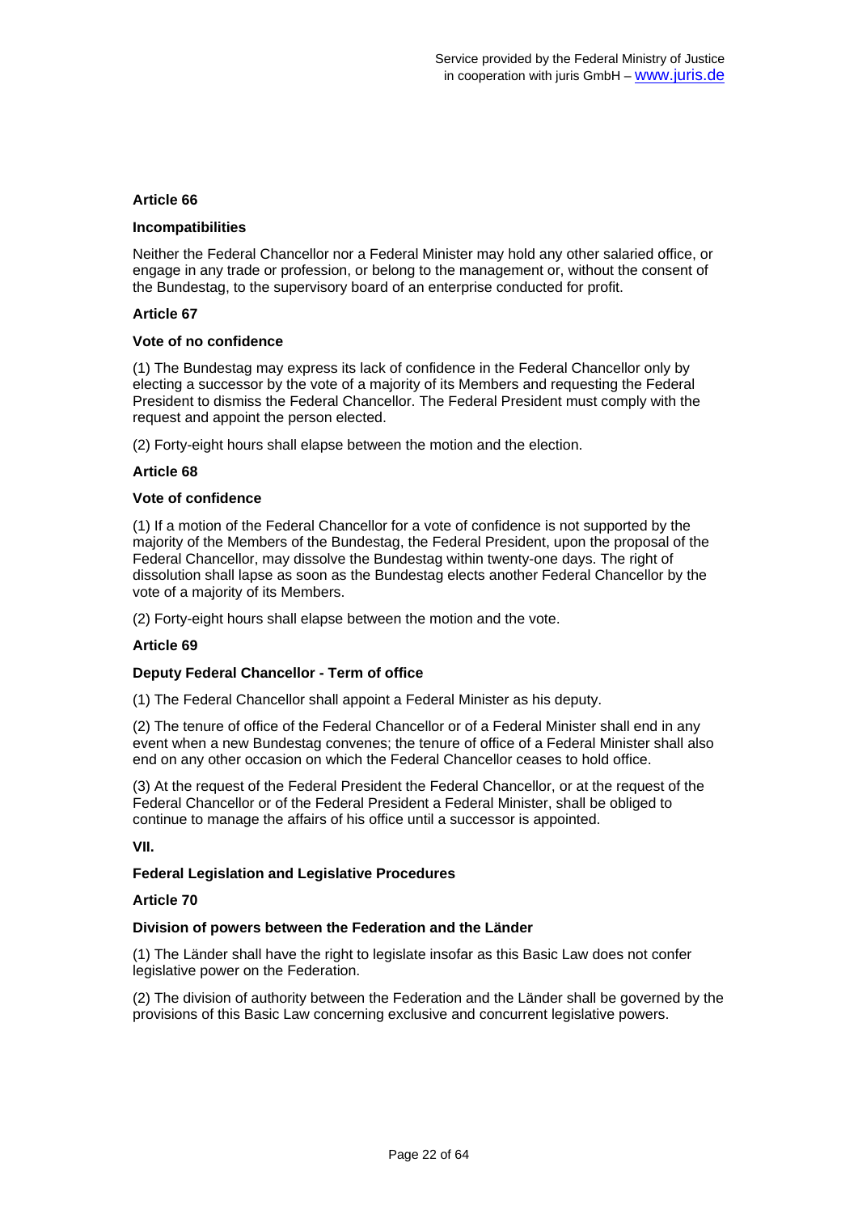### Article 66

#### Incompatibilities

Neither the Federal Chancellor nor a Federal Minister may hold any other salaried office, or engage in any trade or profession, or belong to the management or, without the consent of the Bundestag, to the supervisory board of an enterprise conducted for profit.

### Article 67

#### Vote of no confidence

(1) The Bundestag may express its lack of confidence in the Federal Chancellor only by electing a successor by the vote of a majority of its Members and requesting the Federal President to dismiss the Federal Chancellor. The Federal President must comply with the request and appoint the person elected.

(2) Forty-eight hours shall elapse between the motion and the election.

### Article 68

#### Vote of confidence

(1) If a motion of the Federal Chancellor for a vote of confidence is not supported by the majority of the Members of the Bundestag, the Federal President, upon the proposal of the Federal Chancellor, may dissolve the Bundestag within twenty-one days. The right of dissolution shall lapse as soon as the Bundestag elects another Federal Chancellor by the vote of a majority of its Members.

(2) Forty-eight hours shall elapse between the motion and the vote.

### Article 69

#### Deputy Federal Chancellor - Term of office

(1) The Federal Chancellor shall appoint a Federal Minister as his deputy.

(2) The tenure of office of the Federal Chancellor or of a Federal Minister shall end in any event when a new Bundestag convenes; the tenure of office of a Federal Minister shall also end on any other occasion on which the Federal Chancellor ceases to hold office.

(3) At the request of the Federal President the Federal Chancellor, or at the request of the Federal Chancellor or of the Federal President a Federal Minister, shall be obliged to continue to manage the affairs of his office until a successor is appointed.

## VII.

## Federal Legislation and Legislative Procedures

### Article 70

#### Division of powers between the Federation and the Länder

(1) The Länder shall have the right to legislate insofar as this Basic Law does not confer legislative power on the Federation.

(2) The division of authority between the Federation and the Länder shall be governed by the provisions of this Basic Law concerning exclusive and concurrent legislative powers.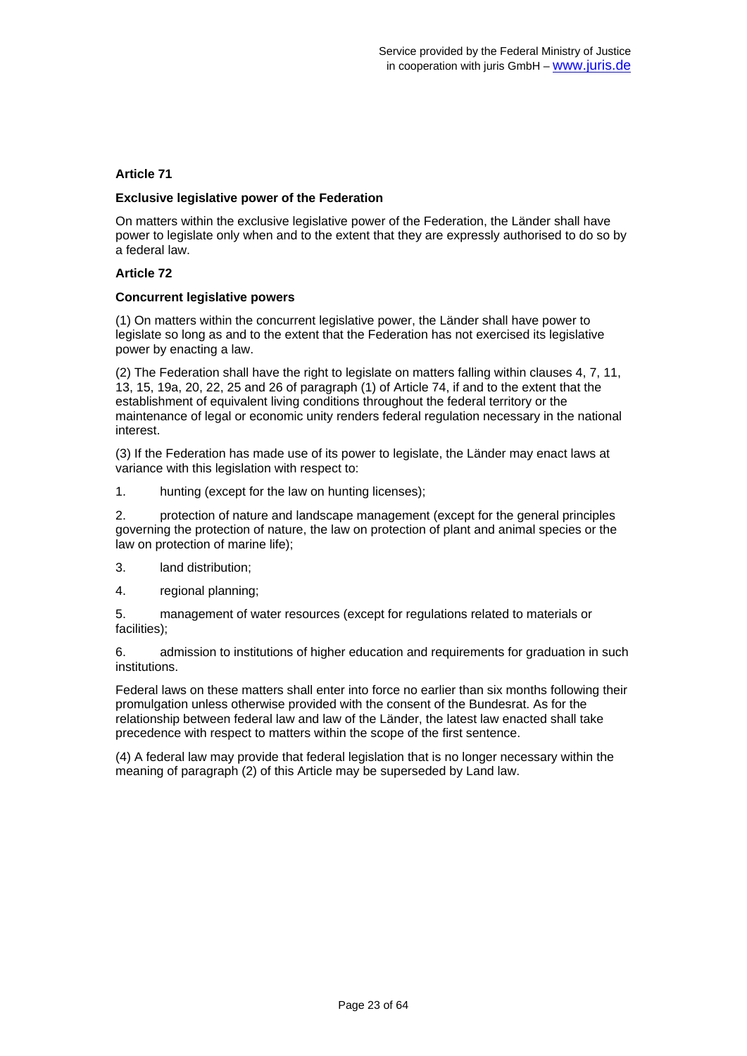### Article 71

#### Exclusive legislative power of the Federation

On matters within the exclusive legislative power of the Federation, the Länder shall have power to legislate only when and to the extent that they are expressly authorised to do so by a federal law.

### Article 72

#### Concurrent legislative powers

(1) On matters within the concurrent legislative power, the Länder shall have power to legislate so long as and to the extent that the Federation has not exercised its legislative power by enacting a law.

(2) The Federation shall have the right to legislate on matters falling within clauses 4, 7, 11, 13, 15, 19a, 20, 22, 25 and 26 of paragraph (1) of Article 74, if and to the extent that the establishment of equivalent living conditions throughout the federal territory or the maintenance of legal or economic unity renders federal regulation necessary in the national interest.

(3) If the Federation has made use of its power to legislate, the Länder may enact laws at variance with this legislation with respect to:

1. hunting (except for the law on hunting licenses);

2. protection of nature and landscape management (except for the general principles governing the protection of nature, the law on protection of plant and animal species or the law on protection of marine life);

3. land distribution;

4. regional planning;

5. management of water resources (except for regulations related to materials or facilities);

6. admission to institutions of higher education and requirements for graduation in such institutions.

Federal laws on these matters shall enter into force no earlier than six months following their promulgation unless otherwise provided with the consent of the Bundesrat. As for the relationship between federal law and law of the Länder, the latest law enacted shall take precedence with respect to matters within the scope of the first sentence.

(4) A federal law may provide that federal legislation that is no longer necessary within the meaning of paragraph (2) of this Article may be superseded by Land law.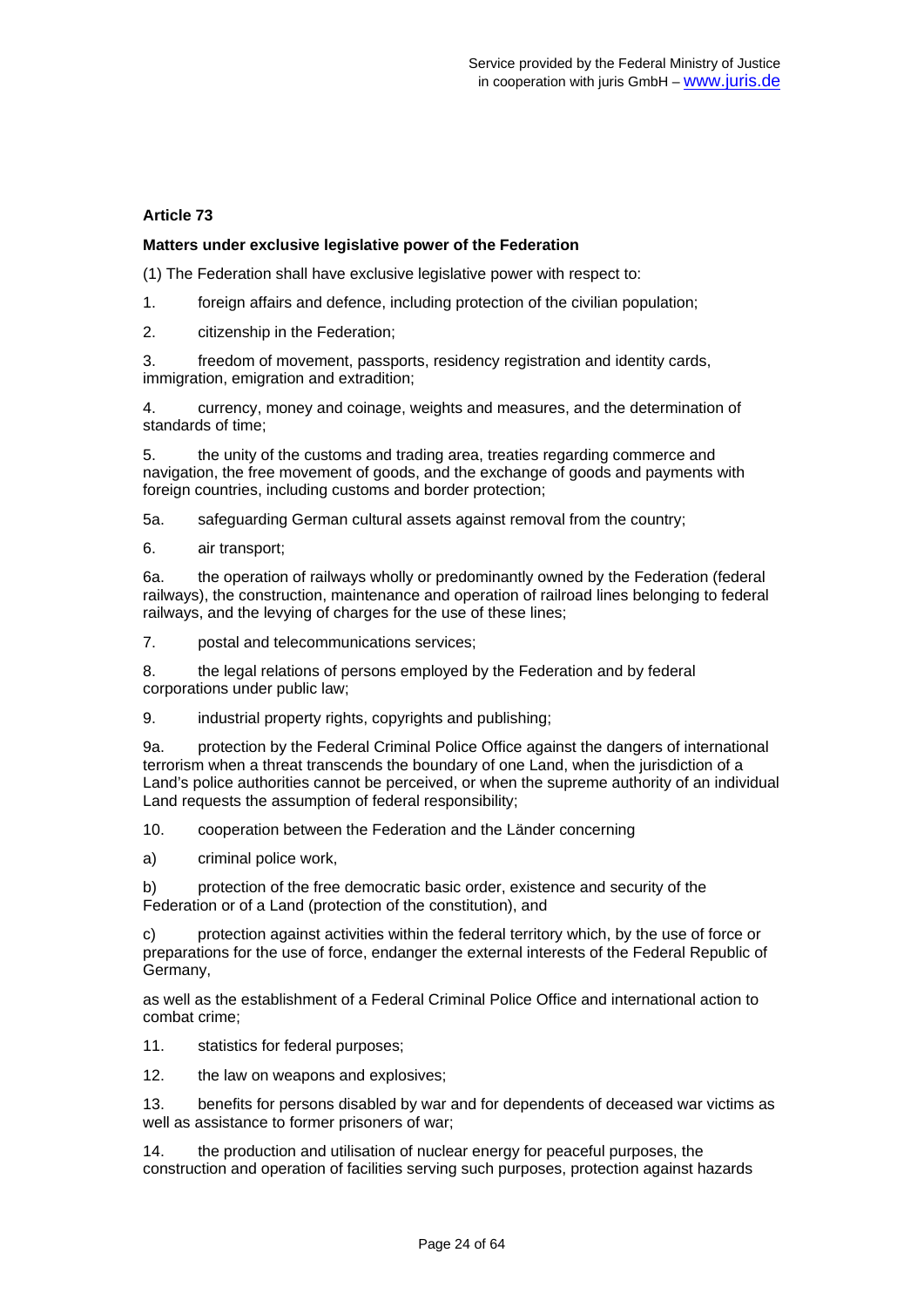### Article 73

**Matters under exclusive legislative power of the Federation**

(1) The Federation shall have exclusive legislative power with respect to:

1. foreign affairs and defence, including protection of the civilian population;

2. citizenship in the Federation;

3. freedom of movement, passports, residency registration and identity cards, immigration, emigration and extradition;

4. currency, money and coinage, weights and measures, and the determination of standards of time;

5. the unity of the customs and trading area, treaties regarding commerce and navigation, the free movement of goods, and the exchange of goods and payments with foreign countries, including customs and border protection;

5a. safeguarding German cultural assets against removal from the country;

6. air transport;

6a. the operation of railways wholly or predominantly owned by the Federation (federal railways), the construction, maintenance and operation of railroad lines belonging to federal railways, and the levying of charges for the use of these lines;

7. postal and telecommunications services;

8. the legal relations of persons employed by the Federation and by federal corporations under public law;

9. industrial property rights, copyrights and publishing;

9a. protection by the Federal Criminal Police Office against the dangers of international terrorism when a threat transcends the boundary of one Land, when the jurisdiction of a Land's police authorities cannot be perceived, or when the supreme authority of an individual Land requests the assumption of federal responsibility;

10. cooperation between the Federation and the Länder concerning

a) criminal police work,

b) protection of the free democratic basic order, existence and security of the Federation or of a Land (protection of the constitution), and

c) protection against activities within the federal territory which, by the use of force or preparations for the use of force, endanger the external interests of the Federal Republic of Germany,

as well as the establishment of a Federal Criminal Police Office and international action to combat crime;

11. statistics for federal purposes;

12. the law on weapons and explosives;

13. benefits for persons disabled by war and for dependents of deceased war victims as well as assistance to former prisoners of war;

14. the production and utilisation of nuclear energy for peaceful purposes, the construction and operation of facilities serving such purposes, protection against hazards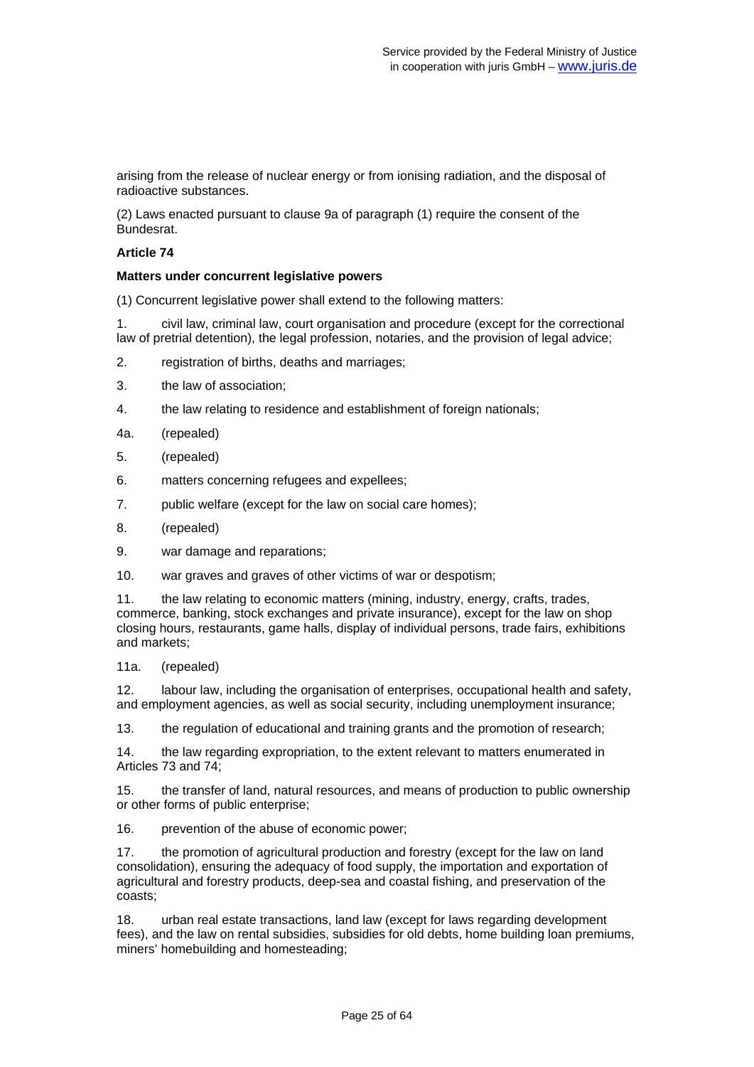arising from the release of nuclear energy or from ionising radiation, and the disposal of radioactive substances.

(2) Laws enacted pursuant to clause 9a of paragraph (1) require the consent of the Bundesrat.

**Article 74**

**Matters under concurrent legislative powers**

(1) Concurrent legislative power shall extend to the following matters:

1. civil law, criminal law, court organisation and procedure (except for the correctional law of pretrial detention), the legal profession, notaries, and the provision of legal advice;

2. registration of births, deaths and marriages;

3. the law of association;

4. the law relating to residence and establishment of foreign nationals;

4a. (repealed)

5. (repealed)

6. matters concerning refugees and expellees;

7. public welfare (except for the law on social care homes);

8. (repealed)

9. war damage and reparations;

10. war graves and graves of other victims of war or despotism;

11. the law relating to economic matters (mining, industry, energy, crafts, trades, commerce, banking, stock exchanges and private insurance), except for the law on shop closing hours, restaurants, game halls, display of individual persons, trade fairs, exhibitions and markets;

11a. (repealed)

12. labour law, including the organisation of enterprises, occupational health and safety, and employment agencies, as well as social security, including unemployment insurance;

13. the regulation of educational and training grants and the promotion of research;

14. the law regarding expropriation, to the extent relevant to matters enumerated in Articles 73 and 74;

15. the transfer of land, natural resources, and means of production to public ownership or other forms of public enterprise;

16. prevention of the abuse of economic power;

17. the promotion of agricultural production and forestry (except for the law on land consolidation), ensuring the adequacy of food supply, the importation and exportation of agricultural and forestry products, deep-sea and coastal fishing, and preservation of the coasts;

18. urban real estate transactions, land law (except for laws regarding development fees), and the law on rental subsidies, subsidies for old debts, home building loan premiums, miners' homebuilding and homesteading;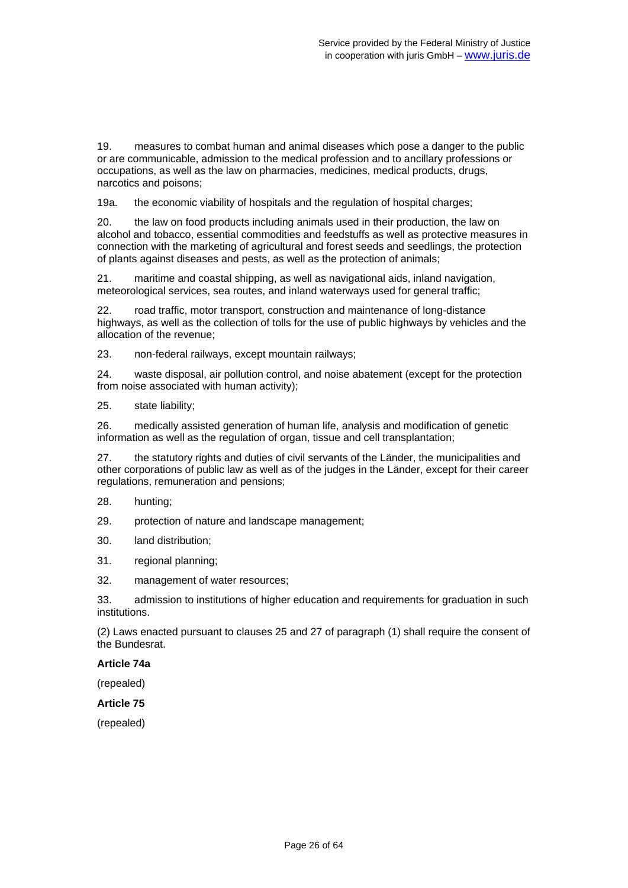19. measures to combat human and animal diseases which pose a danger to the public or are communicable, admission to the medical profession and to ancillary professions or occupations, as well as the law on pharmacies, medicines, medical products, drugs, narcotics and poisons;

19a. the economic viability of hospitals and the regulation of hospital charges;

20. the law on food products including animals used in their production, the law on alcohol and tobacco, essential commodities and feedstuffs as well as protective measures in connection with the marketing of agricultural and forest seeds and seedlings, the protection of plants against diseases and pests, as well as the protection of animals;

21. maritime and coastal shipping, as well as navigational aids, inland navigation, meteorological services, sea routes, and inland waterways used for general traffic;

22. road traffic, motor transport, construction and maintenance of long-distance highways, as well as the collection of tolls for the use of public highways by vehicles and the allocation of the revenue;

23. non-federal railways, except mountain railways;

24. waste disposal, air pollution control, and noise abatement (except for the protection from noise associated with human activity);

25. state liability;

26. medically assisted generation of human life, analysis and modification of genetic information as well as the regulation of organ, tissue and cell transplantation;

27. the statutory rights and duties of civil servants of the Länder, the municipalities and other corporations of public law as well as of the judges in the Länder, except for their career regulations, remuneration and pensions;

28. hunting;

29. protection of nature and landscape management;

30. land distribution;

31. regional planning;

32. management of water resources;

33. admission to institutions of higher education and requirements for graduation in such institutions.

(2) Laws enacted pursuant to clauses 25 and 27 of paragraph (1) shall require the consent of the Bundesrat.

**Article 74a**

(repealed)

**Article 75**

(repealed)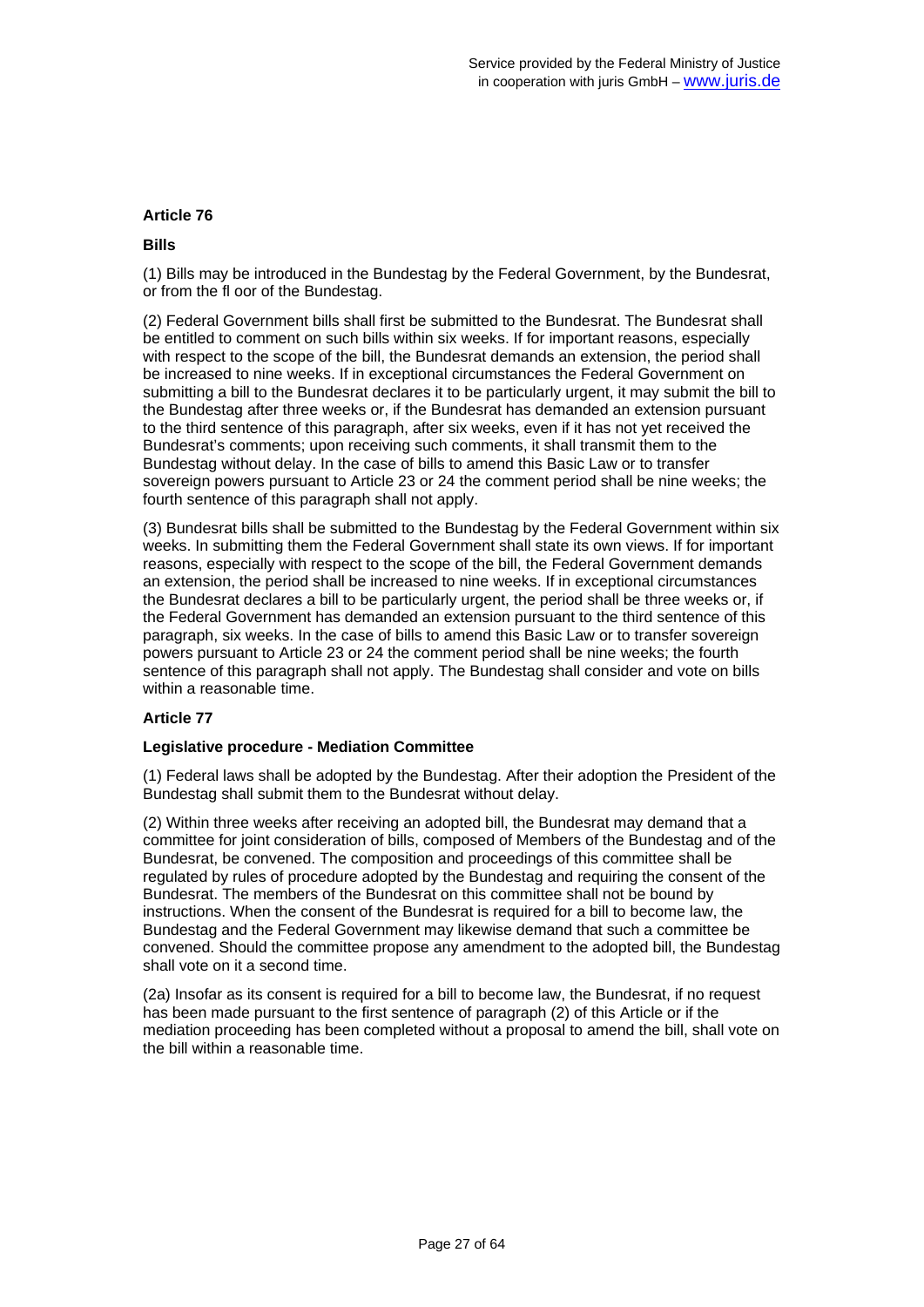## Article 76

### Bills

(1) Bills may be introduced in the Bundestag by the Federal Government, by the Bundesrat, or from the fl oor of the Bundestag.

(2) Federal Government bills shall first be submitted to the Bundesrat. The Bundesrat shall be entitled to comment on such bills within six weeks. If for important reasons, especially with respect to the scope of the bill, the Bundesrat demands an extension, the period shall be increased to nine weeks. If in exceptional circumstances the Federal Government on submitting a bill to the Bundesrat declares it to be particularly urgent, it may submit the bill to the Bundestag after three weeks or, if the Bundesrat has demanded an extension pursuant to the third sentence of this paragraph, after six weeks, even if it has not yet received the Bundesrat's comments; upon receiving such comments, it shall transmit them to the Bundestag without delay. In the case of bills to amend this Basic Law or to transfer sovereign powers pursuant to Article 23 or 24 the comment period shall be nine weeks; the fourth sentence of this paragraph shall not apply.

(3) Bundesrat bills shall be submitted to the Bundestag by the Federal Government within six weeks. In submitting them the Federal Government shall state its own views. If for important reasons, especially with respect to the scope of the bill, the Federal Government demands an extension, the period shall be increased to nine weeks. If in exceptional circumstances the Bundesrat declares a bill to be particularly urgent, the period shall be three weeks or, if the Federal Government has demanded an extension pursuant to the third sentence of this paragraph, six weeks. In the case of bills to amend this Basic Law or to transfer sovereign powers pursuant to Article 23 or 24 the comment period shall be nine weeks; the fourth sentence of this paragraph shall not apply. The Bundestag shall consider and vote on bills within a reasonable time.

## Article 77

### Legislative procedure - Mediation Committee

(1) Federal laws shall be adopted by the Bundestag. After their adoption the President of the Bundestag shall submit them to the Bundesrat without delay.

(2) Within three weeks after receiving an adopted bill, the Bundesrat may demand that a committee for joint consideration of bills, composed of Members of the Bundestag and of the Bundesrat, be convened. The composition and proceedings of this committee shall be regulated by rules of procedure adopted by the Bundestag and requiring the consent of the Bundesrat. The members of the Bundesrat on this committee shall not be bound by instructions. When the consent of the Bundesrat is required for a bill to become law, the Bundestag and the Federal Government may likewise demand that such a committee be convened. Should the committee propose any amendment to the adopted bill, the Bundestag shall vote on it a second time.

(2a) Insofar as its consent is required for a bill to become law, the Bundesrat, if no request has been made pursuant to the first sentence of paragraph (2) of this Article or if the mediation proceeding has been completed without a proposal to amend the bill, shall vote on the bill within a reasonable time.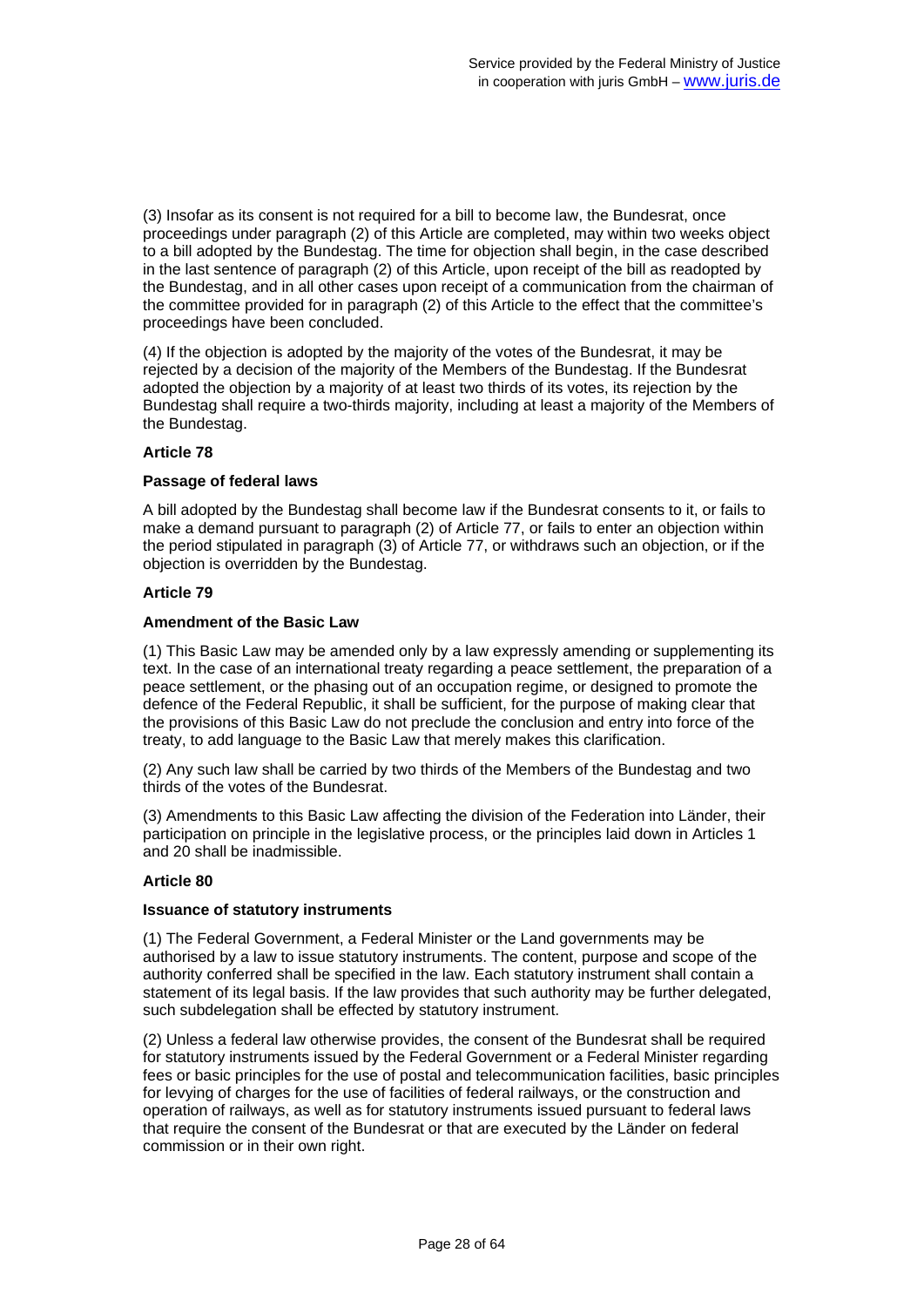(3) Insofar as its consent is not required for a bill to become law, the Bundesrat, once proceedings under paragraph (2) of this Article are completed, may within two weeks object to a bill adopted by the Bundestag. The time for objection shall begin, in the case described in the last sentence of paragraph (2) of this Article, upon receipt of the bill as readopted by the Bundestag, and in all other cases upon receipt of a communication from the chairman of the committee provided for in paragraph (2) of this Article to the effect that the committee's proceedings have been concluded.

(4) If the objection is adopted by the majority of the votes of the Bundesrat, it may be rejected by a decision of the majority of the Members of the Bundestag. If the Bundesrat adopted the objection by a majority of at least two thirds of its votes, its rejection by the Bundestag shall require a two-thirds majority, including at least a majority of the Members of the Bundestag.

### Article 78

#### Passage of federal laws

A bill adopted by the Bundestag shall become law if the Bundesrat consents to it, or fails to make a demand pursuant to paragraph (2) of Article 77, or fails to enter an objection within the period stipulated in paragraph (3) of Article 77, or withdraws such an objection, or if the objection is overridden by the Bundestag.

### Article 79

#### Amendment of the Basic Law

(1) This Basic Law may be amended only by a law expressly amending or supplementing its text. In the case of an international treaty regarding a peace settlement, the preparation of a peace settlement, or the phasing out of an occupation regime, or designed to promote the defence of the Federal Republic, it shall be sufficient, for the purpose of making clear that the provisions of this Basic Law do not preclude the conclusion and entry into force of the treaty, to add language to the Basic Law that merely makes this clarification.

(2) Any such law shall be carried by two thirds of the Members of the Bundestag and two thirds of the votes of the Bundesrat.

(3) Amendments to this Basic Law affecting the division of the Federation into Länder, their participation on principle in the legislative process, or the principles laid down in Articles 1 and 20 shall be inadmissible.

### Article 80

#### Issuance of statutory instruments

(1) The Federal Government, a Federal Minister or the Land governments may be authorised by a law to issue statutory instruments. The content, purpose and scope of the authority conferred shall be specified in the law. Each statutory instrument shall contain a statement of its legal basis. If the law provides that such authority may be further delegated, such subdelegation shall be effected by statutory instrument.

(2) Unless a federal law otherwise provides, the consent of the Bundesrat shall be required for statutory instruments issued by the Federal Government or a Federal Minister regarding fees or basic principles for the use of postal and telecommunication facilities, basic principles for levying of charges for the use of facilities of federal railways, or the construction and operation of railways, as well as for statutory instruments issued pursuant to federal laws that require the consent of the Bundesrat or that are executed by the Länder on federal commission or in their own right.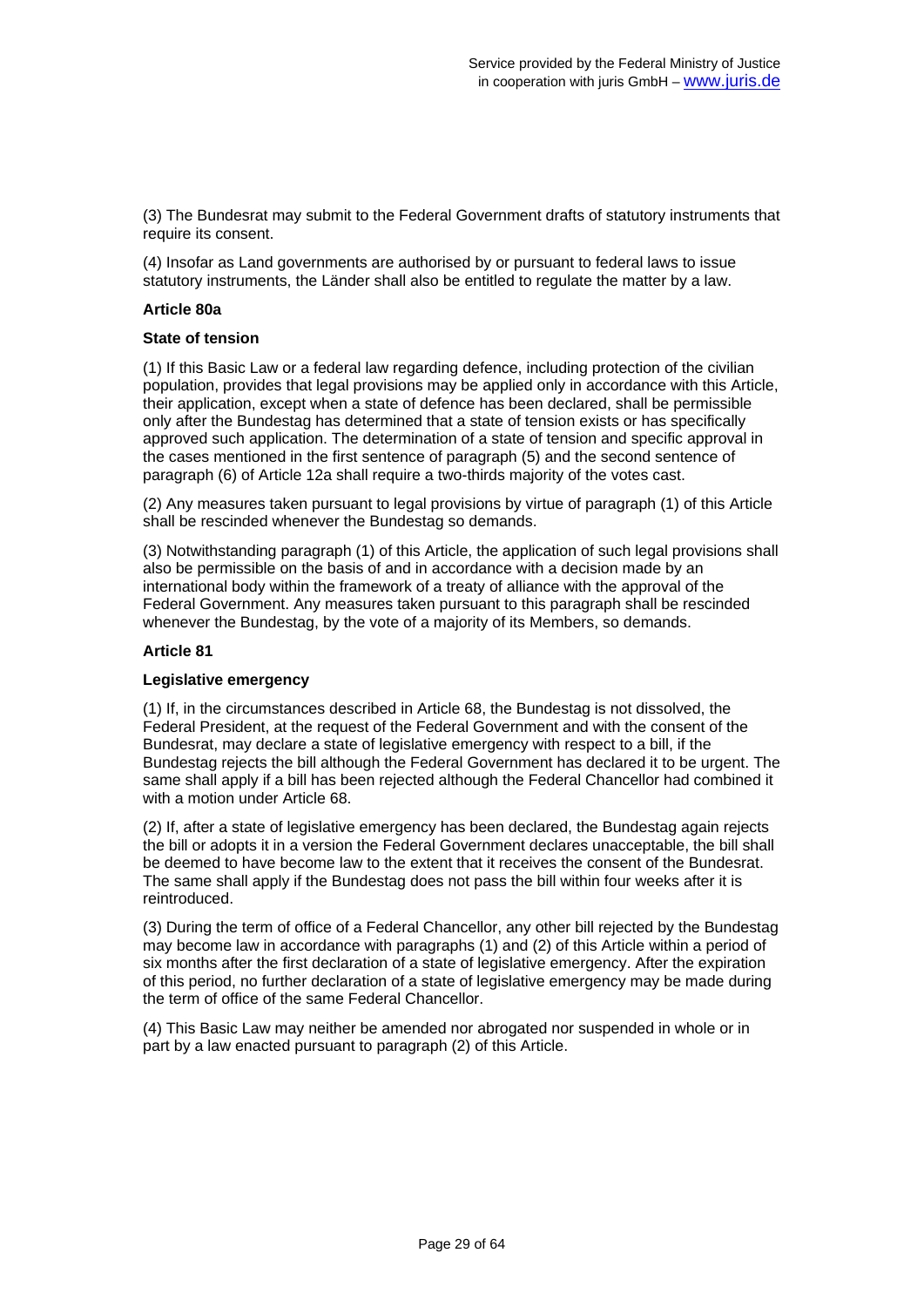(3) The Bundesrat may submit to the Federal Government drafts of statutory instruments that require its consent.

(4) Insofar as Land governments are authorised by or pursuant to federal laws to issue statutory instruments, the Länder shall also be entitled to regulate the matter by a law.

**Article 80a**

**State of tension**

(1) If this Basic Law or a federal law regarding defence, including protection of the civilian population, provides that legal provisions may be applied only in accordance with this Article, their application, except when a state of defence has been declared, shall be permissible only after the Bundestag has determined that a state of tension exists or has specifically approved such application. The determination of a state of tension and specific approval in the cases mentioned in the first sentence of paragraph (5) and the second sentence of paragraph (6) of Article 12a shall require a two-thirds majority of the votes cast.

(2) Any measures taken pursuant to legal provisions by virtue of paragraph (1) of this Article shall be rescinded whenever the Bundestag so demands.

(3) Notwithstanding paragraph (1) of this Article, the application of such legal provisions shall also be permissible on the basis of and in accordance with a decision made by an international body within the framework of a treaty of alliance with the approval of the Federal Government. Any measures taken pursuant to this paragraph shall be rescinded whenever the Bundestag, by the vote of a majority of its Members, so demands.

**Article 81**

**Legislative emergency**

(1) If, in the circumstances described in Article 68, the Bundestag is not dissolved, the Federal President, at the request of the Federal Government and with the consent of the Bundesrat, may declare a state of legislative emergency with respect to a bill, if the Bundestag rejects the bill although the Federal Government has declared it to be urgent. The same shall apply if a bill has been rejected although the Federal Chancellor had combined it with a motion under Article 68.

(2) If, after a state of legislative emergency has been declared, the Bundestag again rejects the bill or adopts it in a version the Federal Government declares unacceptable, the bill shall be deemed to have become law to the extent that it receives the consent of the Bundesrat. The same shall apply if the Bundestag does not pass the bill within four weeks after it is reintroduced.

(3) During the term of office of a Federal Chancellor, any other bill rejected by the Bundestag may become law in accordance with paragraphs (1) and (2) of this Article within a period of six months after the first declaration of a state of legislative emergency. After the expiration of this period, no further declaration of a state of legislative emergency may be made during the term of office of the same Federal Chancellor.

(4) This Basic Law may neither be amended nor abrogated nor suspended in whole or in part by a law enacted pursuant to paragraph (2) of this Article.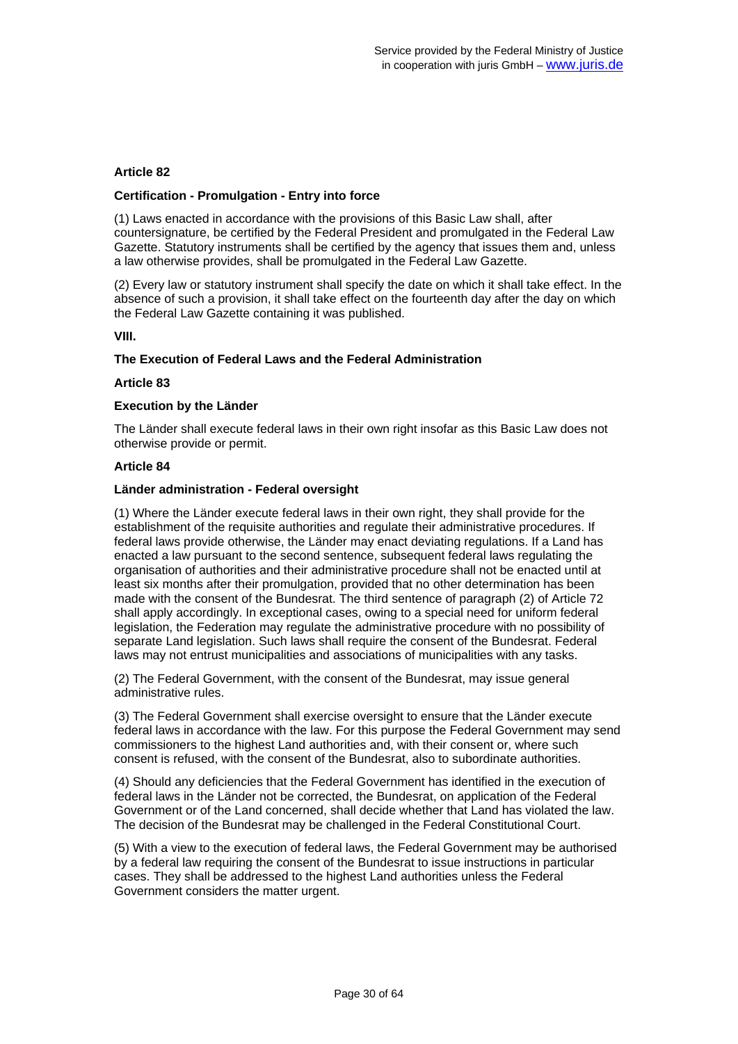### Article 82

**Certification - Promulgation - Entry into force**

(1) Laws enacted in accordance with the provisions of this Basic Law shall, after countersignature, be certified by the Federal President and promulgated in the Federal Law Gazette. Statutory instruments shall be certified by the agency that issues them and, unless a law otherwise provides, shall be promulgated in the Federal Law Gazette.

(2) Every law or statutory instrument shall specify the date on which it shall take effect. In the absence of such a provision, it shall take effect on the fourteenth day after the day on which the Federal Law Gazette containing it was published.

## VIII.

## The Execution of Federal Laws and the Federal Administration

### Article 83

**Execution by the Länder**

The Länder shall execute federal laws in their own right insofar as this Basic Law does not otherwise provide or permit.

### Article 84

**Länder administration - Federal oversight**

(1) Where the Länder execute federal laws in their own right, they shall provide for the establishment of the requisite authorities and regulate their administrative procedures. If federal laws provide otherwise, the Länder may enact deviating regulations. If a Land has enacted a law pursuant to the second sentence, subsequent federal laws regulating the organisation of authorities and their administrative procedure shall not be enacted until at least six months after their promulgation, provided that no other determination has been made with the consent of the Bundesrat. The third sentence of paragraph (2) of Article 72 shall apply accordingly. In exceptional cases, owing to a special need for uniform federal legislation, the Federation may regulate the administrative procedure with no possibility of separate Land legislation. Such laws shall require the consent of the Bundesrat. Federal laws may not entrust municipalities and associations of municipalities with any tasks.

(2) The Federal Government, with the consent of the Bundesrat, may issue general administrative rules.

(3) The Federal Government shall exercise oversight to ensure that the Länder execute federal laws in accordance with the law. For this purpose the Federal Government may send commissioners to the highest Land authorities and, with their consent or, where such consent is refused, with the consent of the Bundesrat, also to subordinate authorities.

(4) Should any deficiencies that the Federal Government has identified in the execution of federal laws in the Länder not be corrected, the Bundesrat, on application of the Federal Government or of the Land concerned, shall decide whether that Land has violated the law. The decision of the Bundesrat may be challenged in the Federal Constitutional Court.

(5) With a view to the execution of federal laws, the Federal Government may be authorised by a federal law requiring the consent of the Bundesrat to issue instructions in particular cases. They shall be addressed to the highest Land authorities unless the Federal Government considers the matter urgent.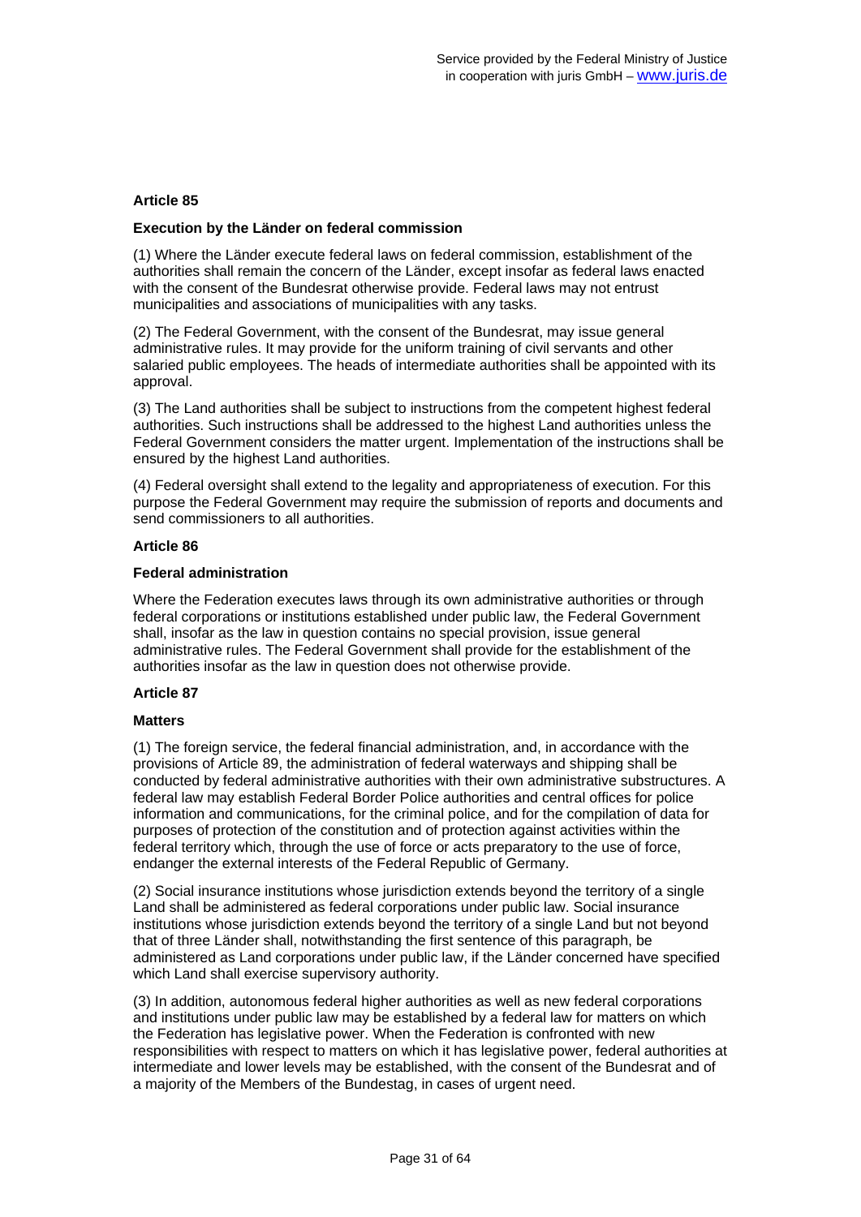### Article 85

#### Execution by the Länder on federal commission

(1) Where the Länder execute federal laws on federal commission, establishment of the authorities shall remain the concern of the Länder, except insofar as federal laws enacted with the consent of the Bundesrat otherwise provide. Federal laws may not entrust municipalities and associations of municipalities with any tasks.

(2) The Federal Government, with the consent of the Bundesrat, may issue general administrative rules. It may provide for the uniform training of civil servants and other salaried public employees. The heads of intermediate authorities shall be appointed with its approval.

(3) The Land authorities shall be subject to instructions from the competent highest federal authorities. Such instructions shall be addressed to the highest Land authorities unless the Federal Government considers the matter urgent. Implementation of the instructions shall be ensured by the highest Land authorities.

(4) Federal oversight shall extend to the legality and appropriateness of execution. For this purpose the Federal Government may require the submission of reports and documents and send commissioners to all authorities.

### Article 86

#### Federal administration

Where the Federation executes laws through its own administrative authorities or through federal corporations or institutions established under public law, the Federal Government shall, insofar as the law in question contains no special provision, issue general administrative rules. The Federal Government shall provide for the establishment of the authorities insofar as the law in question does not otherwise provide.

### Article 87

#### Matters

(1) The foreign service, the federal financial administration, and, in accordance with the provisions of Article 89, the administration of federal waterways and shipping shall be conducted by federal administrative authorities with their own administrative substructures. A federal law may establish Federal Border Police authorities and central offices for police information and communications, for the criminal police, and for the compilation of data for purposes of protection of the constitution and of protection against activities within the federal territory which, through the use of force or acts preparatory to the use of force, endanger the external interests of the Federal Republic of Germany.

(2) Social insurance institutions whose jurisdiction extends beyond the territory of a single Land shall be administered as federal corporations under public law. Social insurance institutions whose jurisdiction extends beyond the territory of a single Land but not beyond that of three Länder shall, notwithstanding the first sentence of this paragraph, be administered as Land corporations under public law, if the Länder concerned have specified which Land shall exercise supervisory authority.

(3) In addition, autonomous federal higher authorities as well as new federal corporations and institutions under public law may be established by a federal law for matters on which the Federation has legislative power. When the Federation is confronted with new responsibilities with respect to matters on which it has legislative power, federal authorities at intermediate and lower levels may be established, with the consent of the Bundesrat and of a majority of the Members of the Bundestag, in cases of urgent need.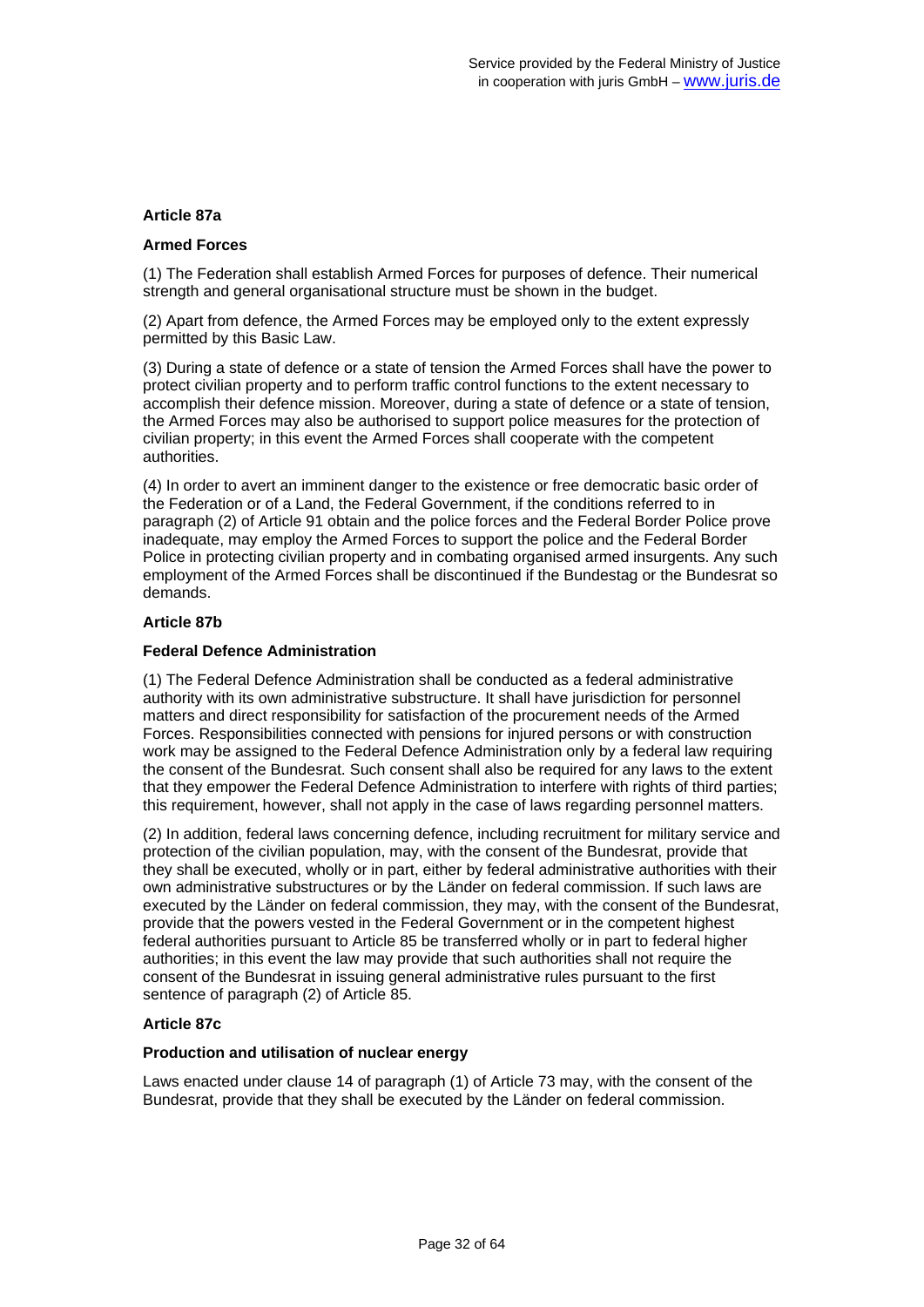**Article 87a**

**Armed Forces**

(1) The Federation shall establish Armed Forces for purposes of defence. Their numerical strength and general organisational structure must be shown in the budget.

(2) Apart from defence, the Armed Forces may be employed only to the extent expressly permitted by this Basic Law.

(3) During a state of defence or a state of tension the Armed Forces shall have the power to protect civilian property and to perform traffic control functions to the extent necessary to accomplish their defence mission. Moreover, during a state of defence or a state of tension, the Armed Forces may also be authorised to support police measures for the protection of civilian property; in this event the Armed Forces shall cooperate with the competent authorities.

(4) In order to avert an imminent danger to the existence or free democratic basic order of the Federation or of a Land, the Federal Government, if the conditions referred to in paragraph (2) of Article 91 obtain and the police forces and the Federal Border Police prove inadequate, may employ the Armed Forces to support the police and the Federal Border Police in protecting civilian property and in combating organised armed insurgents. Any such employment of the Armed Forces shall be discontinued if the Bundestag or the Bundesrat so demands.

**Article 87b**

**Federal Defence Administration**

(1) The Federal Defence Administration shall be conducted as a federal administrative authority with its own administrative substructure. It shall have jurisdiction for personnel matters and direct responsibility for satisfaction of the procurement needs of the Armed Forces. Responsibilities connected with pensions for injured persons or with construction work may be assigned to the Federal Defence Administration only by a federal law requiring the consent of the Bundesrat. Such consent shall also be required for any laws to the extent that they empower the Federal Defence Administration to interfere with rights of third parties; this requirement, however, shall not apply in the case of laws regarding personnel matters.

(2) In addition, federal laws concerning defence, including recruitment for military service and protection of the civilian population, may, with the consent of the Bundesrat, provide that they shall be executed, wholly or in part, either by federal administrative authorities with their own administrative substructures or by the Länder on federal commission. If such laws are executed by the Länder on federal commission, they may, with the consent of the Bundesrat, provide that the powers vested in the Federal Government or in the competent highest federal authorities pursuant to Article 85 be transferred wholly or in part to federal higher authorities; in this event the law may provide that such authorities shall not require the consent of the Bundesrat in issuing general administrative rules pursuant to the first sentence of paragraph (2) of Article 85.

**Article 87c**

**Production and utilisation of nuclear energy**

Laws enacted under clause 14 of paragraph (1) of Article 73 may, with the consent of the Bundesrat, provide that they shall be executed by the Länder on federal commission.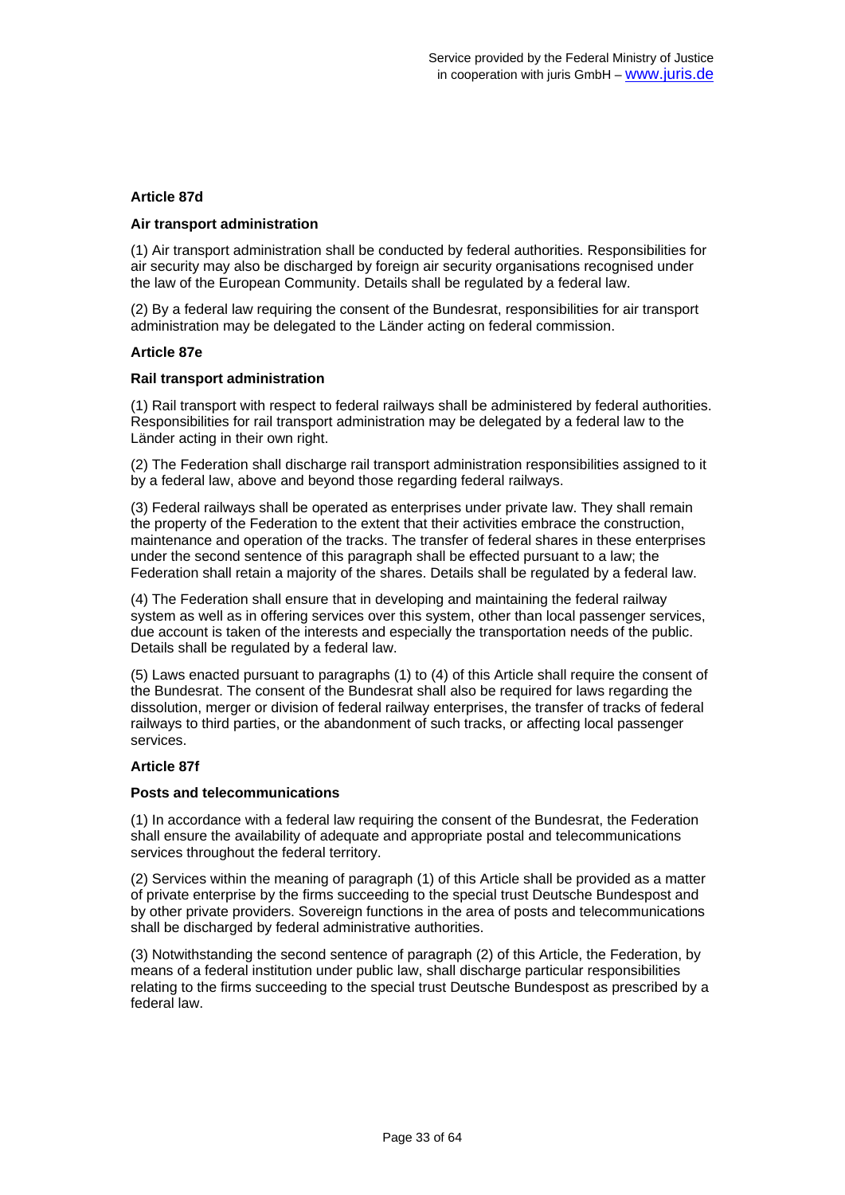### Article 87d

#### Air transport administration

(1) Air transport administration shall be conducted by federal authorities. Responsibilities for air security may also be discharged by foreign air security organisations recognised under the law of the European Community. Details shall be regulated by a federal law.

(2) By a federal law requiring the consent of the Bundesrat, responsibilities for air transport administration may be delegated to the Länder acting on federal commission.

### Article 87e

#### Rail transport administration

(1) Rail transport with respect to federal railways shall be administered by federal authorities. Responsibilities for rail transport administration may be delegated by a federal law to the Länder acting in their own right.

(2) The Federation shall discharge rail transport administration responsibilities assigned to it by a federal law, above and beyond those regarding federal railways.

(3) Federal railways shall be operated as enterprises under private law. They shall remain the property of the Federation to the extent that their activities embrace the construction, maintenance and operation of the tracks. The transfer of federal shares in these enterprises under the second sentence of this paragraph shall be effected pursuant to a law; the Federation shall retain a majority of the shares. Details shall be regulated by a federal law.

(4) The Federation shall ensure that in developing and maintaining the federal railway system as well as in offering services over this system, other than local passenger services, due account is taken of the interests and especially the transportation needs of the public. Details shall be regulated by a federal law.

(5) Laws enacted pursuant to paragraphs (1) to (4) of this Article shall require the consent of the Bundesrat. The consent of the Bundesrat shall also be required for laws regarding the dissolution, merger or division of federal railway enterprises, the transfer of tracks of federal railways to third parties, or the abandonment of such tracks, or affecting local passenger services.

### Article 87f

#### Posts and telecommunications

(1) In accordance with a federal law requiring the consent of the Bundesrat, the Federation shall ensure the availability of adequate and appropriate postal and telecommunications services throughout the federal territory.

(2) Services within the meaning of paragraph (1) of this Article shall be provided as a matter of private enterprise by the firms succeeding to the special trust Deutsche Bundespost and by other private providers. Sovereign functions in the area of posts and telecommunications shall be discharged by federal administrative authorities.

(3) Notwithstanding the second sentence of paragraph (2) of this Article, the Federation, by means of a federal institution under public law, shall discharge particular responsibilities relating to the firms succeeding to the special trust Deutsche Bundespost as prescribed by a federal law.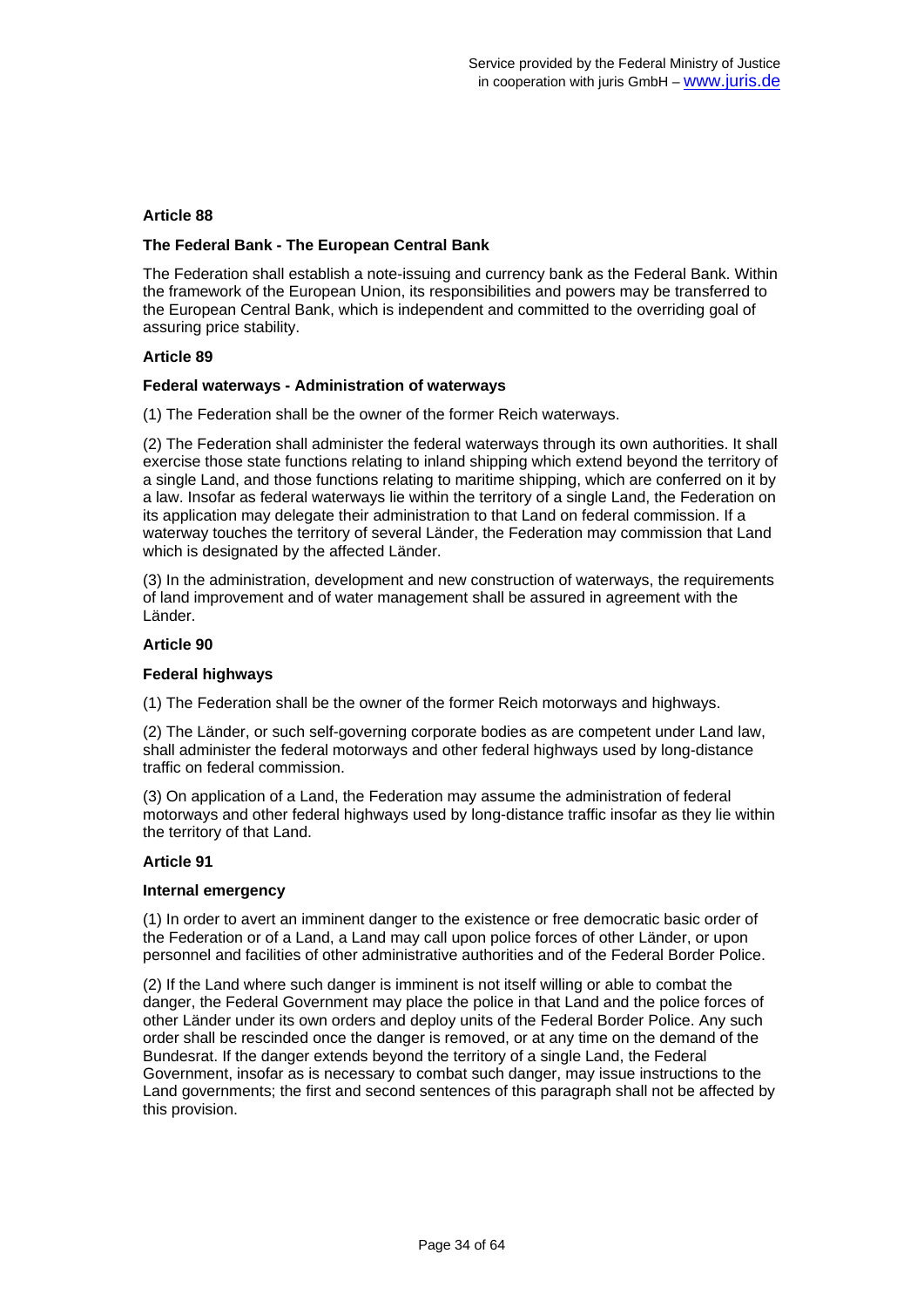### Article 88

#### The Federal Bank - The European Central Bank

The Federation shall establish a note-issuing and currency bank as the Federal Bank. Within the framework of the European Union, its responsibilities and powers may be transferred to the European Central Bank, which is independent and committed to the overriding goal of assuring price stability.

### Article 89

#### Federal waterways - Administration of waterways

(1) The Federation shall be the owner of the former Reich waterways.

(2) The Federation shall administer the federal waterways through its own authorities. It shall exercise those state functions relating to inland shipping which extend beyond the territory of a single Land, and those functions relating to maritime shipping, which are conferred on it by a law. Insofar as federal waterways lie within the territory of a single Land, the Federation on its application may delegate their administration to that Land on federal commission. If a waterway touches the territory of several Länder, the Federation may commission that Land which is designated by the affected Länder.

(3) In the administration, development and new construction of waterways, the requirements of land improvement and of water management shall be assured in agreement with the Länder.

### Article 90

#### Federal highways

(1) The Federation shall be the owner of the former Reich motorways and highways.

(2) The Länder, or such self-governing corporate bodies as are competent under Land law, shall administer the federal motorways and other federal highways used by long-distance traffic on federal commission.

(3) On application of a Land, the Federation may assume the administration of federal motorways and other federal highways used by long-distance traffic insofar as they lie within the territory of that Land.

### Article 91

#### Internal emergency

(1) In order to avert an imminent danger to the existence or free democratic basic order of the Federation or of a Land, a Land may call upon police forces of other Länder, or upon personnel and facilities of other administrative authorities and of the Federal Border Police.

(2) If the Land where such danger is imminent is not itself willing or able to combat the danger, the Federal Government may place the police in that Land and the police forces of other Länder under its own orders and deploy units of the Federal Border Police. Any such order shall be rescinded once the danger is removed, or at any time on the demand of the Bundesrat. If the danger extends beyond the territory of a single Land, the Federal Government, insofar as is necessary to combat such danger, may issue instructions to the Land governments; the first and second sentences of this paragraph shall not be affected by this provision.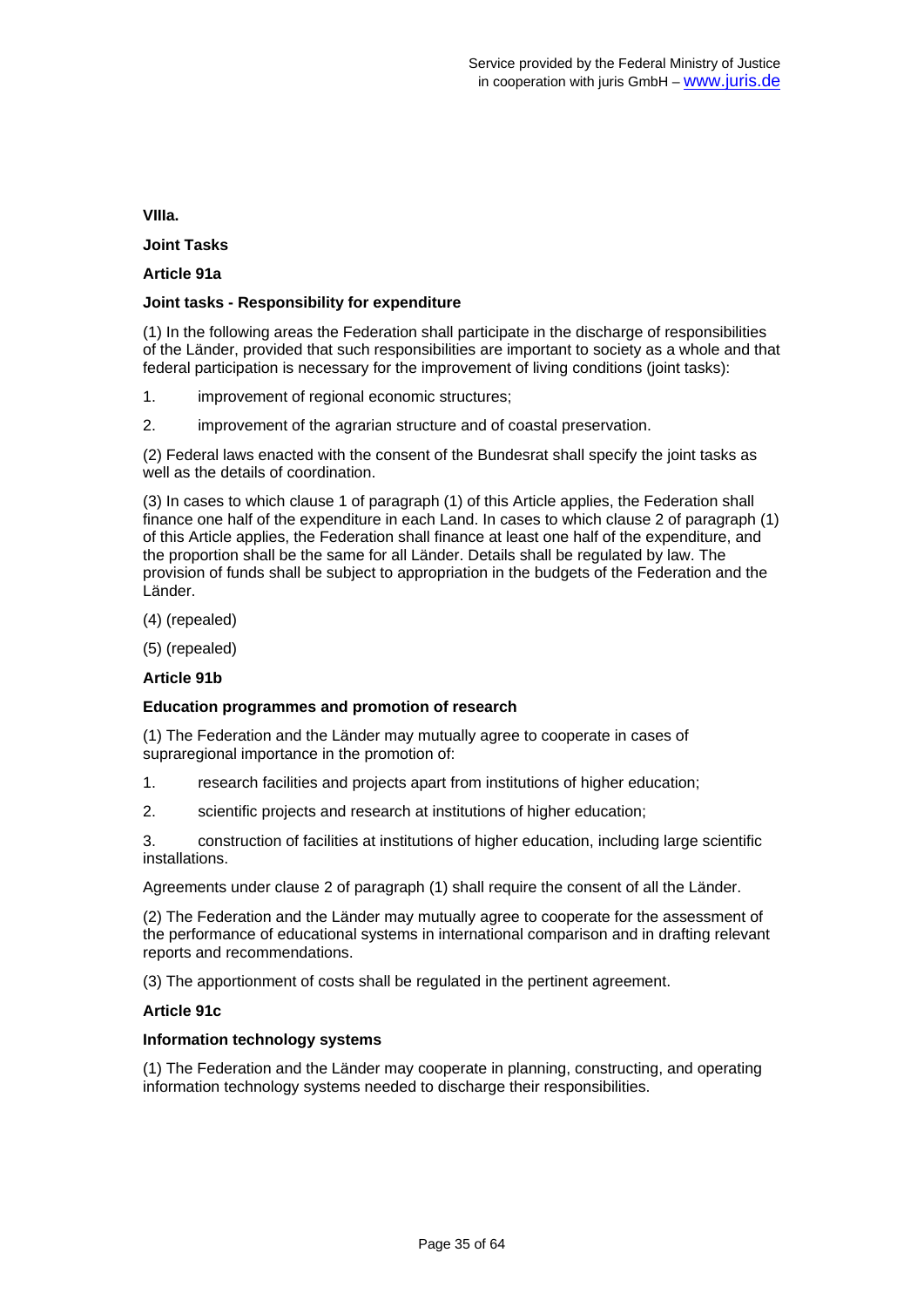**VIIIa.**

**Joint Tasks**

**Article 91a**

**Joint tasks - Responsibility for expenditure**

(1) In the following areas the Federation shall participate in the discharge of responsibilities of the Länder, provided that such responsibilities are important to society as a whole and that federal participation is necessary for the improvement of living conditions (joint tasks):

1. improvement of regional economic structures;

2. improvement of the agrarian structure and of coastal preservation.

(2) Federal laws enacted with the consent of the Bundesrat shall specify the joint tasks as well as the details of coordination.

(3) In cases to which clause 1 of paragraph (1) of this Article applies, the Federation shall finance one half of the expenditure in each Land. In cases to which clause 2 of paragraph (1) of this Article applies, the Federation shall finance at least one half of the expenditure, and the proportion shall be the same for all Länder. Details shall be regulated by law. The provision of funds shall be subject to appropriation in the budgets of the Federation and the Länder.

(4) (repealed)

(5) (repealed)

**Article 91b**

**Education programmes and promotion of research**

(1) The Federation and the Länder may mutually agree to cooperate in cases of supraregional importance in the promotion of:

1. research facilities and projects apart from institutions of higher education;

2. scientific projects and research at institutions of higher education;

3. construction of facilities at institutions of higher education, including large scientific installations.

Agreements under clause 2 of paragraph (1) shall require the consent of all the Länder.

(2) The Federation and the Länder may mutually agree to cooperate for the assessment of the performance of educational systems in international comparison and in drafting relevant reports and recommendations.

(3) The apportionment of costs shall be regulated in the pertinent agreement.

**Article 91c**

**Information technology systems**

(1) The Federation and the Länder may cooperate in planning, constructing, and operating information technology systems needed to discharge their responsibilities.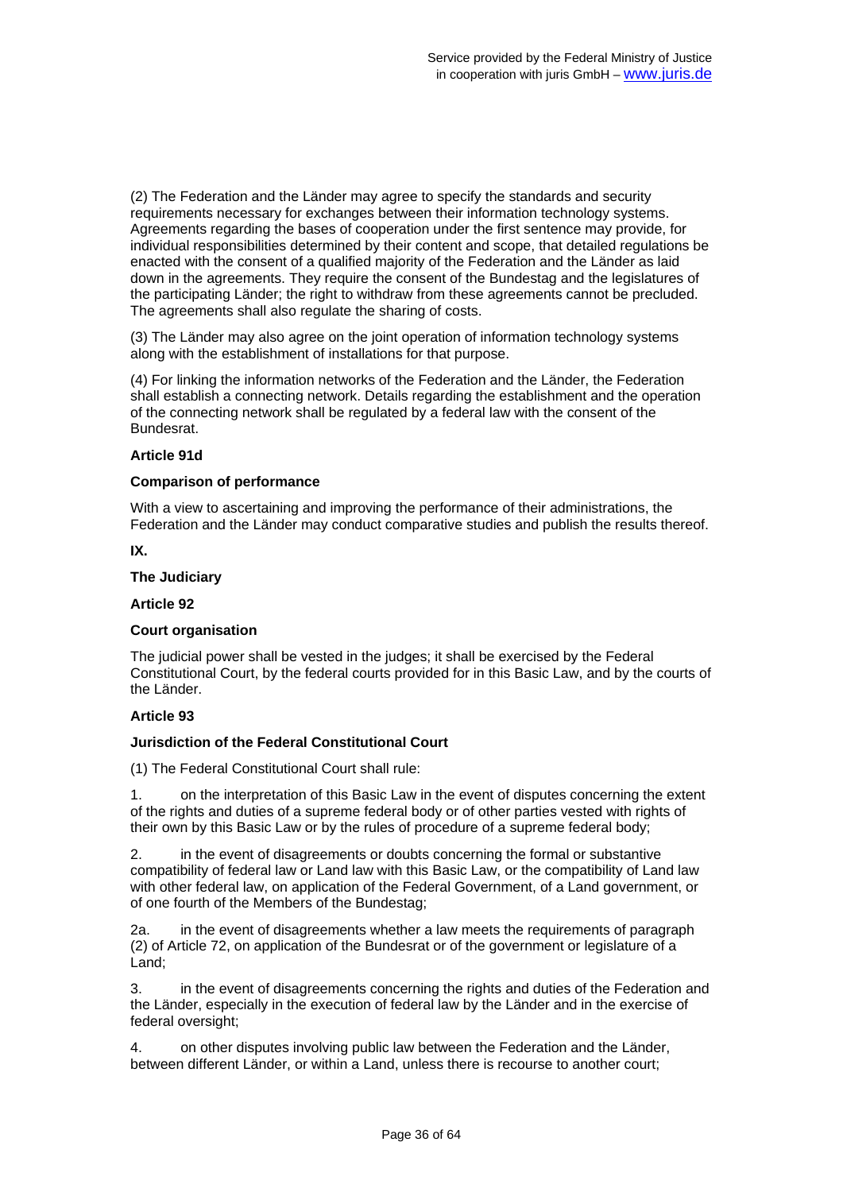(2) The Federation and the Länder may agree to specify the standards and security requirements necessary for exchanges between their information technology systems. Agreements regarding the bases of cooperation under the first sentence may provide, for individual responsibilities determined by their content and scope, that detailed regulations be enacted with the consent of a qualified majority of the Federation and the Länder as laid down in the agreements. They require the consent of the Bundestag and the legislatures of the participating Länder; the right to withdraw from these agreements cannot be precluded. The agreements shall also regulate the sharing of costs.

(3) The Länder may also agree on the joint operation of information technology systems along with the establishment of installations for that purpose.

(4) For linking the information networks of the Federation and the Länder, the Federation shall establish a connecting network. Details regarding the establishment and the operation of the connecting network shall be regulated by a federal law with the consent of the Bundesrat.

### Article 91d

### Comparison of performance

With a view to ascertaining and improving the performance of their administrations, the Federation and the Länder may conduct comparative studies and publish the results thereof.

## IX.

## The Judiciary

### Article 92

### Court organisation

The judicial power shall be vested in the judges; it shall be exercised by the Federal Constitutional Court, by the federal courts provided for in this Basic Law, and by the courts of the Länder.

### Article 93

### Jurisdiction of the Federal Constitutional Court

(1) The Federal Constitutional Court shall rule:

1. on the interpretation of this Basic Law in the event of disputes concerning the extent of the rights and duties of a supreme federal body or of other parties vested with rights of their own by this Basic Law or by the rules of procedure of a supreme federal body;

2. in the event of disagreements or doubts concerning the formal or substantive compatibility of federal law or Land law with this Basic Law, or the compatibility of Land law with other federal law, on application of the Federal Government, of a Land government, or of one fourth of the Members of the Bundestag;

2a. in the event of disagreements whether a law meets the requirements of paragraph (2) of Article 72, on application of the Bundesrat or of the government or legislature of a Land;

3. in the event of disagreements concerning the rights and duties of the Federation and the Länder, especially in the execution of federal law by the Länder and in the exercise of federal oversight;

4. on other disputes involving public law between the Federation and the Länder, between different Länder, or within a Land, unless there is recourse to another court;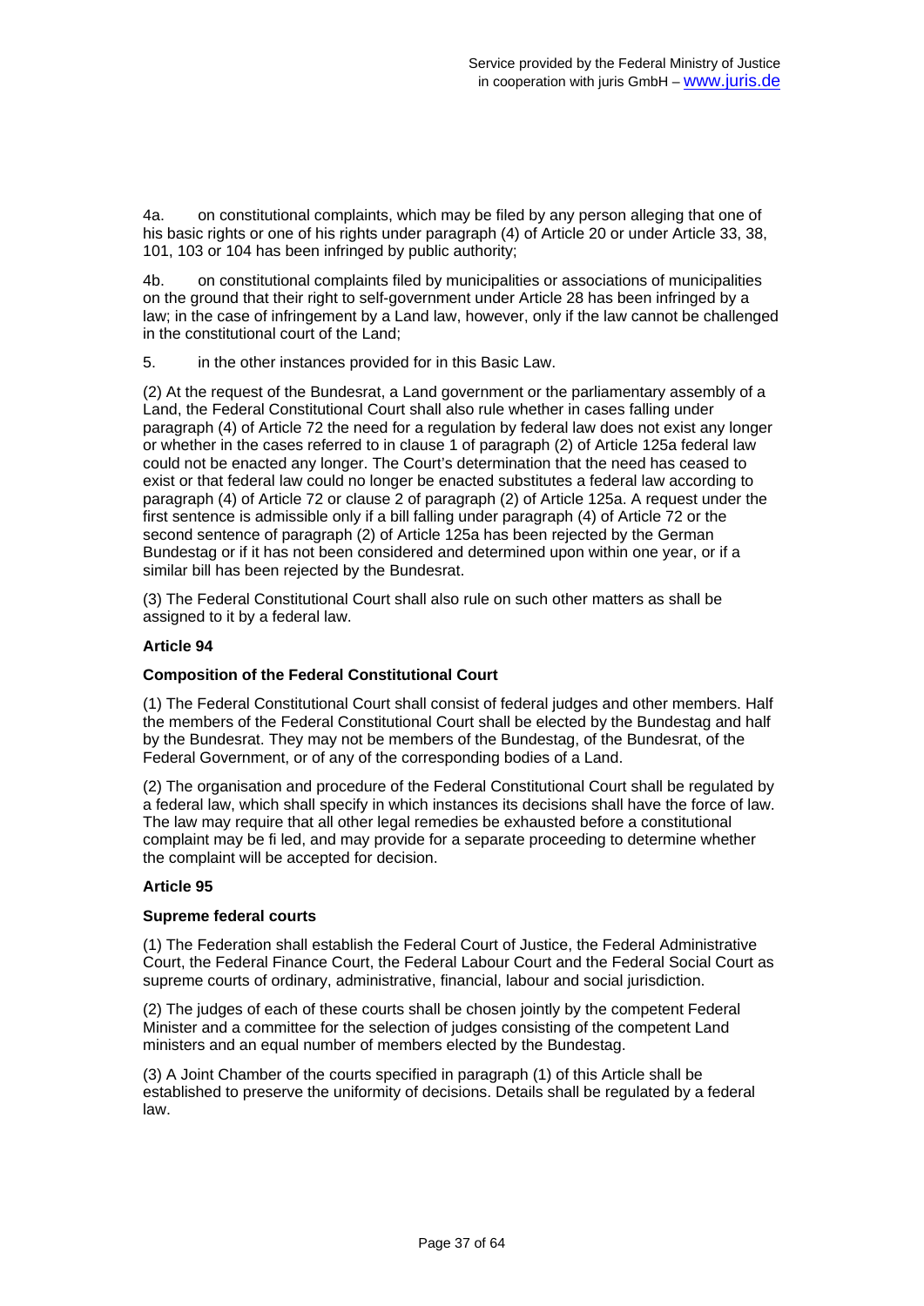4a. on constitutional complaints, which may be filed by any person alleging that one of his basic rights or one of his rights under paragraph (4) of Article 20 or under Article 33, 38, 101, 103 or 104 has been infringed by public authority;

4b. on constitutional complaints filed by municipalities or associations of municipalities on the ground that their right to self-government under Article 28 has been infringed by a law; in the case of infringement by a Land law, however, only if the law cannot be challenged in the constitutional court of the Land;

5. in the other instances provided for in this Basic Law.

(2) At the request of the Bundesrat, a Land government or the parliamentary assembly of a Land, the Federal Constitutional Court shall also rule whether in cases falling under paragraph (4) of Article 72 the need for a regulation by federal law does not exist any longer or whether in the cases referred to in clause 1 of paragraph (2) of Article 125a federal law could not be enacted any longer. The Court's determination that the need has ceased to exist or that federal law could no longer be enacted substitutes a federal law according to paragraph (4) of Article 72 or clause 2 of paragraph (2) of Article 125a. A request under the first sentence is admissible only if a bill falling under paragraph (4) of Article 72 or the second sentence of paragraph (2) of Article 125a has been rejected by the German Bundestag or if it has not been considered and determined upon within one year, or if a similar bill has been rejected by the Bundesrat.

(3) The Federal Constitutional Court shall also rule on such other matters as shall be assigned to it by a federal law.

**Article 94**

**Composition of the Federal Constitutional Court**

(1) The Federal Constitutional Court shall consist of federal judges and other members. Half the members of the Federal Constitutional Court shall be elected by the Bundestag and half by the Bundesrat. They may not be members of the Bundestag, of the Bundesrat, of the Federal Government, or of any of the corresponding bodies of a Land.

(2) The organisation and procedure of the Federal Constitutional Court shall be regulated by a federal law, which shall specify in which instances its decisions shall have the force of law. The law may require that all other legal remedies be exhausted before a constitutional complaint may be fi led, and may provide for a separate proceeding to determine whether the complaint will be accepted for decision.

**Article 95**

**Supreme federal courts**

(1) The Federation shall establish the Federal Court of Justice, the Federal Administrative Court, the Federal Finance Court, the Federal Labour Court and the Federal Social Court as supreme courts of ordinary, administrative, financial, labour and social jurisdiction.

(2) The judges of each of these courts shall be chosen jointly by the competent Federal Minister and a committee for the selection of judges consisting of the competent Land ministers and an equal number of members elected by the Bundestag.

(3) A Joint Chamber of the courts specified in paragraph (1) of this Article shall be established to preserve the uniformity of decisions. Details shall be regulated by a federal law.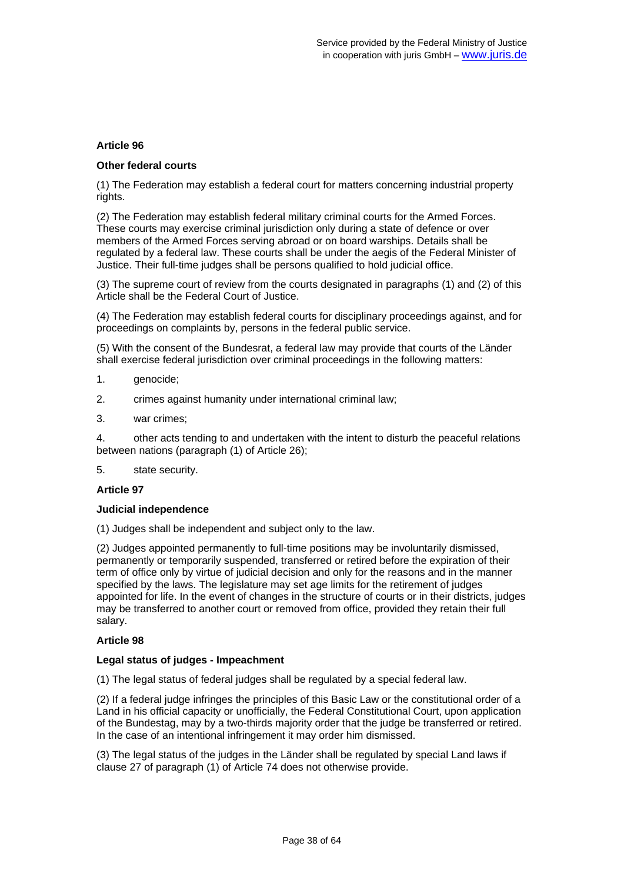#### Article 96

#### Other federal courts

(1) The Federation may establish a federal court for matters concerning industrial property rights.

(2) The Federation may establish federal military criminal courts for the Armed Forces. These courts may exercise criminal jurisdiction only during a state of defence or over members of the Armed Forces serving abroad or on board warships. Details shall be regulated by a federal law. These courts shall be under the aegis of the Federal Minister of Justice. Their full-time judges shall be persons qualified to hold judicial office.

(3) The supreme court of review from the courts designated in paragraphs (1) and (2) of this Article shall be the Federal Court of Justice.

(4) The Federation may establish federal courts for disciplinary proceedings against, and for proceedings on complaints by, persons in the federal public service.

(5) With the consent of the Bundesrat, a federal law may provide that courts of the Länder shall exercise federal jurisdiction over criminal proceedings in the following matters:

1. genocide;
2. crimes against humanity under international criminal law;
3. war crimes;
4. other acts tending to and undertaken with the intent to disturb the peaceful relations between nations (paragraph (1) of Article 26);
5. state security.

#### Article 97

#### Judicial independence

(1) Judges shall be independent and subject only to the law.

(2) Judges appointed permanently to full-time positions may be involuntarily dismissed, permanently or temporarily suspended, transferred or retired before the expiration of their term of office only by virtue of judicial decision and only for the reasons and in the manner specified by the laws. The legislature may set age limits for the retirement of judges appointed for life. In the event of changes in the structure of courts or in their districts, judges may be transferred to another court or removed from office, provided they retain their full salary.

#### Article 98

#### Legal status of judges - Impeachment

(1) The legal status of federal judges shall be regulated by a special federal law.

(2) If a federal judge infringes the principles of this Basic Law or the constitutional order of a Land in his official capacity or unofficially, the Federal Constitutional Court, upon application of the Bundestag, may by a two-thirds majority order that the judge be transferred or retired. In the case of an intentional infringement it may order him dismissed.

(3) The legal status of the judges in the Länder shall be regulated by special Land laws if clause 27 of paragraph (1) of Article 74 does not otherwise provide.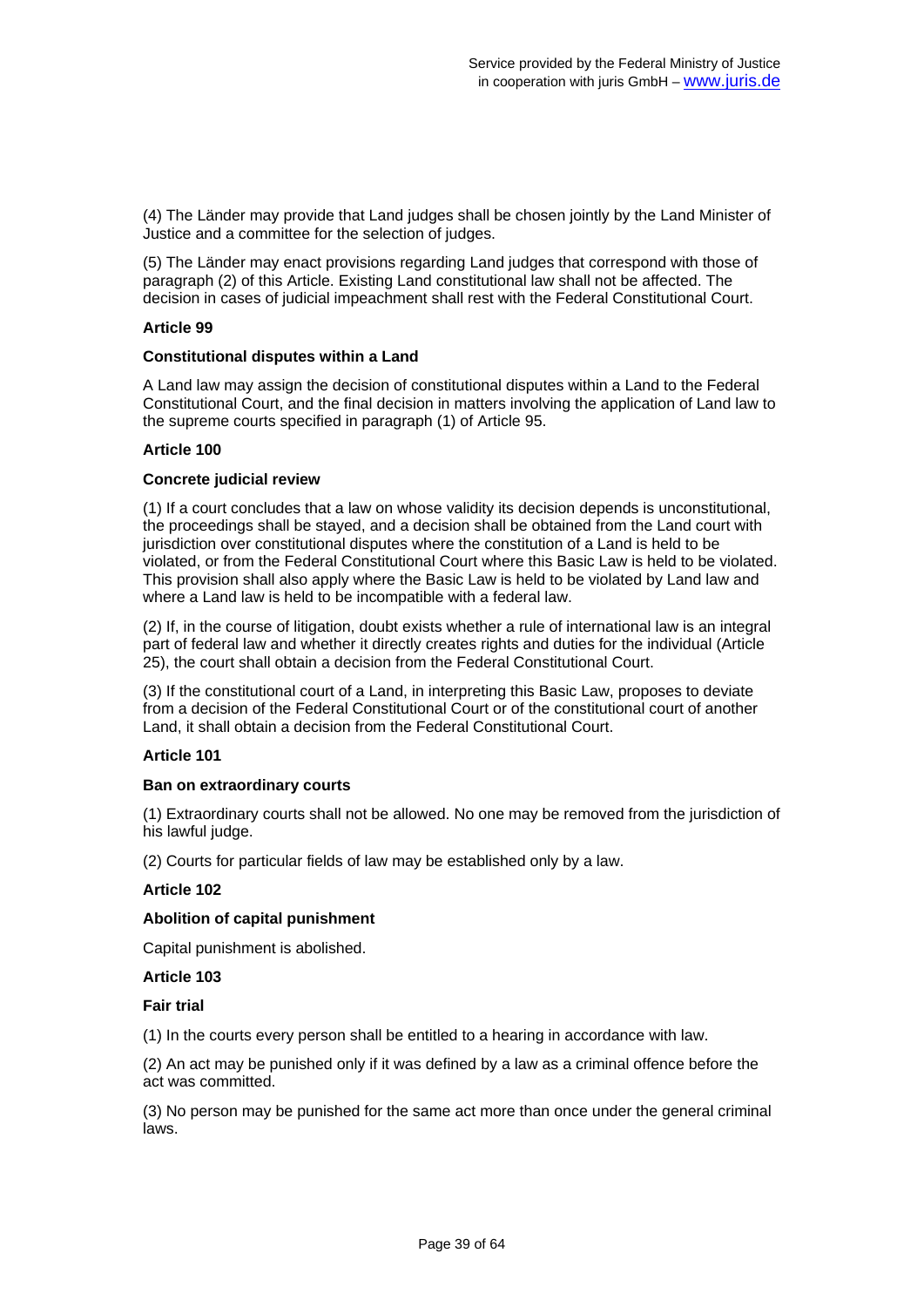(4) The Länder may provide that Land judges shall be chosen jointly by the Land Minister of Justice and a committee for the selection of judges.

(5) The Länder may enact provisions regarding Land judges that correspond with those of paragraph (2) of this Article. Existing Land constitutional law shall not be affected. The decision in cases of judicial impeachment shall rest with the Federal Constitutional Court.

**Article 99**

**Constitutional disputes within a Land**

A Land law may assign the decision of constitutional disputes within a Land to the Federal Constitutional Court, and the final decision in matters involving the application of Land law to the supreme courts specified in paragraph (1) of Article 95.

**Article 100**

**Concrete judicial review**

(1) If a court concludes that a law on whose validity its decision depends is unconstitutional, the proceedings shall be stayed, and a decision shall be obtained from the Land court with jurisdiction over constitutional disputes where the constitution of a Land is held to be violated, or from the Federal Constitutional Court where this Basic Law is held to be violated. This provision shall also apply where the Basic Law is held to be violated by Land law and where a Land law is held to be incompatible with a federal law.

(2) If, in the course of litigation, doubt exists whether a rule of international law is an integral part of federal law and whether it directly creates rights and duties for the individual (Article 25), the court shall obtain a decision from the Federal Constitutional Court.

(3) If the constitutional court of a Land, in interpreting this Basic Law, proposes to deviate from a decision of the Federal Constitutional Court or of the constitutional court of another Land, it shall obtain a decision from the Federal Constitutional Court.

**Article 101**

**Ban on extraordinary courts**

(1) Extraordinary courts shall not be allowed. No one may be removed from the jurisdiction of his lawful judge.

(2) Courts for particular fields of law may be established only by a law.

**Article 102**

**Abolition of capital punishment**

Capital punishment is abolished.

**Article 103**

**Fair trial**

(1) In the courts every person shall be entitled to a hearing in accordance with law.

(2) An act may be punished only if it was defined by a law as a criminal offence before the act was committed.

(3) No person may be punished for the same act more than once under the general criminal laws.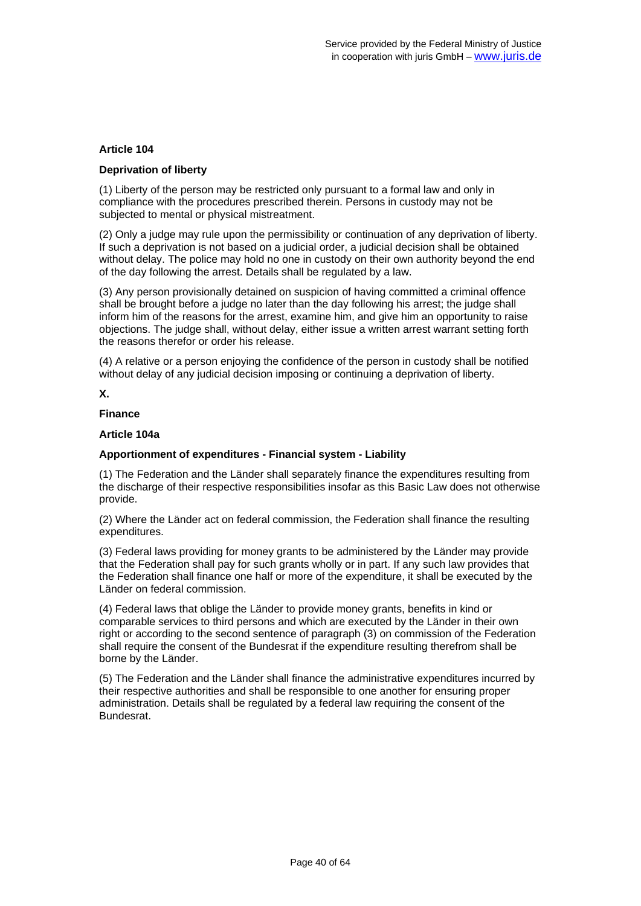### Article 104

#### Deprivation of liberty

(1) Liberty of the person may be restricted only pursuant to a formal law and only in compliance with the procedures prescribed therein. Persons in custody may not be subjected to mental or physical mistreatment.

(2) Only a judge may rule upon the permissibility or continuation of any deprivation of liberty. If such a deprivation is not based on a judicial order, a judicial decision shall be obtained without delay. The police may hold no one in custody on their own authority beyond the end of the day following the arrest. Details shall be regulated by a law.

(3) Any person provisionally detained on suspicion of having committed a criminal offence shall be brought before a judge no later than the day following his arrest; the judge shall inform him of the reasons for the arrest, examine him, and give him an opportunity to raise objections. The judge shall, without delay, either issue a written arrest warrant setting forth the reasons therefor or order his release.

(4) A relative or a person enjoying the confidence of the person in custody shall be notified without delay of any judicial decision imposing or continuing a deprivation of liberty.

## X.

## Finance

### Article 104a

#### Apportionment of expenditures - Financial system - Liability

(1) The Federation and the Länder shall separately finance the expenditures resulting from the discharge of their respective responsibilities insofar as this Basic Law does not otherwise provide.

(2) Where the Länder act on federal commission, the Federation shall finance the resulting expenditures.

(3) Federal laws providing for money grants to be administered by the Länder may provide that the Federation shall pay for such grants wholly or in part. If any such law provides that the Federation shall finance one half or more of the expenditure, it shall be executed by the Länder on federal commission.

(4) Federal laws that oblige the Länder to provide money grants, benefits in kind or comparable services to third persons and which are executed by the Länder in their own right or according to the second sentence of paragraph (3) on commission of the Federation shall require the consent of the Bundesrat if the expenditure resulting therefrom shall be borne by the Länder.

(5) The Federation and the Länder shall finance the administrative expenditures incurred by their respective authorities and shall be responsible to one another for ensuring proper administration. Details shall be regulated by a federal law requiring the consent of the Bundesrat.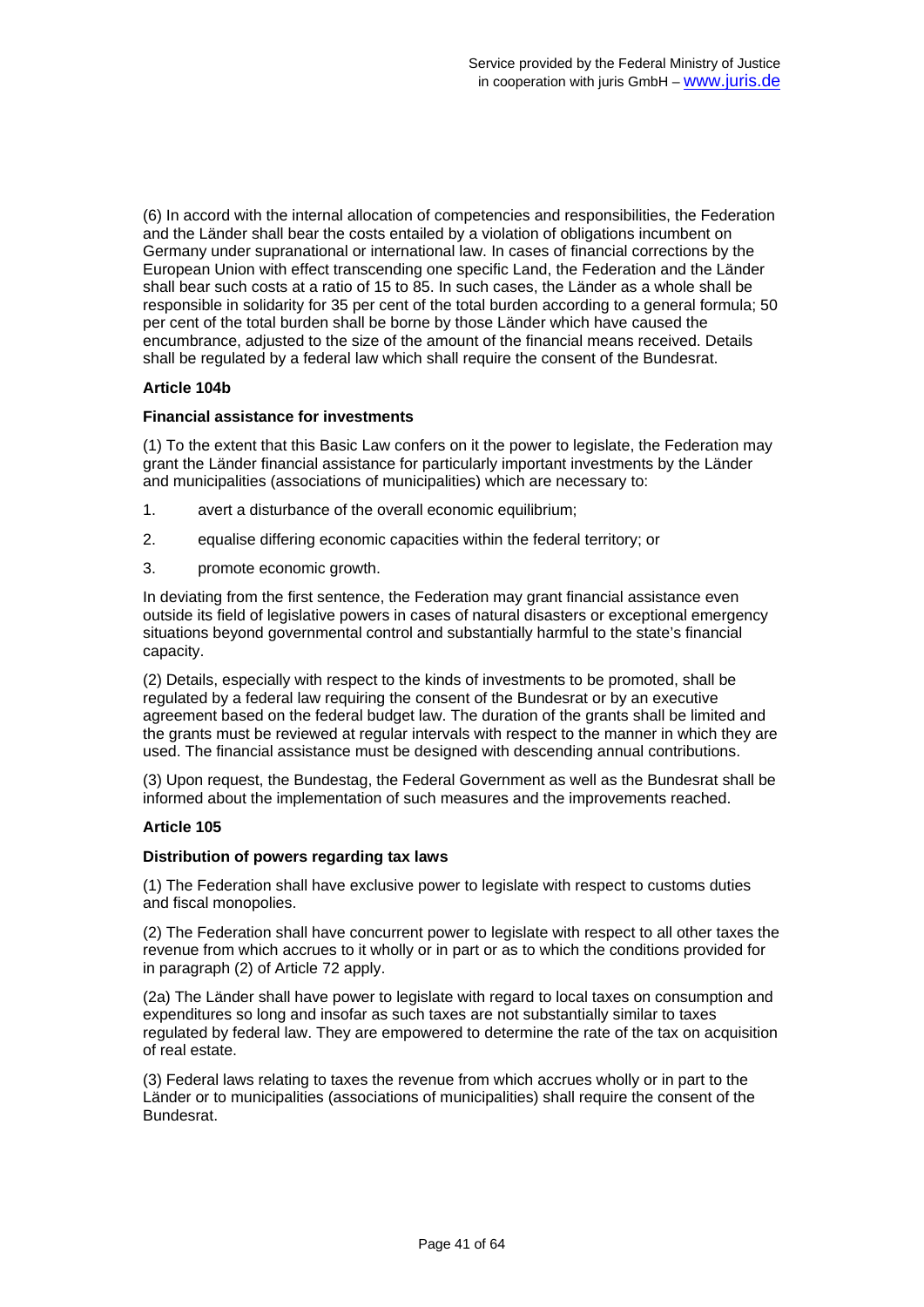(6) In accord with the internal allocation of competencies and responsibilities, the Federation and the Länder shall bear the costs entailed by a violation of obligations incumbent on Germany under supranational or international law. In cases of financial corrections by the European Union with effect transcending one specific Land, the Federation and the Länder shall bear such costs at a ratio of 15 to 85. In such cases, the Länder as a whole shall be responsible in solidarity for 35 per cent of the total burden according to a general formula; 50 per cent of the total burden shall be borne by those Länder which have caused the encumbrance, adjusted to the size of the amount of the financial means received. Details shall be regulated by a federal law which shall require the consent of the Bundesrat.

**Article 104b**

**Financial assistance for investments**

(1) To the extent that this Basic Law confers on it the power to legislate, the Federation may grant the Länder financial assistance for particularly important investments by the Länder and municipalities (associations of municipalities) which are necessary to:

1. avert a disturbance of the overall economic equilibrium;
2. equalise differing economic capacities within the federal territory; or
3. promote economic growth.

In deviating from the first sentence, the Federation may grant financial assistance even outside its field of legislative powers in cases of natural disasters or exceptional emergency situations beyond governmental control and substantially harmful to the state's financial capacity.

(2) Details, especially with respect to the kinds of investments to be promoted, shall be regulated by a federal law requiring the consent of the Bundesrat or by an executive agreement based on the federal budget law. The duration of the grants shall be limited and the grants must be reviewed at regular intervals with respect to the manner in which they are used. The financial assistance must be designed with descending annual contributions.

(3) Upon request, the Bundestag, the Federal Government as well as the Bundesrat shall be informed about the implementation of such measures and the improvements reached.

**Article 105**

**Distribution of powers regarding tax laws**

(1) The Federation shall have exclusive power to legislate with respect to customs duties and fiscal monopolies.

(2) The Federation shall have concurrent power to legislate with respect to all other taxes the revenue from which accrues to it wholly or in part or as to which the conditions provided for in paragraph (2) of Article 72 apply.

(2a) The Länder shall have power to legislate with regard to local taxes on consumption and expenditures so long and insofar as such taxes are not substantially similar to taxes regulated by federal law. They are empowered to determine the rate of the tax on acquisition of real estate.

(3) Federal laws relating to taxes the revenue from which accrues wholly or in part to the Länder or to municipalities (associations of municipalities) shall require the consent of the Bundesrat.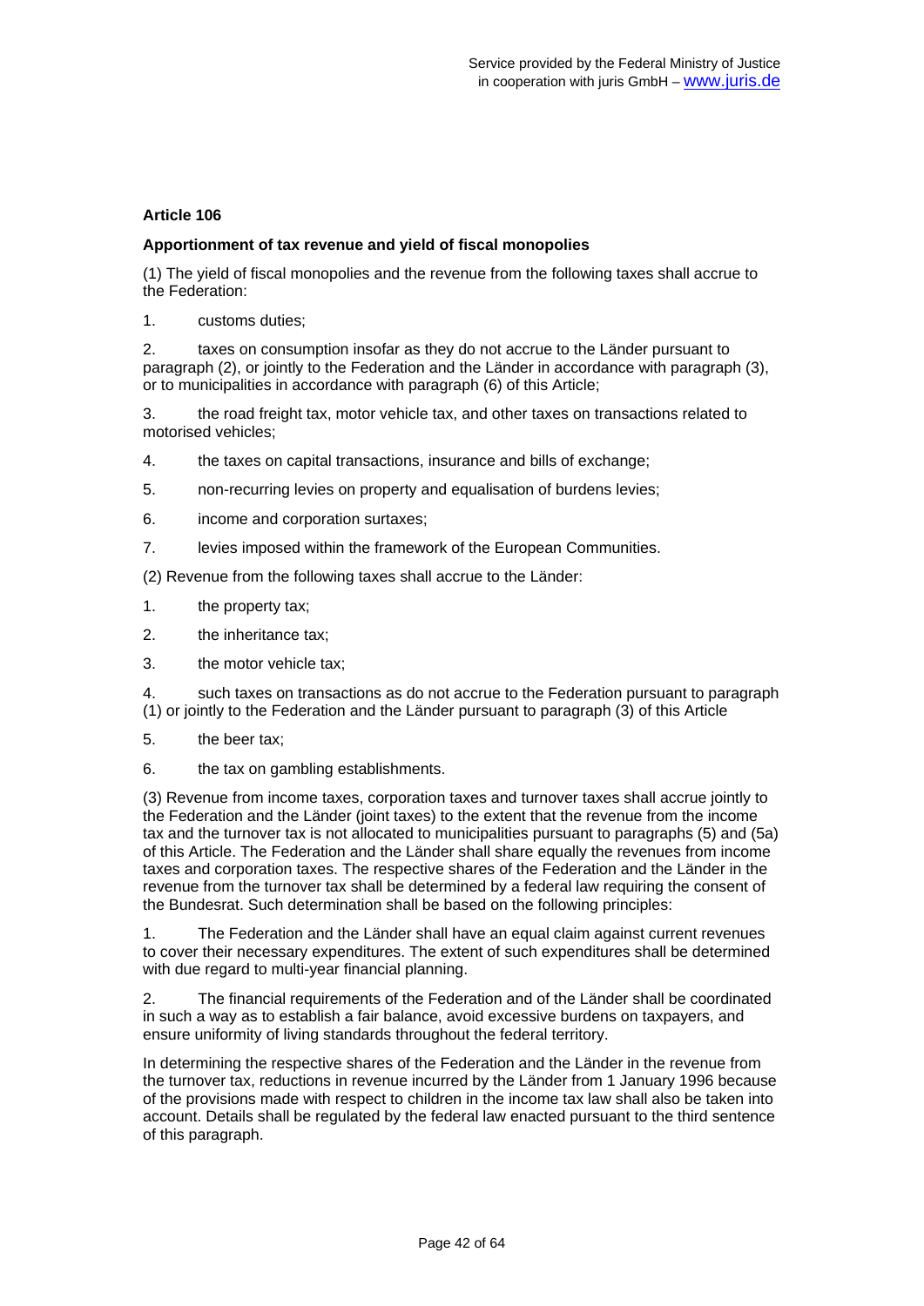### Article 106

#### Apportionment of tax revenue and yield of fiscal monopolies

(1) The yield of fiscal monopolies and the revenue from the following taxes shall accrue to the Federation:

1. customs duties;

2. taxes on consumption insofar as they do not accrue to the Länder pursuant to paragraph (2), or jointly to the Federation and the Länder in accordance with paragraph (3), or to municipalities in accordance with paragraph (6) of this Article;

3. the road freight tax, motor vehicle tax, and other taxes on transactions related to motorised vehicles;

4. the taxes on capital transactions, insurance and bills of exchange;

5. non-recurring levies on property and equalisation of burdens levies;

6. income and corporation surtaxes;

7. levies imposed within the framework of the European Communities.

(2) Revenue from the following taxes shall accrue to the Länder:

1. the property tax;

2. the inheritance tax;

3. the motor vehicle tax;

4. such taxes on transactions as do not accrue to the Federation pursuant to paragraph (1) or jointly to the Federation and the Länder pursuant to paragraph (3) of this Article

5. the beer tax;

6. the tax on gambling establishments.

(3) Revenue from income taxes, corporation taxes and turnover taxes shall accrue jointly to the Federation and the Länder (joint taxes) to the extent that the revenue from the income tax and the turnover tax is not allocated to municipalities pursuant to paragraphs (5) and (5a) of this Article. The Federation and the Länder shall share equally the revenues from income taxes and corporation taxes. The respective shares of the Federation and the Länder in the revenue from the turnover tax shall be determined by a federal law requiring the consent of the Bundesrat. Such determination shall be based on the following principles:

1. The Federation and the Länder shall have an equal claim against current revenues to cover their necessary expenditures. The extent of such expenditures shall be determined with due regard to multi-year financial planning.

2. The financial requirements of the Federation and of the Länder shall be coordinated in such a way as to establish a fair balance, avoid excessive burdens on taxpayers, and ensure uniformity of living standards throughout the federal territory.

In determining the respective shares of the Federation and the Länder in the revenue from the turnover tax, reductions in revenue incurred by the Länder from 1 January 1996 because of the provisions made with respect to children in the income tax law shall also be taken into account. Details shall be regulated by the federal law enacted pursuant to the third sentence of this paragraph.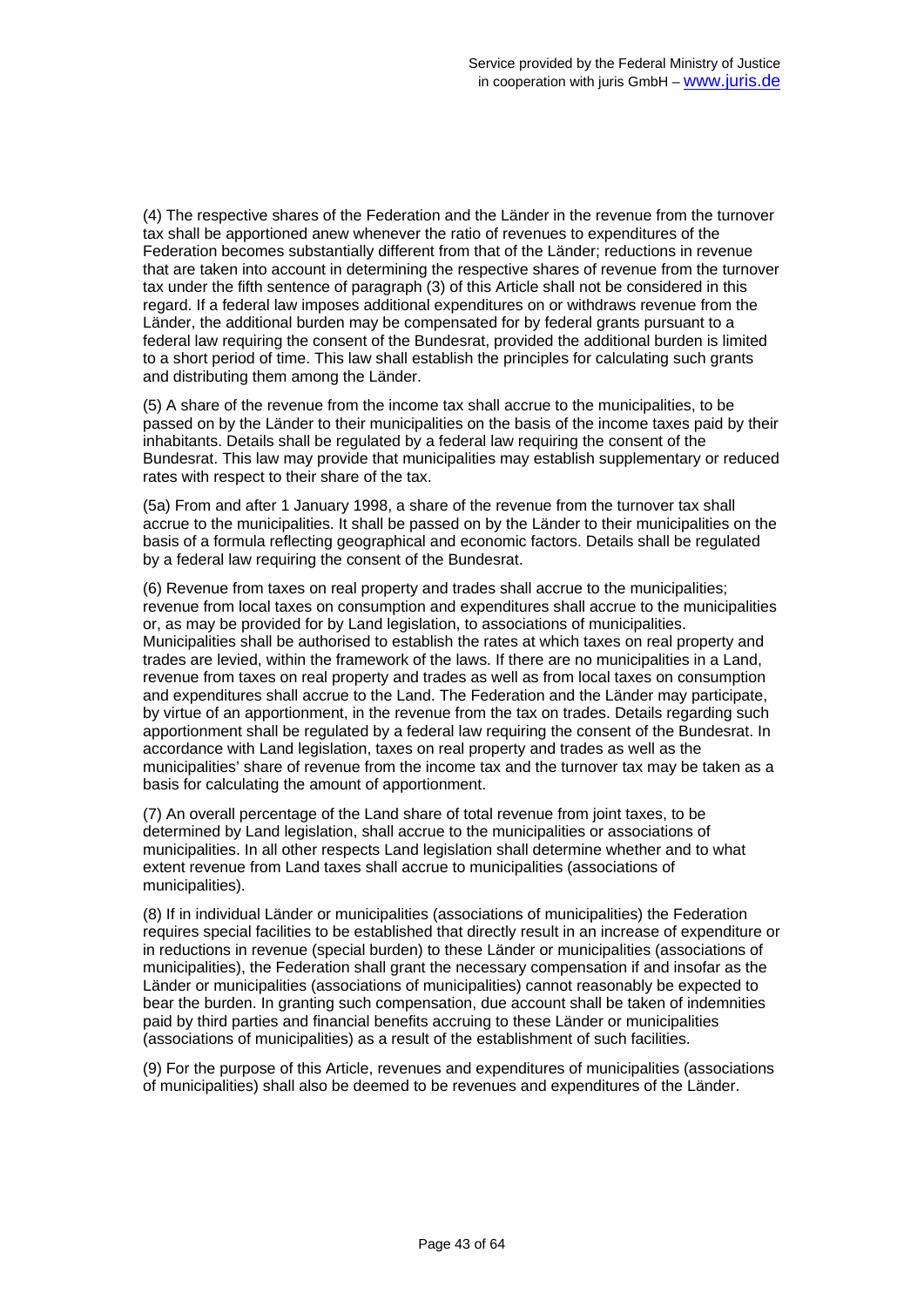(4) The respective shares of the Federation and the Länder in the revenue from the turnover tax shall be apportioned anew whenever the ratio of revenues to expenditures of the Federation becomes substantially different from that of the Länder; reductions in revenue that are taken into account in determining the respective shares of revenue from the turnover tax under the fifth sentence of paragraph (3) of this Article shall not be considered in this regard. If a federal law imposes additional expenditures on or withdraws revenue from the Länder, the additional burden may be compensated for by federal grants pursuant to a federal law requiring the consent of the Bundesrat, provided the additional burden is limited to a short period of time. This law shall establish the principles for calculating such grants and distributing them among the Länder.

(5) A share of the revenue from the income tax shall accrue to the municipalities, to be passed on by the Länder to their municipalities on the basis of the income taxes paid by their inhabitants. Details shall be regulated by a federal law requiring the consent of the Bundesrat. This law may provide that municipalities may establish supplementary or reduced rates with respect to their share of the tax.

(5a) From and after 1 January 1998, a share of the revenue from the turnover tax shall accrue to the municipalities. It shall be passed on by the Länder to their municipalities on the basis of a formula reflecting geographical and economic factors. Details shall be regulated by a federal law requiring the consent of the Bundesrat.

(6) Revenue from taxes on real property and trades shall accrue to the municipalities; revenue from local taxes on consumption and expenditures shall accrue to the municipalities or, as may be provided for by Land legislation, to associations of municipalities. Municipalities shall be authorised to establish the rates at which taxes on real property and trades are levied, within the framework of the laws. If there are no municipalities in a Land, revenue from taxes on real property and trades as well as from local taxes on consumption and expenditures shall accrue to the Land. The Federation and the Länder may participate, by virtue of an apportionment, in the revenue from the tax on trades. Details regarding such apportionment shall be regulated by a federal law requiring the consent of the Bundesrat. In accordance with Land legislation, taxes on real property and trades as well as the municipalities' share of revenue from the income tax and the turnover tax may be taken as a basis for calculating the amount of apportionment.

(7) An overall percentage of the Land share of total revenue from joint taxes, to be determined by Land legislation, shall accrue to the municipalities or associations of municipalities. In all other respects Land legislation shall determine whether and to what extent revenue from Land taxes shall accrue to municipalities (associations of municipalities).

(8) If in individual Länder or municipalities (associations of municipalities) the Federation requires special facilities to be established that directly result in an increase of expenditure or in reductions in revenue (special burden) to these Länder or municipalities (associations of municipalities), the Federation shall grant the necessary compensation if and insofar as the Länder or municipalities (associations of municipalities) cannot reasonably be expected to bear the burden. In granting such compensation, due account shall be taken of indemnities paid by third parties and financial benefits accruing to these Länder or municipalities (associations of municipalities) as a result of the establishment of such facilities.

(9) For the purpose of this Article, revenues and expenditures of municipalities (associations of municipalities) shall also be deemed to be revenues and expenditures of the Länder.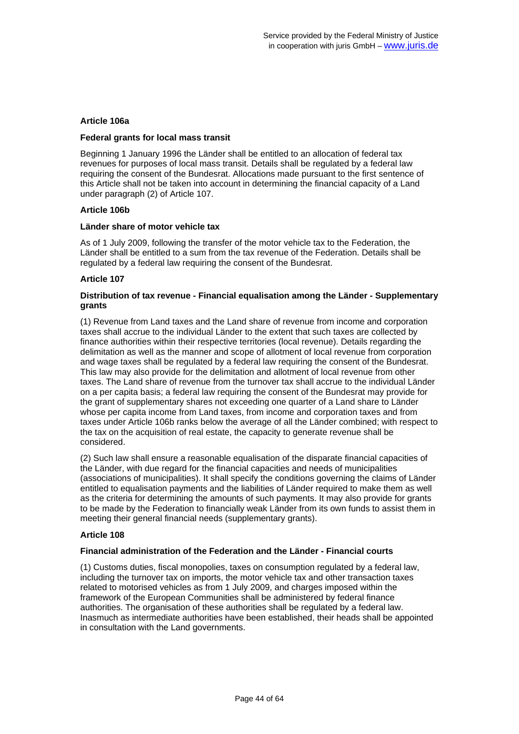#### Article 106a

#### Federal grants for local mass transit

Beginning 1 January 1996 the Länder shall be entitled to an allocation of federal tax revenues for purposes of local mass transit. Details shall be regulated by a federal law requiring the consent of the Bundesrat. Allocations made pursuant to the first sentence of this Article shall not be taken into account in determining the financial capacity of a Land under paragraph (2) of Article 107.

#### Article 106b

#### Länder share of motor vehicle tax

As of 1 July 2009, following the transfer of the motor vehicle tax to the Federation, the Länder shall be entitled to a sum from the tax revenue of the Federation. Details shall be regulated by a federal law requiring the consent of the Bundesrat.

#### Article 107

#### Distribution of tax revenue - Financial equalisation among the Länder - Supplementary grants

(1) Revenue from Land taxes and the Land share of revenue from income and corporation taxes shall accrue to the individual Länder to the extent that such taxes are collected by finance authorities within their respective territories (local revenue). Details regarding the delimitation as well as the manner and scope of allotment of local revenue from corporation and wage taxes shall be regulated by a federal law requiring the consent of the Bundesrat. This law may also provide for the delimitation and allotment of local revenue from other taxes. The Land share of revenue from the turnover tax shall accrue to the individual Länder on a per capita basis; a federal law requiring the consent of the Bundesrat may provide for the grant of supplementary shares not exceeding one quarter of a Land share to Länder whose per capita income from Land taxes, from income and corporation taxes and from taxes under Article 106b ranks below the average of all the Länder combined; with respect to the tax on the acquisition of real estate, the capacity to generate revenue shall be considered.

(2) Such law shall ensure a reasonable equalisation of the disparate financial capacities of the Länder, with due regard for the financial capacities and needs of municipalities (associations of municipalities). It shall specify the conditions governing the claims of Länder entitled to equalisation payments and the liabilities of Länder required to make them as well as the criteria for determining the amounts of such payments. It may also provide for grants to be made by the Federation to financially weak Länder from its own funds to assist them in meeting their general financial needs (supplementary grants).

#### Article 108

#### Financial administration of the Federation and the Länder - Financial courts

(1) Customs duties, fiscal monopolies, taxes on consumption regulated by a federal law, including the turnover tax on imports, the motor vehicle tax and other transaction taxes related to motorised vehicles as from 1 July 2009, and charges imposed within the framework of the European Communities shall be administered by federal finance authorities. The organisation of these authorities shall be regulated by a federal law. Inasmuch as intermediate authorities have been established, their heads shall be appointed in consultation with the Land governments.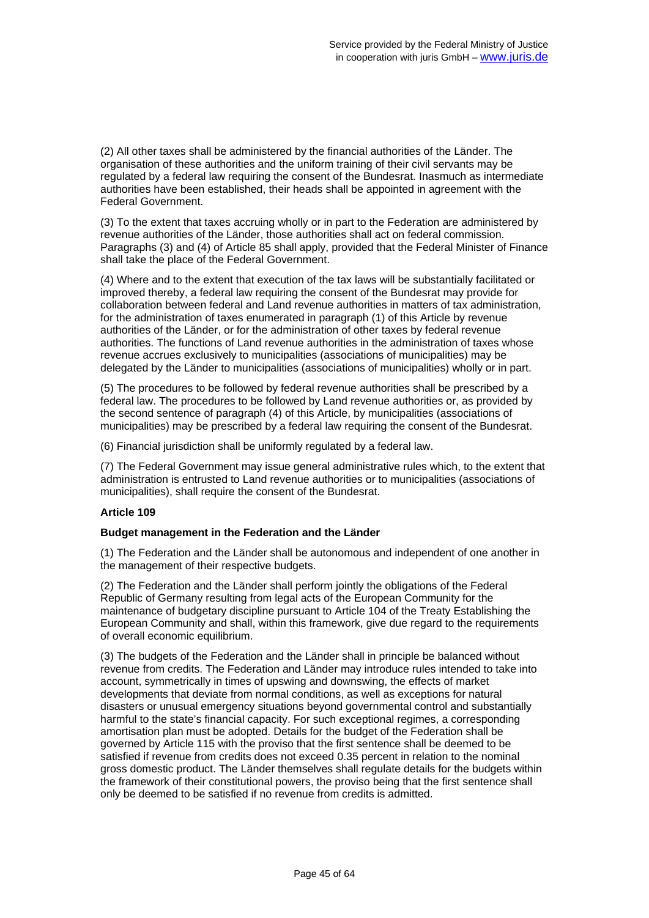(2) All other taxes shall be administered by the financial authorities of the Länder. The organisation of these authorities and the uniform training of their civil servants may be regulated by a federal law requiring the consent of the Bundesrat. Inasmuch as intermediate authorities have been established, their heads shall be appointed in agreement with the Federal Government.

(3) To the extent that taxes accruing wholly or in part to the Federation are administered by revenue authorities of the Länder, those authorities shall act on federal commission. Paragraphs (3) and (4) of Article 85 shall apply, provided that the Federal Minister of Finance shall take the place of the Federal Government.

(4) Where and to the extent that execution of the tax laws will be substantially facilitated or improved thereby, a federal law requiring the consent of the Bundesrat may provide for collaboration between federal and Land revenue authorities in matters of tax administration, for the administration of taxes enumerated in paragraph (1) of this Article by revenue authorities of the Länder, or for the administration of other taxes by federal revenue authorities. The functions of Land revenue authorities in the administration of taxes whose revenue accrues exclusively to municipalities (associations of municipalities) may be delegated by the Länder to municipalities (associations of municipalities) wholly or in part.

(5) The procedures to be followed by federal revenue authorities shall be prescribed by a federal law. The procedures to be followed by Land revenue authorities or, as provided by the second sentence of paragraph (4) of this Article, by municipalities (associations of municipalities) may be prescribed by a federal law requiring the consent of the Bundesrat.

(6) Financial jurisdiction shall be uniformly regulated by a federal law.

(7) The Federal Government may issue general administrative rules which, to the extent that administration is entrusted to Land revenue authorities or to municipalities (associations of municipalities), shall require the consent of the Bundesrat.

**Article 109**

**Budget management in the Federation and the Länder**

(1) The Federation and the Länder shall be autonomous and independent of one another in the management of their respective budgets.

(2) The Federation and the Länder shall perform jointly the obligations of the Federal Republic of Germany resulting from legal acts of the European Community for the maintenance of budgetary discipline pursuant to Article 104 of the Treaty Establishing the European Community and shall, within this framework, give due regard to the requirements of overall economic equilibrium.

(3) The budgets of the Federation and the Länder shall in principle be balanced without revenue from credits. The Federation and Länder may introduce rules intended to take into account, symmetrically in times of upswing and downswing, the effects of market developments that deviate from normal conditions, as well as exceptions for natural disasters or unusual emergency situations beyond governmental control and substantially harmful to the state's financial capacity. For such exceptional regimes, a corresponding amortisation plan must be adopted. Details for the budget of the Federation shall be governed by Article 115 with the proviso that the first sentence shall be deemed to be satisfied if revenue from credits does not exceed 0.35 percent in relation to the nominal gross domestic product. The Länder themselves shall regulate details for the budgets within the framework of their constitutional powers, the proviso being that the first sentence shall only be deemed to be satisfied if no revenue from credits is admitted.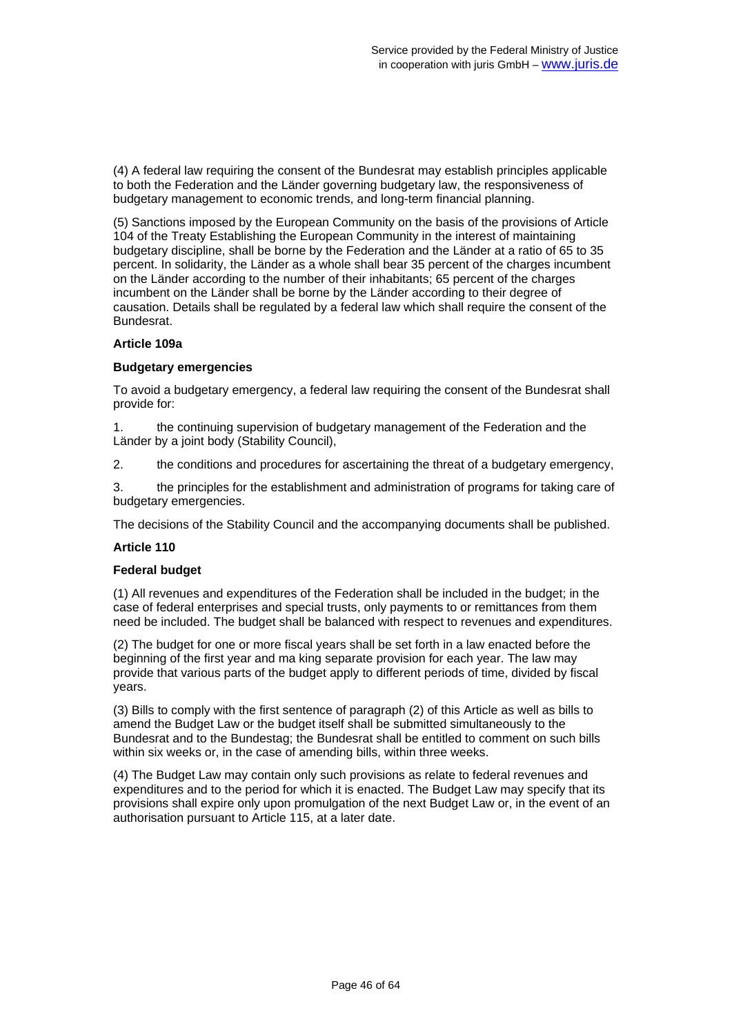(4) A federal law requiring the consent of the Bundesrat may establish principles applicable to both the Federation and the Länder governing budgetary law, the responsiveness of budgetary management to economic trends, and long-term financial planning.

(5) Sanctions imposed by the European Community on the basis of the provisions of Article 104 of the Treaty Establishing the European Community in the interest of maintaining budgetary discipline, shall be borne by the Federation and the Länder at a ratio of 65 to 35 percent. In solidarity, the Länder as a whole shall bear 35 percent of the charges incumbent on the Länder according to the number of their inhabitants; 65 percent of the charges incumbent on the Länder shall be borne by the Länder according to their degree of causation. Details shall be regulated by a federal law which shall require the consent of the Bundesrat.

**Article 109a**

**Budgetary emergencies**

To avoid a budgetary emergency, a federal law requiring the consent of the Bundesrat shall provide for:

1. the continuing supervision of budgetary management of the Federation and the Länder by a joint body (Stability Council),

2. the conditions and procedures for ascertaining the threat of a budgetary emergency,

3. the principles for the establishment and administration of programs for taking care of budgetary emergencies.

The decisions of the Stability Council and the accompanying documents shall be published.

**Article 110**

**Federal budget**

(1) All revenues and expenditures of the Federation shall be included in the budget; in the case of federal enterprises and special trusts, only payments to or remittances from them need be included. The budget shall be balanced with respect to revenues and expenditures.

(2) The budget for one or more fiscal years shall be set forth in a law enacted before the beginning of the first year and ma king separate provision for each year. The law may provide that various parts of the budget apply to different periods of time, divided by fiscal years.

(3) Bills to comply with the first sentence of paragraph (2) of this Article as well as bills to amend the Budget Law or the budget itself shall be submitted simultaneously to the Bundesrat and to the Bundestag; the Bundesrat shall be entitled to comment on such bills within six weeks or, in the case of amending bills, within three weeks.

(4) The Budget Law may contain only such provisions as relate to federal revenues and expenditures and to the period for which it is enacted. The Budget Law may specify that its provisions shall expire only upon promulgation of the next Budget Law or, in the event of an authorisation pursuant to Article 115, at a later date.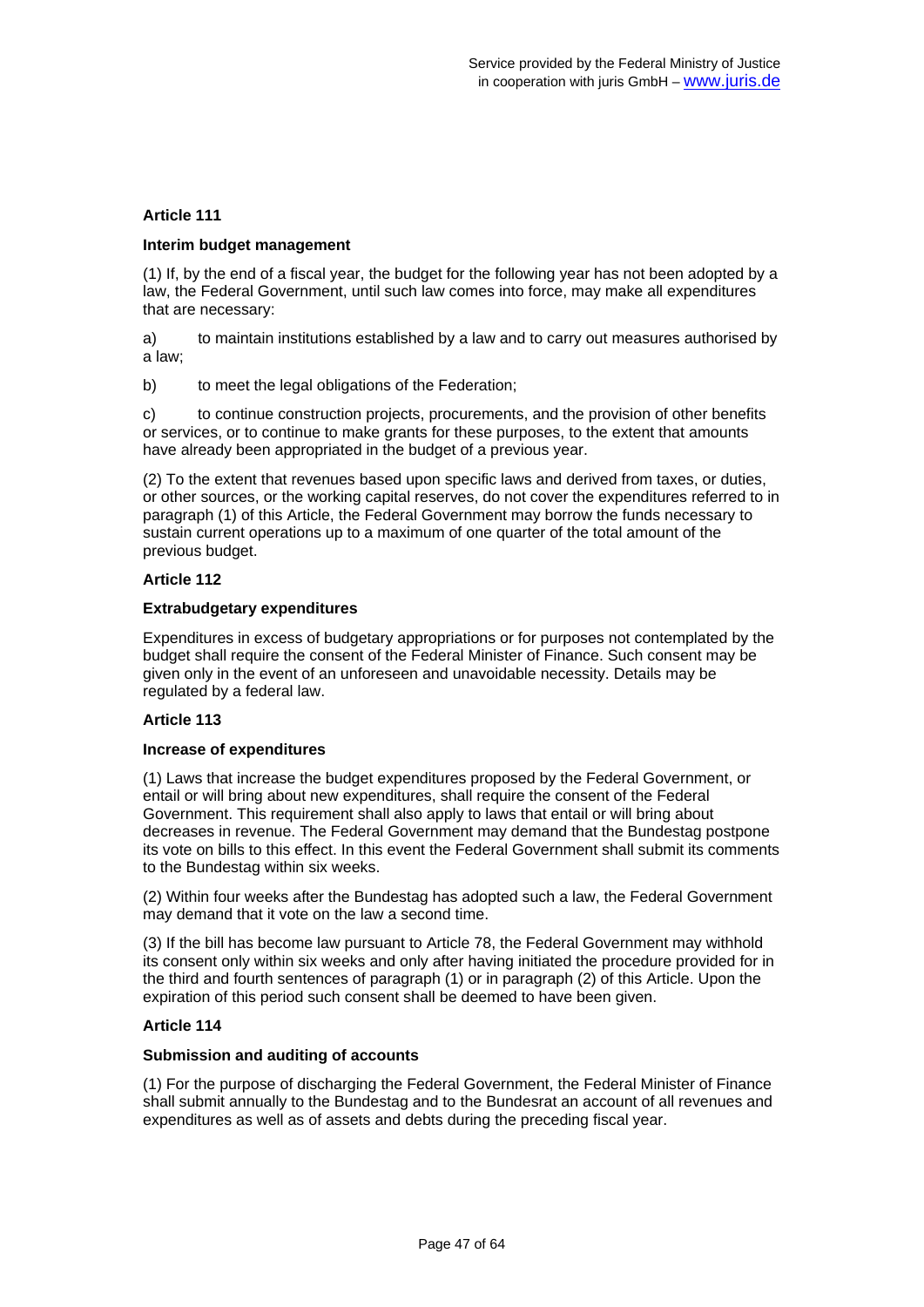### Article 111

#### Interim budget management

(1) If, by the end of a fiscal year, the budget for the following year has not been adopted by a law, the Federal Government, until such law comes into force, may make all expenditures that are necessary:

a) to maintain institutions established by a law and to carry out measures authorised by a law;

b) to meet the legal obligations of the Federation;

c) to continue construction projects, procurements, and the provision of other benefits or services, or to continue to make grants for these purposes, to the extent that amounts have already been appropriated in the budget of a previous year.

(2) To the extent that revenues based upon specific laws and derived from taxes, or duties, or other sources, or the working capital reserves, do not cover the expenditures referred to in paragraph (1) of this Article, the Federal Government may borrow the funds necessary to sustain current operations up to a maximum of one quarter of the total amount of the previous budget.

### Article 112

#### Extrabudgetary expenditures

Expenditures in excess of budgetary appropriations or for purposes not contemplated by the budget shall require the consent of the Federal Minister of Finance. Such consent may be given only in the event of an unforeseen and unavoidable necessity. Details may be regulated by a federal law.

### Article 113

#### Increase of expenditures

(1) Laws that increase the budget expenditures proposed by the Federal Government, or entail or will bring about new expenditures, shall require the consent of the Federal Government. This requirement shall also apply to laws that entail or will bring about decreases in revenue. The Federal Government may demand that the Bundestag postpone its vote on bills to this effect. In this event the Federal Government shall submit its comments to the Bundestag within six weeks.

(2) Within four weeks after the Bundestag has adopted such a law, the Federal Government may demand that it vote on the law a second time.

(3) If the bill has become law pursuant to Article 78, the Federal Government may withhold its consent only within six weeks and only after having initiated the procedure provided for in the third and fourth sentences of paragraph (1) or in paragraph (2) of this Article. Upon the expiration of this period such consent shall be deemed to have been given.

### Article 114

#### Submission and auditing of accounts

(1) For the purpose of discharging the Federal Government, the Federal Minister of Finance shall submit annually to the Bundestag and to the Bundesrat an account of all revenues and expenditures as well as of assets and debts during the preceding fiscal year.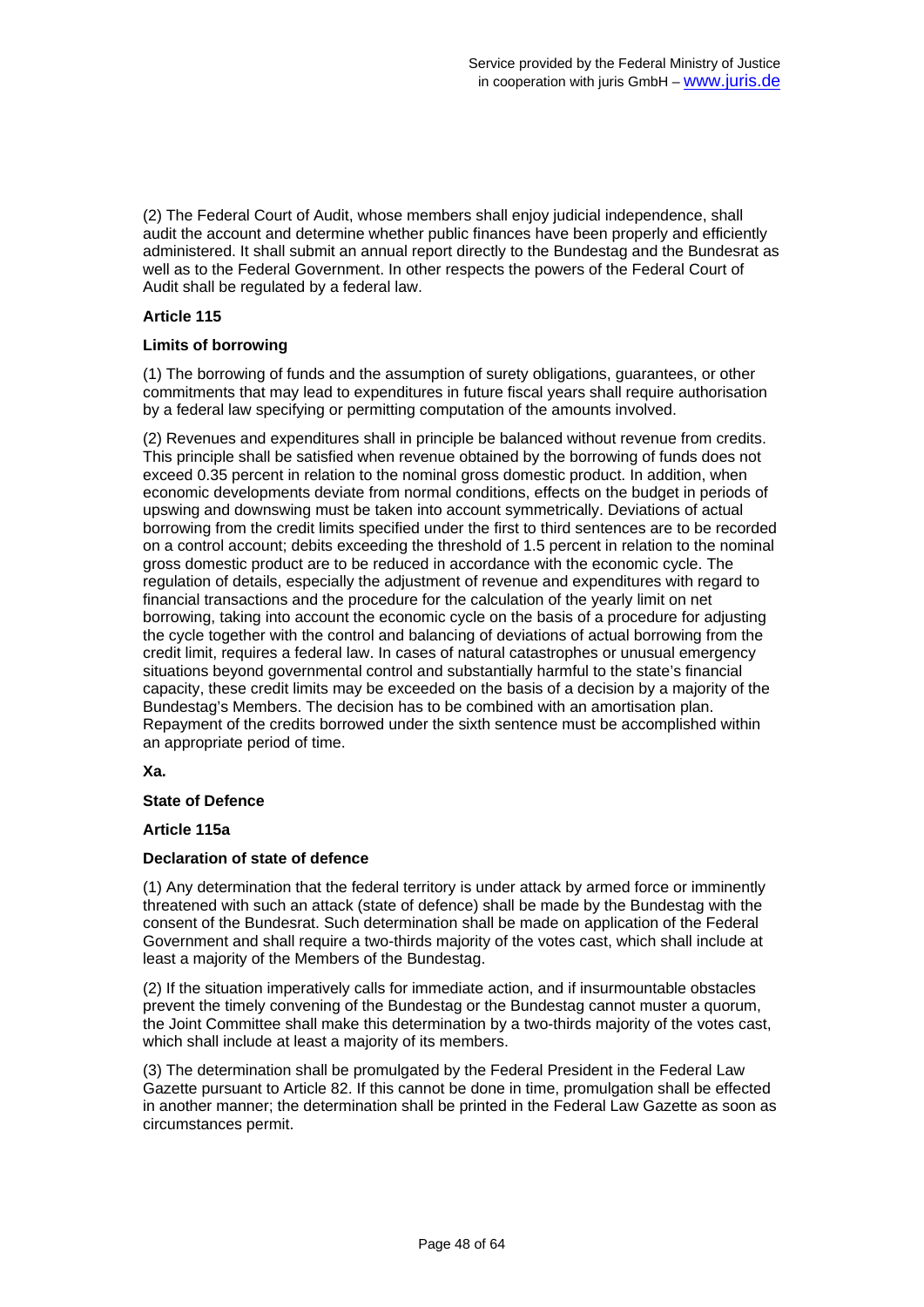(2) The Federal Court of Audit, whose members shall enjoy judicial independence, shall audit the account and determine whether public finances have been properly and efficiently administered. It shall submit an annual report directly to the Bundestag and the Bundesrat as well as to the Federal Government. In other respects the powers of the Federal Court of Audit shall be regulated by a federal law.

**Article 115**

**Limits of borrowing**

(1) The borrowing of funds and the assumption of surety obligations, guarantees, or other commitments that may lead to expenditures in future fiscal years shall require authorisation by a federal law specifying or permitting computation of the amounts involved.

(2) Revenues and expenditures shall in principle be balanced without revenue from credits. This principle shall be satisfied when revenue obtained by the borrowing of funds does not exceed 0.35 percent in relation to the nominal gross domestic product. In addition, when economic developments deviate from normal conditions, effects on the budget in periods of upswing and downswing must be taken into account symmetrically. Deviations of actual borrowing from the credit limits specified under the first to third sentences are to be recorded on a control account; debits exceeding the threshold of 1.5 percent in relation to the nominal gross domestic product are to be reduced in accordance with the economic cycle. The regulation of details, especially the adjustment of revenue and expenditures with regard to financial transactions and the procedure for the calculation of the yearly limit on net borrowing, taking into account the economic cycle on the basis of a procedure for adjusting the cycle together with the control and balancing of deviations of actual borrowing from the credit limit, requires a federal law. In cases of natural catastrophes or unusual emergency situations beyond governmental control and substantially harmful to the state's financial capacity, these credit limits may be exceeded on the basis of a decision by a majority of the Bundestag's Members. The decision has to be combined with an amortisation plan. Repayment of the credits borrowed under the sixth sentence must be accomplished within an appropriate period of time.

## Xa.

## State of Defence

**Article 115a**

**Declaration of state of defence**

(1) Any determination that the federal territory is under attack by armed force or imminently threatened with such an attack (state of defence) shall be made by the Bundestag with the consent of the Bundesrat. Such determination shall be made on application of the Federal Government and shall require a two-thirds majority of the votes cast, which shall include at least a majority of the Members of the Bundestag.

(2) If the situation imperatively calls for immediate action, and if insurmountable obstacles prevent the timely convening of the Bundestag or the Bundestag cannot muster a quorum, the Joint Committee shall make this determination by a two-thirds majority of the votes cast, which shall include at least a majority of its members.

(3) The determination shall be promulgated by the Federal President in the Federal Law Gazette pursuant to Article 82. If this cannot be done in time, promulgation shall be effected in another manner; the determination shall be printed in the Federal Law Gazette as soon as circumstances permit.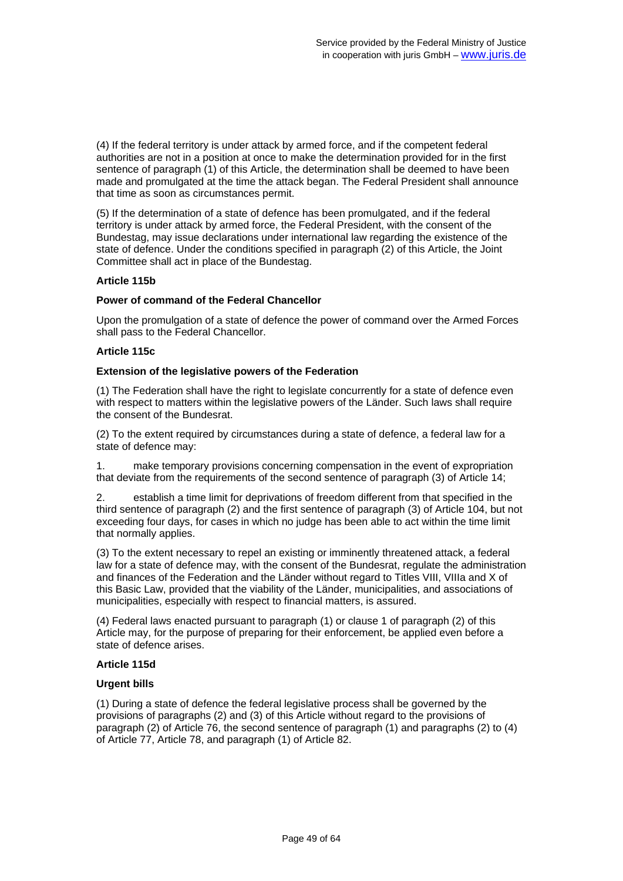(4) If the federal territory is under attack by armed force, and if the competent federal authorities are not in a position at once to make the determination provided for in the first sentence of paragraph (1) of this Article, the determination shall be deemed to have been made and promulgated at the time the attack began. The Federal President shall announce that time as soon as circumstances permit.

(5) If the determination of a state of defence has been promulgated, and if the federal territory is under attack by armed force, the Federal President, with the consent of the Bundestag, may issue declarations under international law regarding the existence of the state of defence. Under the conditions specified in paragraph (2) of this Article, the Joint Committee shall act in place of the Bundestag.

**Article 115b**

**Power of command of the Federal Chancellor**

Upon the promulgation of a state of defence the power of command over the Armed Forces shall pass to the Federal Chancellor.

**Article 115c**

**Extension of the legislative powers of the Federation**

(1) The Federation shall have the right to legislate concurrently for a state of defence even with respect to matters within the legislative powers of the Länder. Such laws shall require the consent of the Bundesrat.

(2) To the extent required by circumstances during a state of defence, a federal law for a state of defence may:

1. make temporary provisions concerning compensation in the event of expropriation that deviate from the requirements of the second sentence of paragraph (3) of Article 14;

2. establish a time limit for deprivations of freedom different from that specified in the third sentence of paragraph (2) and the first sentence of paragraph (3) of Article 104, but not exceeding four days, for cases in which no judge has been able to act within the time limit that normally applies.

(3) To the extent necessary to repel an existing or imminently threatened attack, a federal law for a state of defence may, with the consent of the Bundesrat, regulate the administration and finances of the Federation and the Länder without regard to Titles VIII, VIIIa and X of this Basic Law, provided that the viability of the Länder, municipalities, and associations of municipalities, especially with respect to financial matters, is assured.

(4) Federal laws enacted pursuant to paragraph (1) or clause 1 of paragraph (2) of this Article may, for the purpose of preparing for their enforcement, be applied even before a state of defence arises.

**Article 115d**

**Urgent bills**

(1) During a state of defence the federal legislative process shall be governed by the provisions of paragraphs (2) and (3) of this Article without regard to the provisions of paragraph (2) of Article 76, the second sentence of paragraph (1) and paragraphs (2) to (4) of Article 77, Article 78, and paragraph (1) of Article 82.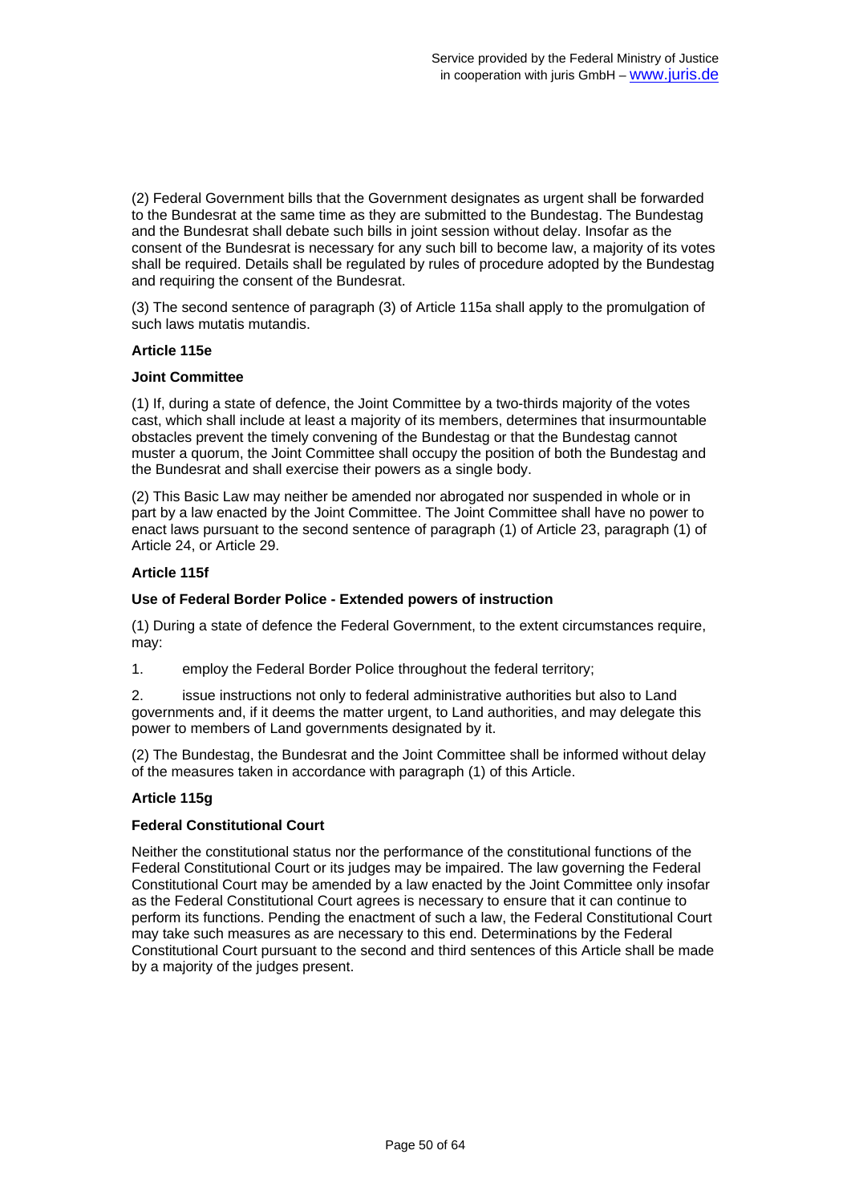(2) Federal Government bills that the Government designates as urgent shall be forwarded to the Bundesrat at the same time as they are submitted to the Bundestag. The Bundestag and the Bundesrat shall debate such bills in joint session without delay. Insofar as the consent of the Bundesrat is necessary for any such bill to become law, a majority of its votes shall be required. Details shall be regulated by rules of procedure adopted by the Bundestag and requiring the consent of the Bundesrat.

(3) The second sentence of paragraph (3) of Article 115a shall apply to the promulgation of such laws mutatis mutandis.

**Article 115e**

**Joint Committee**

(1) If, during a state of defence, the Joint Committee by a two-thirds majority of the votes cast, which shall include at least a majority of its members, determines that insurmountable obstacles prevent the timely convening of the Bundestag or that the Bundestag cannot muster a quorum, the Joint Committee shall occupy the position of both the Bundestag and the Bundesrat and shall exercise their powers as a single body.

(2) This Basic Law may neither be amended nor abrogated nor suspended in whole or in part by a law enacted by the Joint Committee. The Joint Committee shall have no power to enact laws pursuant to the second sentence of paragraph (1) of Article 23, paragraph (1) of Article 24, or Article 29.

**Article 115f**

**Use of Federal Border Police - Extended powers of instruction**

(1) During a state of defence the Federal Government, to the extent circumstances require, may:

1. employ the Federal Border Police throughout the federal territory;

2. issue instructions not only to federal administrative authorities but also to Land governments and, if it deems the matter urgent, to Land authorities, and may delegate this power to members of Land governments designated by it.

(2) The Bundestag, the Bundesrat and the Joint Committee shall be informed without delay of the measures taken in accordance with paragraph (1) of this Article.

**Article 115g**

**Federal Constitutional Court**

Neither the constitutional status nor the performance of the constitutional functions of the Federal Constitutional Court or its judges may be impaired. The law governing the Federal Constitutional Court may be amended by a law enacted by the Joint Committee only insofar as the Federal Constitutional Court agrees is necessary to ensure that it can continue to perform its functions. Pending the enactment of such a law, the Federal Constitutional Court may take such measures as are necessary to this end. Determinations by the Federal Constitutional Court pursuant to the second and third sentences of this Article shall be made by a majority of the judges present.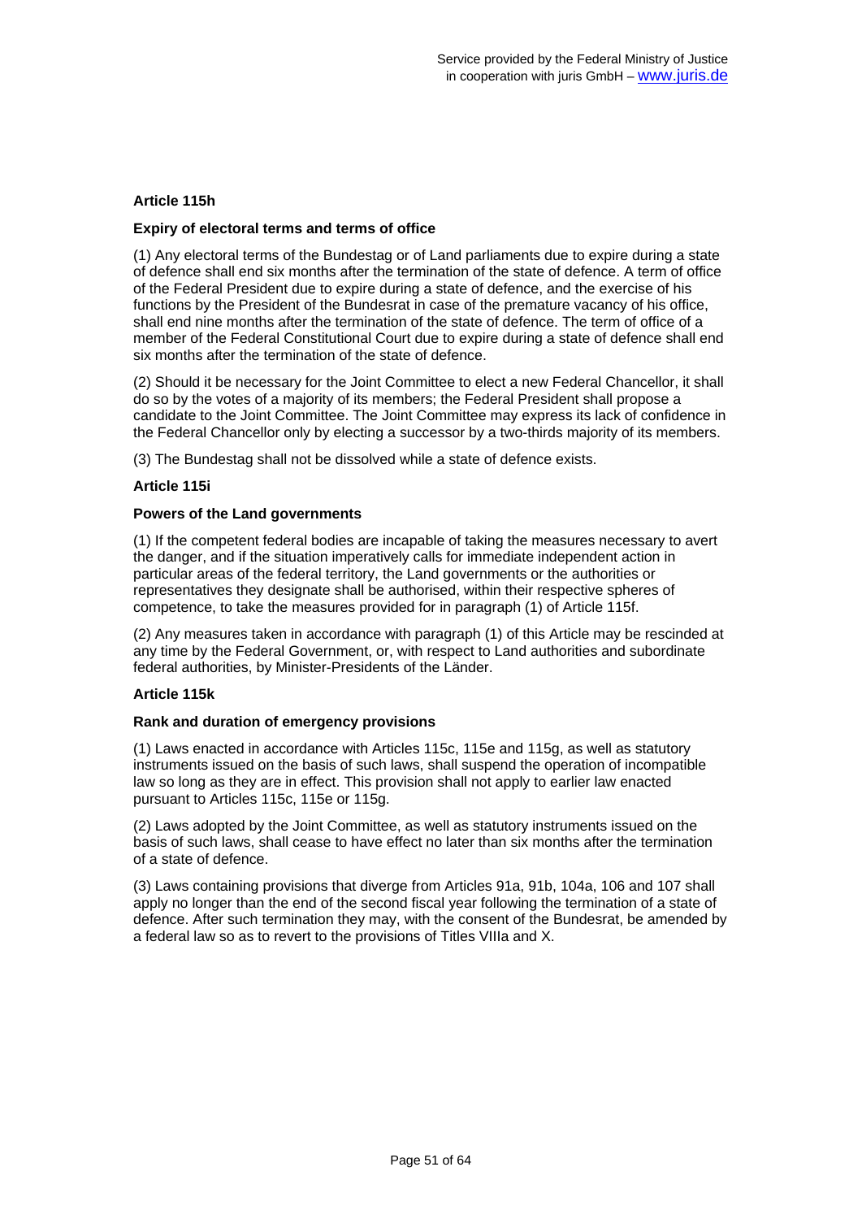**Article 115h**

**Expiry of electoral terms and terms of office**

(1) Any electoral terms of the Bundestag or of Land parliaments due to expire during a state of defence shall end six months after the termination of the state of defence. A term of office of the Federal President due to expire during a state of defence, and the exercise of his functions by the President of the Bundesrat in case of the premature vacancy of his office, shall end nine months after the termination of the state of defence. The term of office of a member of the Federal Constitutional Court due to expire during a state of defence shall end six months after the termination of the state of defence.

(2) Should it be necessary for the Joint Committee to elect a new Federal Chancellor, it shall do so by the votes of a majority of its members; the Federal President shall propose a candidate to the Joint Committee. The Joint Committee may express its lack of confidence in the Federal Chancellor only by electing a successor by a two-thirds majority of its members.

(3) The Bundestag shall not be dissolved while a state of defence exists.

**Article 115i**

**Powers of the Land governments**

(1) If the competent federal bodies are incapable of taking the measures necessary to avert the danger, and if the situation imperatively calls for immediate independent action in particular areas of the federal territory, the Land governments or the authorities or representatives they designate shall be authorised, within their respective spheres of competence, to take the measures provided for in paragraph (1) of Article 115f.

(2) Any measures taken in accordance with paragraph (1) of this Article may be rescinded at any time by the Federal Government, or, with respect to Land authorities and subordinate federal authorities, by Minister-Presidents of the Länder.

**Article 115k**

**Rank and duration of emergency provisions**

(1) Laws enacted in accordance with Articles 115c, 115e and 115g, as well as statutory instruments issued on the basis of such laws, shall suspend the operation of incompatible law so long as they are in effect. This provision shall not apply to earlier law enacted pursuant to Articles 115c, 115e or 115g.

(2) Laws adopted by the Joint Committee, as well as statutory instruments issued on the basis of such laws, shall cease to have effect no later than six months after the termination of a state of defence.

(3) Laws containing provisions that diverge from Articles 91a, 91b, 104a, 106 and 107 shall apply no longer than the end of the second fiscal year following the termination of a state of defence. After such termination they may, with the consent of the Bundesrat, be amended by a federal law so as to revert to the provisions of Titles VIIIa and X.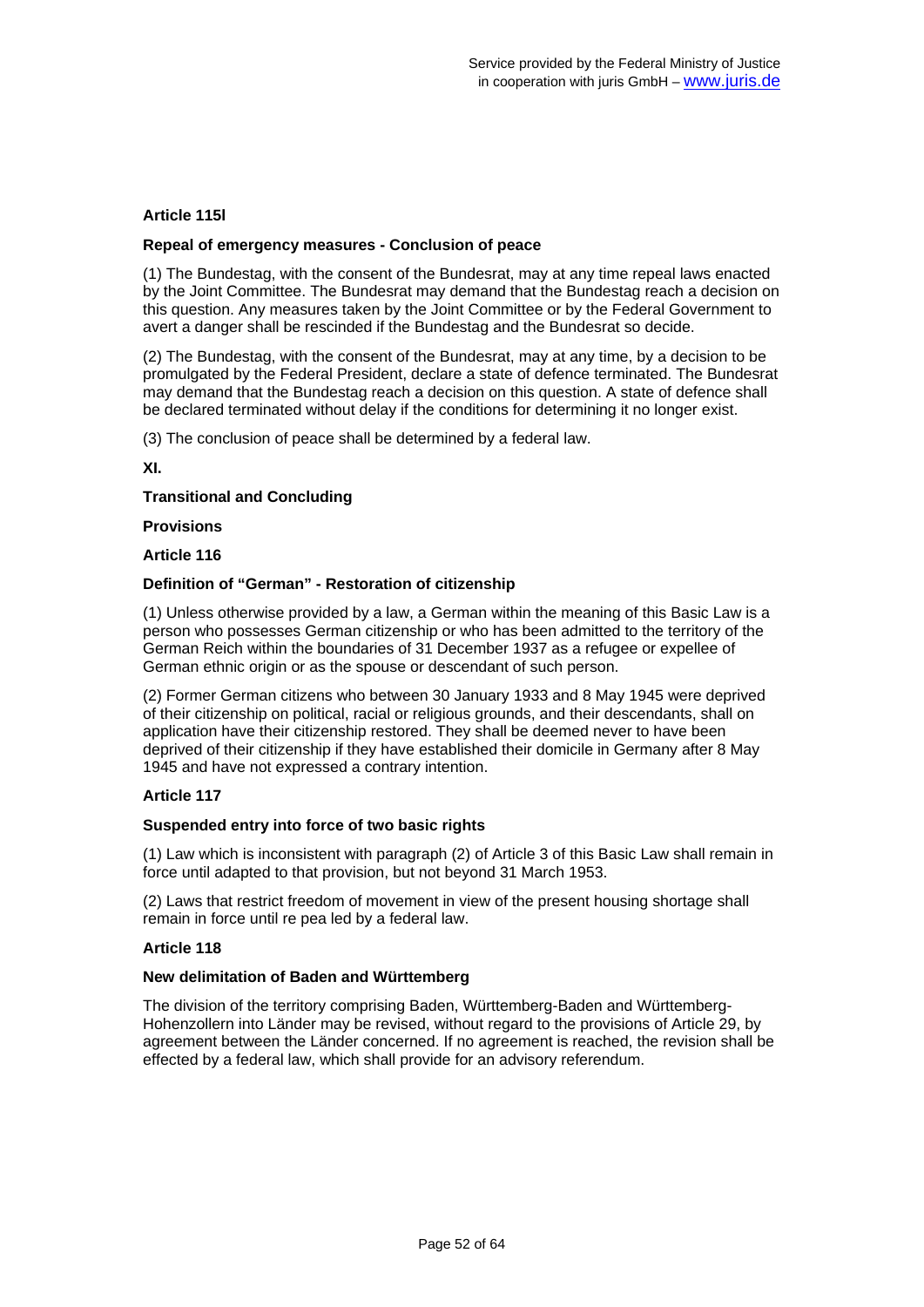**Article 115l**

**Repeal of emergency measures - Conclusion of peace**

(1) The Bundestag, with the consent of the Bundesrat, may at any time repeal laws enacted by the Joint Committee. The Bundesrat may demand that the Bundestag reach a decision on this question. Any measures taken by the Joint Committee or by the Federal Government to avert a danger shall be rescinded if the Bundestag and the Bundesrat so decide.

(2) The Bundestag, with the consent of the Bundesrat, may at any time, by a decision to be promulgated by the Federal President, declare a state of defence terminated. The Bundesrat may demand that the Bundestag reach a decision on this question. A state of defence shall be declared terminated without delay if the conditions for determining it no longer exist.

(3) The conclusion of peace shall be determined by a federal law.

**XI.**

**Transitional and Concluding**

**Provisions**

**Article 116**

**Definition of “German” - Restoration of citizenship**

(1) Unless otherwise provided by a law, a German within the meaning of this Basic Law is a person who possesses German citizenship or who has been admitted to the territory of the German Reich within the boundaries of 31 December 1937 as a refugee or expellee of German ethnic origin or as the spouse or descendant of such person.

(2) Former German citizens who between 30 January 1933 and 8 May 1945 were deprived of their citizenship on political, racial or religious grounds, and their descendants, shall on application have their citizenship restored. They shall be deemed never to have been deprived of their citizenship if they have established their domicile in Germany after 8 May 1945 and have not expressed a contrary intention.

**Article 117**

**Suspended entry into force of two basic rights**

(1) Law which is inconsistent with paragraph (2) of Article 3 of this Basic Law shall remain in force until adapted to that provision, but not beyond 31 March 1953.

(2) Laws that restrict freedom of movement in view of the present housing shortage shall remain in force until re pea led by a federal law.

**Article 118**

**New delimitation of Baden and Württemberg**

The division of the territory comprising Baden, Württemberg-Baden and Württemberg-Hohenzollern into Länder may be revised, without regard to the provisions of Article 29, by agreement between the Länder concerned. If no agreement is reached, the revision shall be effected by a federal law, which shall provide for an advisory referendum.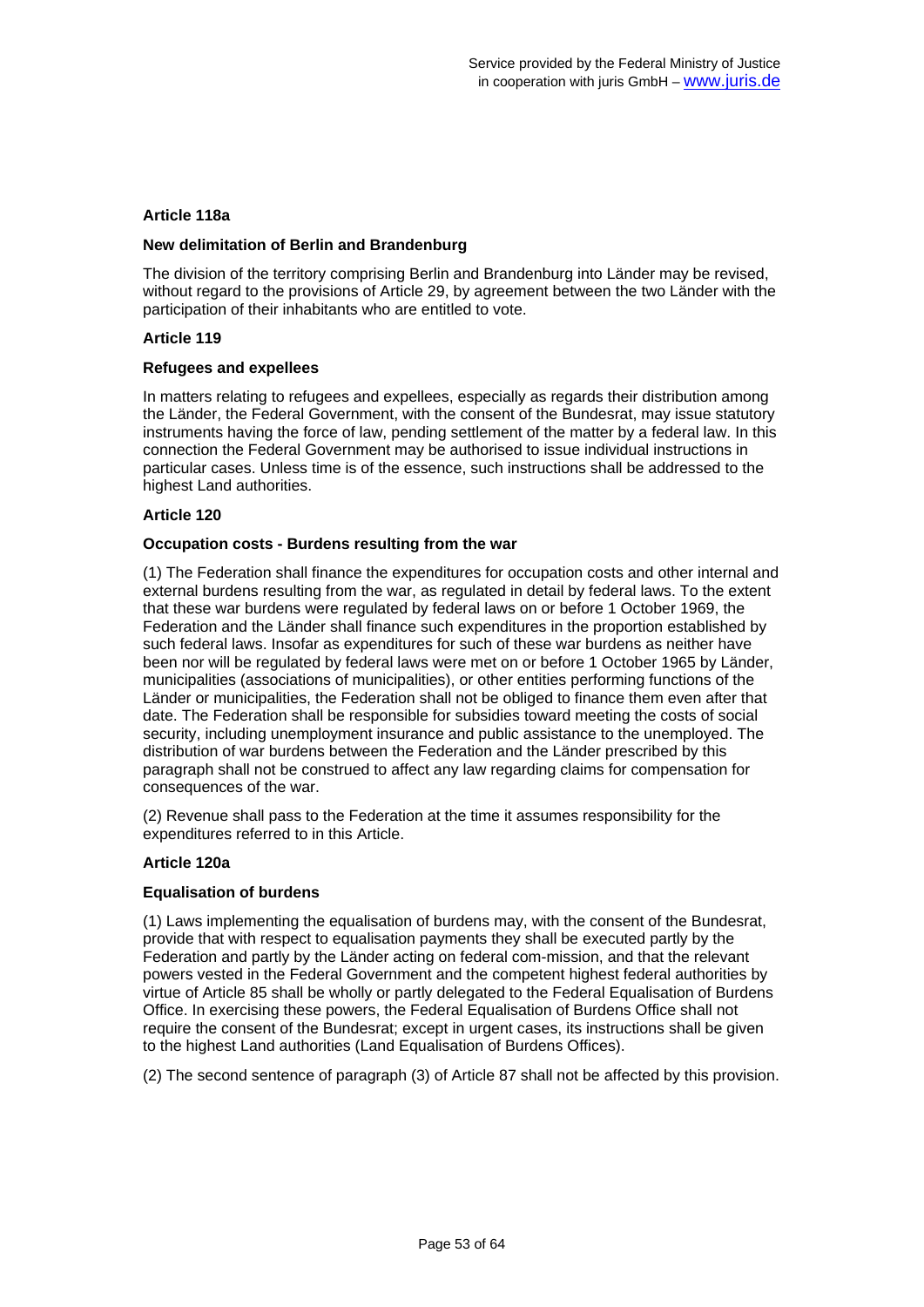#### Article 118a

#### New delimitation of Berlin and Brandenburg

The division of the territory comprising Berlin and Brandenburg into Länder may be revised, without regard to the provisions of Article 29, by agreement between the two Länder with the participation of their inhabitants who are entitled to vote.

#### Article 119

#### Refugees and expellees

In matters relating to refugees and expellees, especially as regards their distribution among the Länder, the Federal Government, with the consent of the Bundesrat, may issue statutory instruments having the force of law, pending settlement of the matter by a federal law. In this connection the Federal Government may be authorised to issue individual instructions in particular cases. Unless time is of the essence, such instructions shall be addressed to the highest Land authorities.

#### Article 120

#### Occupation costs - Burdens resulting from the war

(1) The Federation shall finance the expenditures for occupation costs and other internal and external burdens resulting from the war, as regulated in detail by federal laws. To the extent that these war burdens were regulated by federal laws on or before 1 October 1969, the Federation and the Länder shall finance such expenditures in the proportion established by such federal laws. Insofar as expenditures for such of these war burdens as neither have been nor will be regulated by federal laws were met on or before 1 October 1965 by Länder, municipalities (associations of municipalities), or other entities performing functions of the Länder or municipalities, the Federation shall not be obliged to finance them even after that date. The Federation shall be responsible for subsidies toward meeting the costs of social security, including unemployment insurance and public assistance to the unemployed. The distribution of war burdens between the Federation and the Länder prescribed by this paragraph shall not be construed to affect any law regarding claims for compensation for consequences of the war.

(2) Revenue shall pass to the Federation at the time it assumes responsibility for the expenditures referred to in this Article.

#### Article 120a

#### Equalisation of burdens

(1) Laws implementing the equalisation of burdens may, with the consent of the Bundesrat, provide that with respect to equalisation payments they shall be executed partly by the Federation and partly by the Länder acting on federal com-mission, and that the relevant powers vested in the Federal Government and the competent highest federal authorities by virtue of Article 85 shall be wholly or partly delegated to the Federal Equalisation of Burdens Office. In exercising these powers, the Federal Equalisation of Burdens Office shall not require the consent of the Bundesrat; except in urgent cases, its instructions shall be given to the highest Land authorities (Land Equalisation of Burdens Offices).

(2) The second sentence of paragraph (3) of Article 87 shall not be affected by this provision.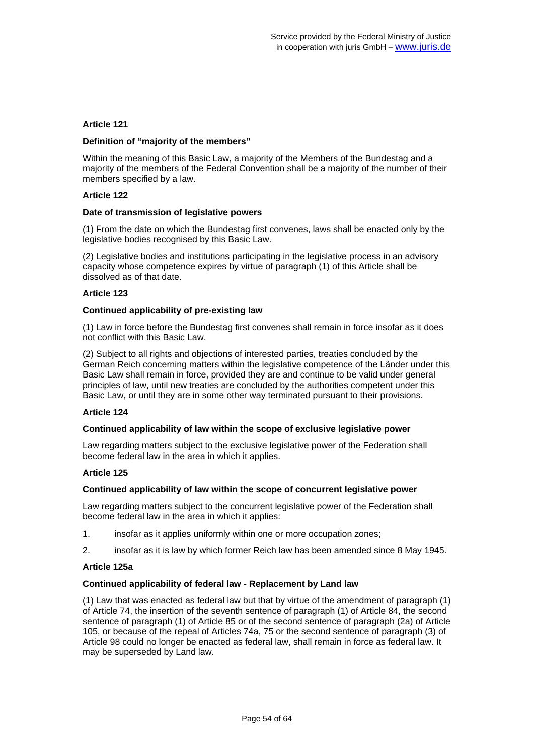### Article 121

#### Definition of "majority of the members"

Within the meaning of this Basic Law, a majority of the Members of the Bundestag and a majority of the members of the Federal Convention shall be a majority of the number of their members specified by a law.

### Article 122

#### Date of transmission of legislative powers

(1) From the date on which the Bundestag first convenes, laws shall be enacted only by the legislative bodies recognised by this Basic Law.

(2) Legislative bodies and institutions participating in the legislative process in an advisory capacity whose competence expires by virtue of paragraph (1) of this Article shall be dissolved as of that date.

### Article 123

#### Continued applicability of pre-existing law

(1) Law in force before the Bundestag first convenes shall remain in force insofar as it does not conflict with this Basic Law.

(2) Subject to all rights and objections of interested parties, treaties concluded by the German Reich concerning matters within the legislative competence of the Länder under this Basic Law shall remain in force, provided they are and continue to be valid under general principles of law, until new treaties are concluded by the authorities competent under this Basic Law, or until they are in some other way terminated pursuant to their provisions.

### Article 124

#### Continued applicability of law within the scope of exclusive legislative power

Law regarding matters subject to the exclusive legislative power of the Federation shall become federal law in the area in which it applies.

### Article 125

#### Continued applicability of law within the scope of concurrent legislative power

Law regarding matters subject to the concurrent legislative power of the Federation shall become federal law in the area in which it applies:

1. insofar as it applies uniformly within one or more occupation zones;
2. insofar as it is law by which former Reich law has been amended since 8 May 1945.

### Article 125a

#### Continued applicability of federal law - Replacement by Land law

(1) Law that was enacted as federal law but that by virtue of the amendment of paragraph (1) of Article 74, the insertion of the seventh sentence of paragraph (1) of Article 84, the second sentence of paragraph (1) of Article 85 or of the second sentence of paragraph (2a) of Article 105, or because of the repeal of Articles 74a, 75 or the second sentence of paragraph (3) of Article 98 could no longer be enacted as federal law, shall remain in force as federal law. It may be superseded by Land law.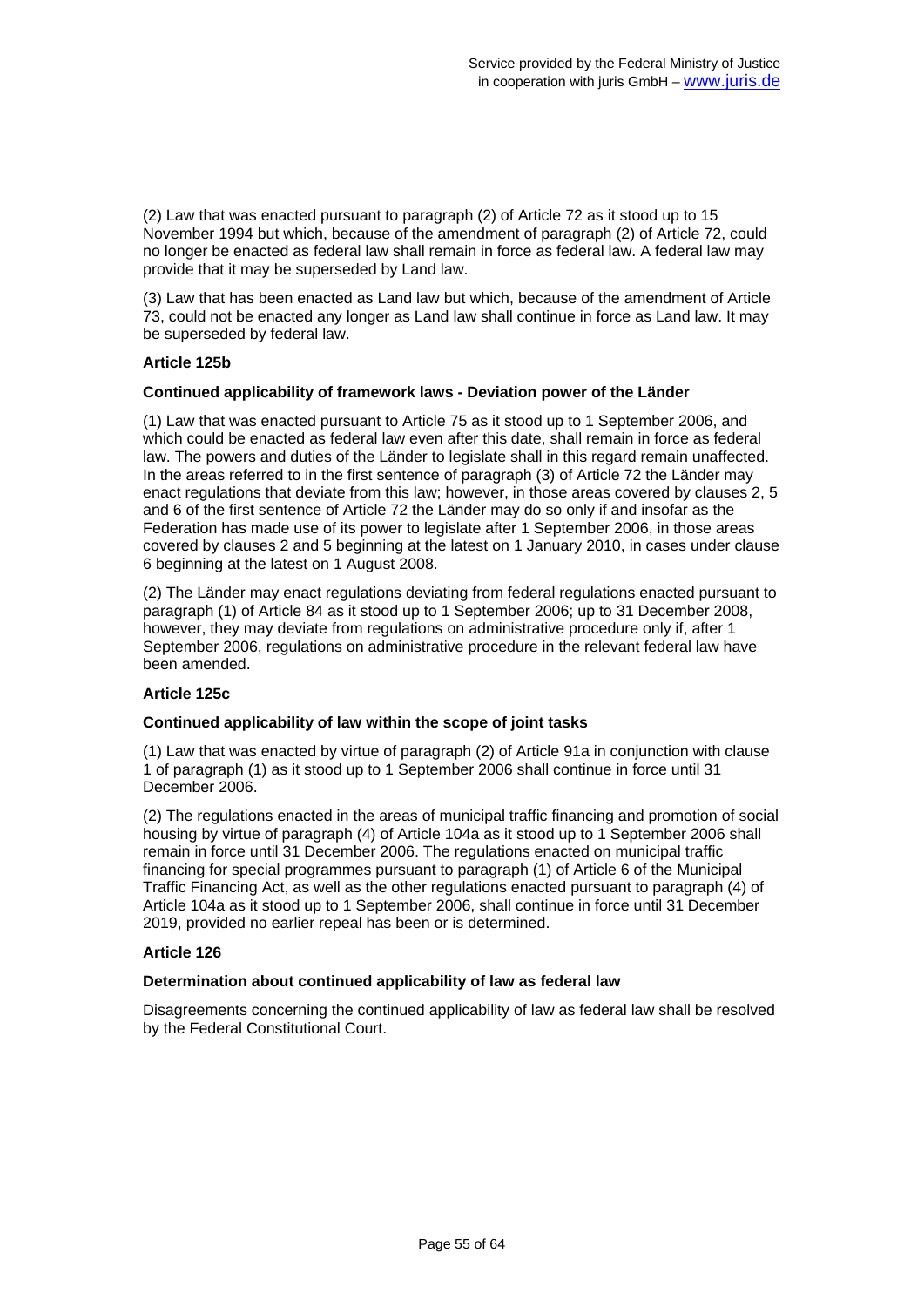(2) Law that was enacted pursuant to paragraph (2) of Article 72 as it stood up to 15 November 1994 but which, because of the amendment of paragraph (2) of Article 72, could no longer be enacted as federal law shall remain in force as federal law. A federal law may provide that it may be superseded by Land law.

(3) Law that has been enacted as Land law but which, because of the amendment of Article 73, could not be enacted any longer as Land law shall continue in force as Land law. It may be superseded by federal law.

**Article 125b**

**Continued applicability of framework laws - Deviation power of the Länder**

(1) Law that was enacted pursuant to Article 75 as it stood up to 1 September 2006, and which could be enacted as federal law even after this date, shall remain in force as federal law. The powers and duties of the Länder to legislate shall in this regard remain unaffected. In the areas referred to in the first sentence of paragraph (3) of Article 72 the Länder may enact regulations that deviate from this law; however, in those areas covered by clauses 2, 5 and 6 of the first sentence of Article 72 the Länder may do so only if and insofar as the Federation has made use of its power to legislate after 1 September 2006, in those areas covered by clauses 2 and 5 beginning at the latest on 1 January 2010, in cases under clause 6 beginning at the latest on 1 August 2008.

(2) The Länder may enact regulations deviating from federal regulations enacted pursuant to paragraph (1) of Article 84 as it stood up to 1 September 2006; up to 31 December 2008, however, they may deviate from regulations on administrative procedure only if, after 1 September 2006, regulations on administrative procedure in the relevant federal law have been amended.

**Article 125c**

**Continued applicability of law within the scope of joint tasks**

(1) Law that was enacted by virtue of paragraph (2) of Article 91a in conjunction with clause 1 of paragraph (1) as it stood up to 1 September 2006 shall continue in force until 31 December 2006.

(2) The regulations enacted in the areas of municipal traffic financing and promotion of social housing by virtue of paragraph (4) of Article 104a as it stood up to 1 September 2006 shall remain in force until 31 December 2006. The regulations enacted on municipal traffic financing for special programmes pursuant to paragraph (1) of Article 6 of the Municipal Traffic Financing Act, as well as the other regulations enacted pursuant to paragraph (4) of Article 104a as it stood up to 1 September 2006, shall continue in force until 31 December 2019, provided no earlier repeal has been or is determined.

**Article 126**

**Determination about continued applicability of law as federal law**

Disagreements concerning the continued applicability of law as federal law shall be resolved by the Federal Constitutional Court.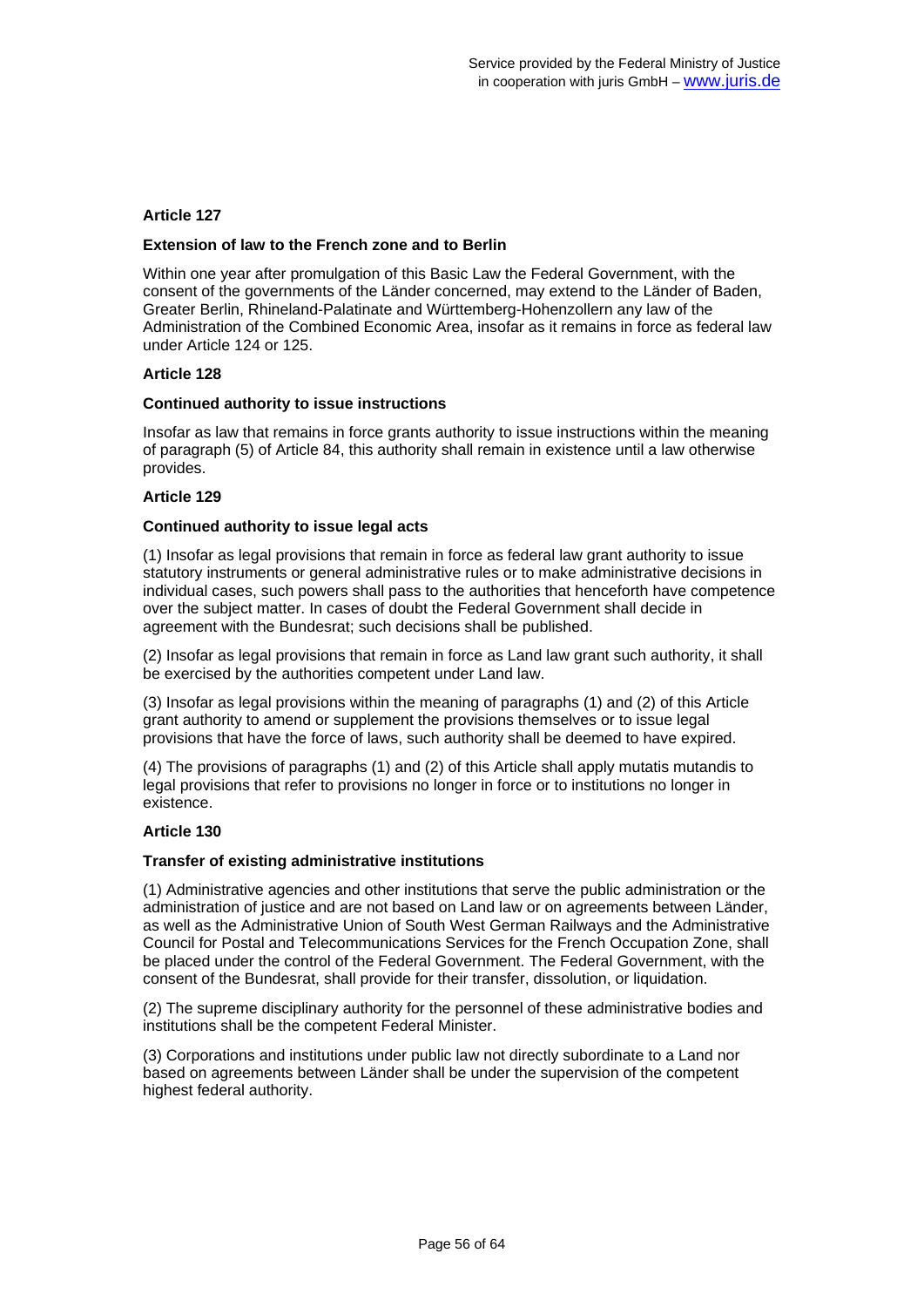**Article 127**

**Extension of law to the French zone and to Berlin**

Within one year after promulgation of this Basic Law the Federal Government, with the consent of the governments of the Länder concerned, may extend to the Länder of Baden, Greater Berlin, Rhineland-Palatinate and Württemberg-Hohenzollern any law of the Administration of the Combined Economic Area, insofar as it remains in force as federal law under Article 124 or 125.

**Article 128**

**Continued authority to issue instructions**

Insofar as law that remains in force grants authority to issue instructions within the meaning of paragraph (5) of Article 84, this authority shall remain in existence until a law otherwise provides.

**Article 129**

**Continued authority to issue legal acts**

(1) Insofar as legal provisions that remain in force as federal law grant authority to issue statutory instruments or general administrative rules or to make administrative decisions in individual cases, such powers shall pass to the authorities that henceforth have competence over the subject matter. In cases of doubt the Federal Government shall decide in agreement with the Bundesrat; such decisions shall be published.

(2) Insofar as legal provisions that remain in force as Land law grant such authority, it shall be exercised by the authorities competent under Land law.

(3) Insofar as legal provisions within the meaning of paragraphs (1) and (2) of this Article grant authority to amend or supplement the provisions themselves or to issue legal provisions that have the force of laws, such authority shall be deemed to have expired.

(4) The provisions of paragraphs (1) and (2) of this Article shall apply mutatis mutandis to legal provisions that refer to provisions no longer in force or to institutions no longer in existence.

**Article 130**

**Transfer of existing administrative institutions**

(1) Administrative agencies and other institutions that serve the public administration or the administration of justice and are not based on Land law or on agreements between Länder, as well as the Administrative Union of South West German Railways and the Administrative Council for Postal and Telecommunications Services for the French Occupation Zone, shall be placed under the control of the Federal Government. The Federal Government, with the consent of the Bundesrat, shall provide for their transfer, dissolution, or liquidation.

(2) The supreme disciplinary authority for the personnel of these administrative bodies and institutions shall be the competent Federal Minister.

(3) Corporations and institutions under public law not directly subordinate to a Land nor based on agreements between Länder shall be under the supervision of the competent highest federal authority.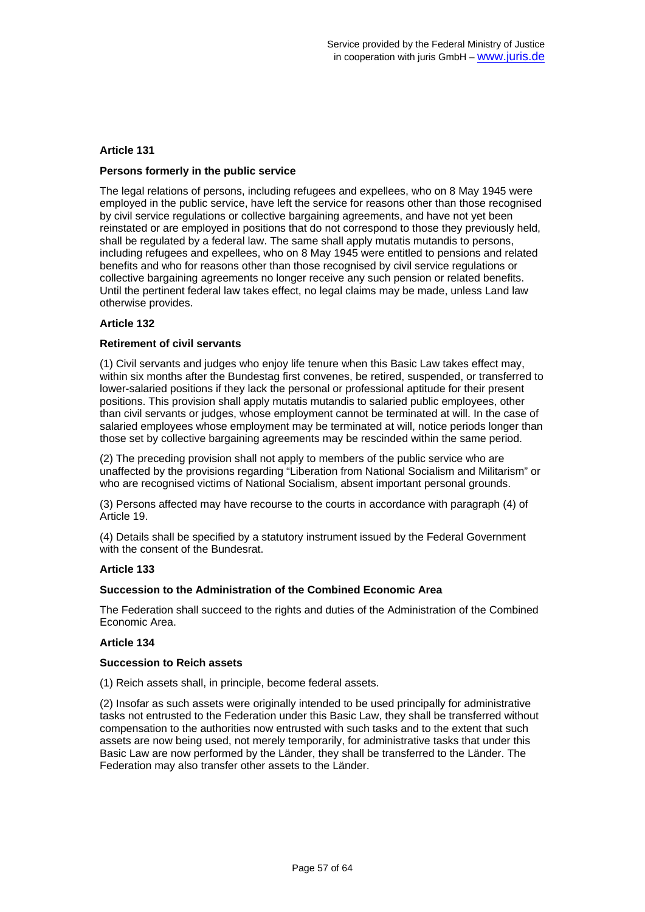**Article 131**

**Persons formerly in the public service**

The legal relations of persons, including refugees and expellees, who on 8 May 1945 were employed in the public service, have left the service for reasons other than those recognised by civil service regulations or collective bargaining agreements, and have not yet been reinstated or are employed in positions that do not correspond to those they previously held, shall be regulated by a federal law. The same shall apply mutatis mutandis to persons, including refugees and expellees, who on 8 May 1945 were entitled to pensions and related benefits and who for reasons other than those recognised by civil service regulations or collective bargaining agreements no longer receive any such pension or related benefits. Until the pertinent federal law takes effect, no legal claims may be made, unless Land law otherwise provides.

**Article 132**

**Retirement of civil servants**

(1) Civil servants and judges who enjoy life tenure when this Basic Law takes effect may, within six months after the Bundestag first convenes, be retired, suspended, or transferred to lower-salaried positions if they lack the personal or professional aptitude for their present positions. This provision shall apply mutatis mutandis to salaried public employees, other than civil servants or judges, whose employment cannot be terminated at will. In the case of salaried employees whose employment may be terminated at will, notice periods longer than those set by collective bargaining agreements may be rescinded within the same period.

(2) The preceding provision shall not apply to members of the public service who are unaffected by the provisions regarding "Liberation from National Socialism and Militarism" or who are recognised victims of National Socialism, absent important personal grounds.

(3) Persons affected may have recourse to the courts in accordance with paragraph (4) of Article 19.

(4) Details shall be specified by a statutory instrument issued by the Federal Government with the consent of the Bundesrat.

**Article 133**

**Succession to the Administration of the Combined Economic Area**

The Federation shall succeed to the rights and duties of the Administration of the Combined Economic Area.

**Article 134**

**Succession to Reich assets**

(1) Reich assets shall, in principle, become federal assets.

(2) Insofar as such assets were originally intended to be used principally for administrative tasks not entrusted to the Federation under this Basic Law, they shall be transferred without compensation to the authorities now entrusted with such tasks and to the extent that such assets are now being used, not merely temporarily, for administrative tasks that under this Basic Law are now performed by the Länder, they shall be transferred to the Länder. The Federation may also transfer other assets to the Länder.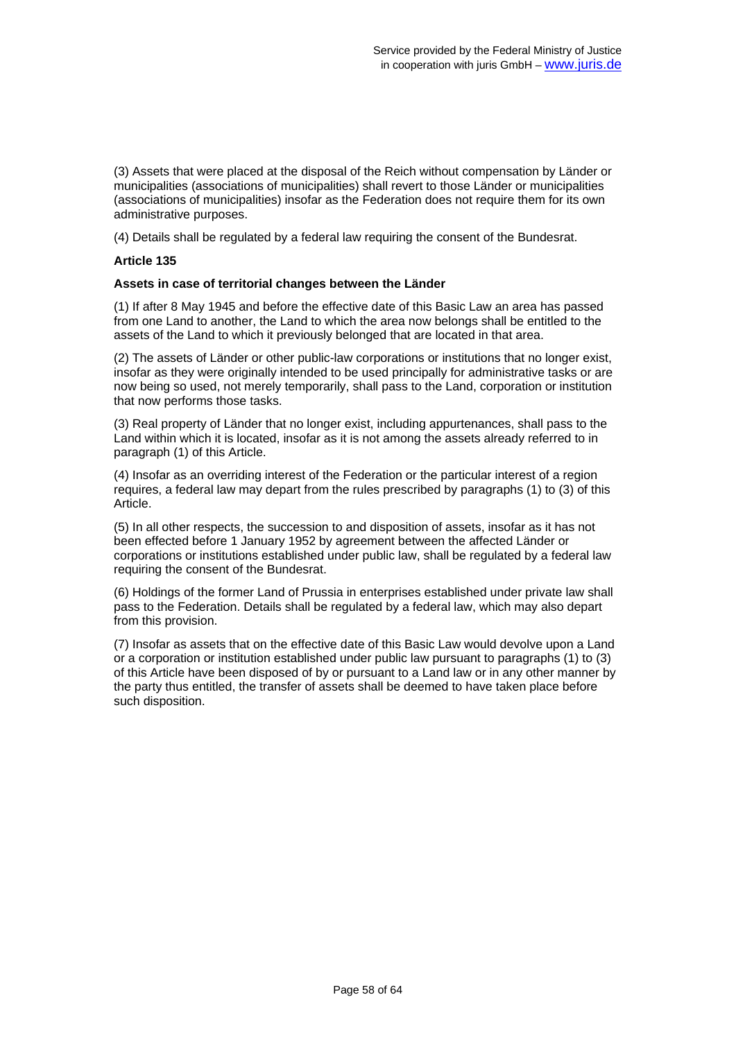(3) Assets that were placed at the disposal of the Reich without compensation by Länder or municipalities (associations of municipalities) shall revert to those Länder or municipalities (associations of municipalities) insofar as the Federation does not require them for its own administrative purposes.

(4) Details shall be regulated by a federal law requiring the consent of the Bundesrat.

**Article 135**

**Assets in case of territorial changes between the Länder**

(1) If after 8 May 1945 and before the effective date of this Basic Law an area has passed from one Land to another, the Land to which the area now belongs shall be entitled to the assets of the Land to which it previously belonged that are located in that area.

(2) The assets of Länder or other public-law corporations or institutions that no longer exist, insofar as they were originally intended to be used principally for administrative tasks or are now being so used, not merely temporarily, shall pass to the Land, corporation or institution that now performs those tasks.

(3) Real property of Länder that no longer exist, including appurtenances, shall pass to the Land within which it is located, insofar as it is not among the assets already referred to in paragraph (1) of this Article.

(4) Insofar as an overriding interest of the Federation or the particular interest of a region requires, a federal law may depart from the rules prescribed by paragraphs (1) to (3) of this Article.

(5) In all other respects, the succession to and disposition of assets, insofar as it has not been effected before 1 January 1952 by agreement between the affected Länder or corporations or institutions established under public law, shall be regulated by a federal law requiring the consent of the Bundesrat.

(6) Holdings of the former Land of Prussia in enterprises established under private law shall pass to the Federation. Details shall be regulated by a federal law, which may also depart from this provision.

(7) Insofar as assets that on the effective date of this Basic Law would devolve upon a Land or a corporation or institution established under public law pursuant to paragraphs (1) to (3) of this Article have been disposed of by or pursuant to a Land law or in any other manner by the party thus entitled, the transfer of assets shall be deemed to have taken place before such disposition.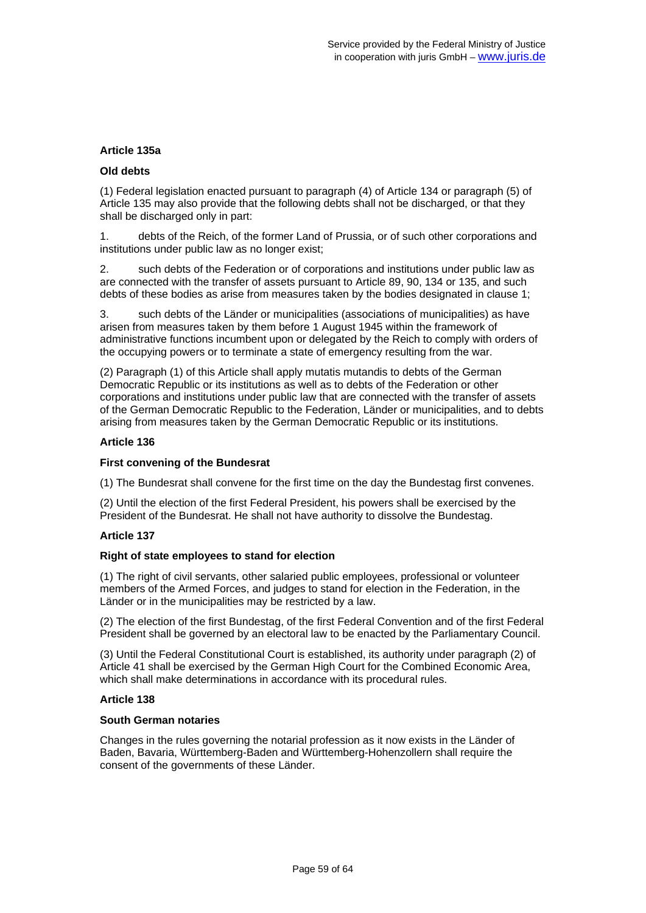**Article 135a**

**Old debts**

(1) Federal legislation enacted pursuant to paragraph (4) of Article 134 or paragraph (5) of Article 135 may also provide that the following debts shall not be discharged, or that they shall be discharged only in part:

1. debts of the Reich, of the former Land of Prussia, or of such other corporations and institutions under public law as no longer exist;

2. such debts of the Federation or of corporations and institutions under public law as are connected with the transfer of assets pursuant to Article 89, 90, 134 or 135, and such debts of these bodies as arise from measures taken by the bodies designated in clause 1;

3. such debts of the Länder or municipalities (associations of municipalities) as have arisen from measures taken by them before 1 August 1945 within the framework of administrative functions incumbent upon or delegated by the Reich to comply with orders of the occupying powers or to terminate a state of emergency resulting from the war.

(2) Paragraph (1) of this Article shall apply mutatis mutandis to debts of the German Democratic Republic or its institutions as well as to debts of the Federation or other corporations and institutions under public law that are connected with the transfer of assets of the German Democratic Republic to the Federation, Länder or municipalities, and to debts arising from measures taken by the German Democratic Republic or its institutions.

**Article 136**

**First convening of the Bundesrat**

(1) The Bundesrat shall convene for the first time on the day the Bundestag first convenes.

(2) Until the election of the first Federal President, his powers shall be exercised by the President of the Bundesrat. He shall not have authority to dissolve the Bundestag.

**Article 137**

**Right of state employees to stand for election**

(1) The right of civil servants, other salaried public employees, professional or volunteer members of the Armed Forces, and judges to stand for election in the Federation, in the Länder or in the municipalities may be restricted by a law.

(2) The election of the first Bundestag, of the first Federal Convention and of the first Federal President shall be governed by an electoral law to be enacted by the Parliamentary Council.

(3) Until the Federal Constitutional Court is established, its authority under paragraph (2) of Article 41 shall be exercised by the German High Court for the Combined Economic Area, which shall make determinations in accordance with its procedural rules.

**Article 138**

**South German notaries**

Changes in the rules governing the notarial profession as it now exists in the Länder of Baden, Bavaria, Württemberg-Baden and Württemberg-Hohenzollern shall require the consent of the governments of these Länder.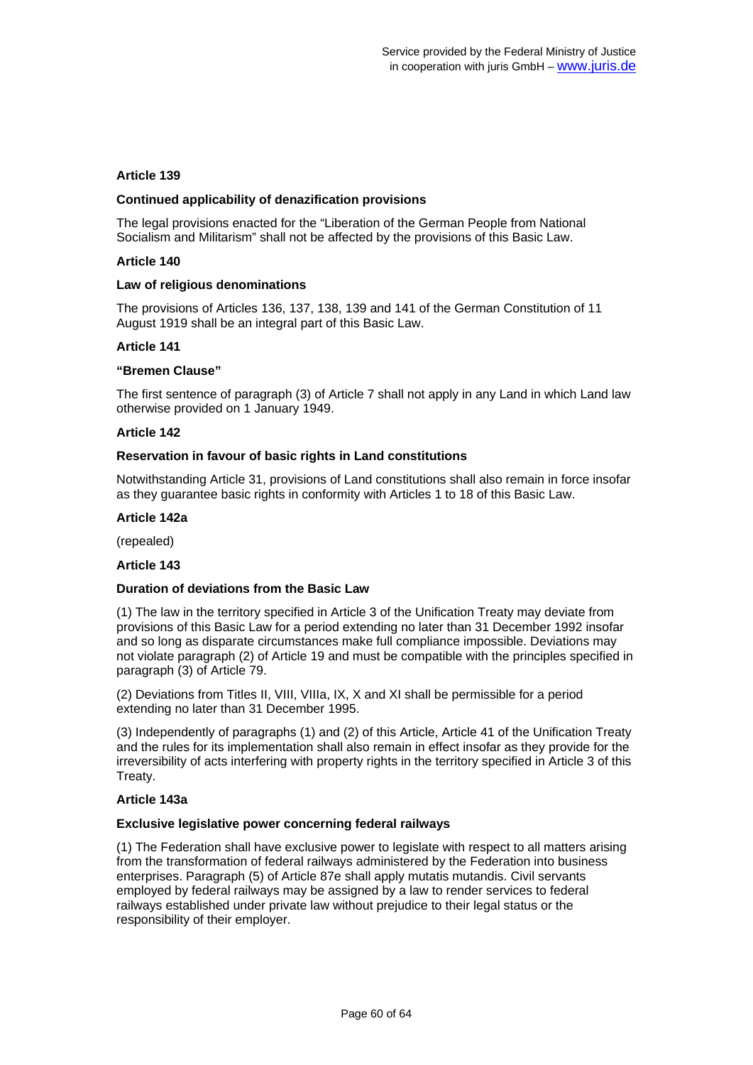### Article 139

#### Continued applicability of denazification provisions

The legal provisions enacted for the "Liberation of the German People from National Socialism and Militarism" shall not be affected by the provisions of this Basic Law.

### Article 140

#### Law of religious denominations

The provisions of Articles 136, 137, 138, 139 and 141 of the German Constitution of 11 August 1919 shall be an integral part of this Basic Law.

### Article 141

#### "Bremen Clause"

The first sentence of paragraph (3) of Article 7 shall not apply in any Land in which Land law otherwise provided on 1 January 1949.

### Article 142

#### Reservation in favour of basic rights in Land constitutions

Notwithstanding Article 31, provisions of Land constitutions shall also remain in force insofar as they guarantee basic rights in conformity with Articles 1 to 18 of this Basic Law.

### Article 142a

(repealed)

### Article 143

#### Duration of deviations from the Basic Law

(1) The law in the territory specified in Article 3 of the Unification Treaty may deviate from provisions of this Basic Law for a period extending no later than 31 December 1992 insofar and so long as disparate circumstances make full compliance impossible. Deviations may not violate paragraph (2) of Article 19 and must be compatible with the principles specified in paragraph (3) of Article 79.

(2) Deviations from Titles II, VIII, VIIIa, IX, X and XI shall be permissible for a period extending no later than 31 December 1995.

(3) Independently of paragraphs (1) and (2) of this Article, Article 41 of the Unification Treaty and the rules for its implementation shall also remain in effect insofar as they provide for the irreversibility of acts interfering with property rights in the territory specified in Article 3 of this Treaty.

### Article 143a

#### Exclusive legislative power concerning federal railways

(1) The Federation shall have exclusive power to legislate with respect to all matters arising from the transformation of federal railways administered by the Federation into business enterprises. Paragraph (5) of Article 87e shall apply mutatis mutandis. Civil servants employed by federal railways may be assigned by a law to render services to federal railways established under private law without prejudice to their legal status or the responsibility of their employer.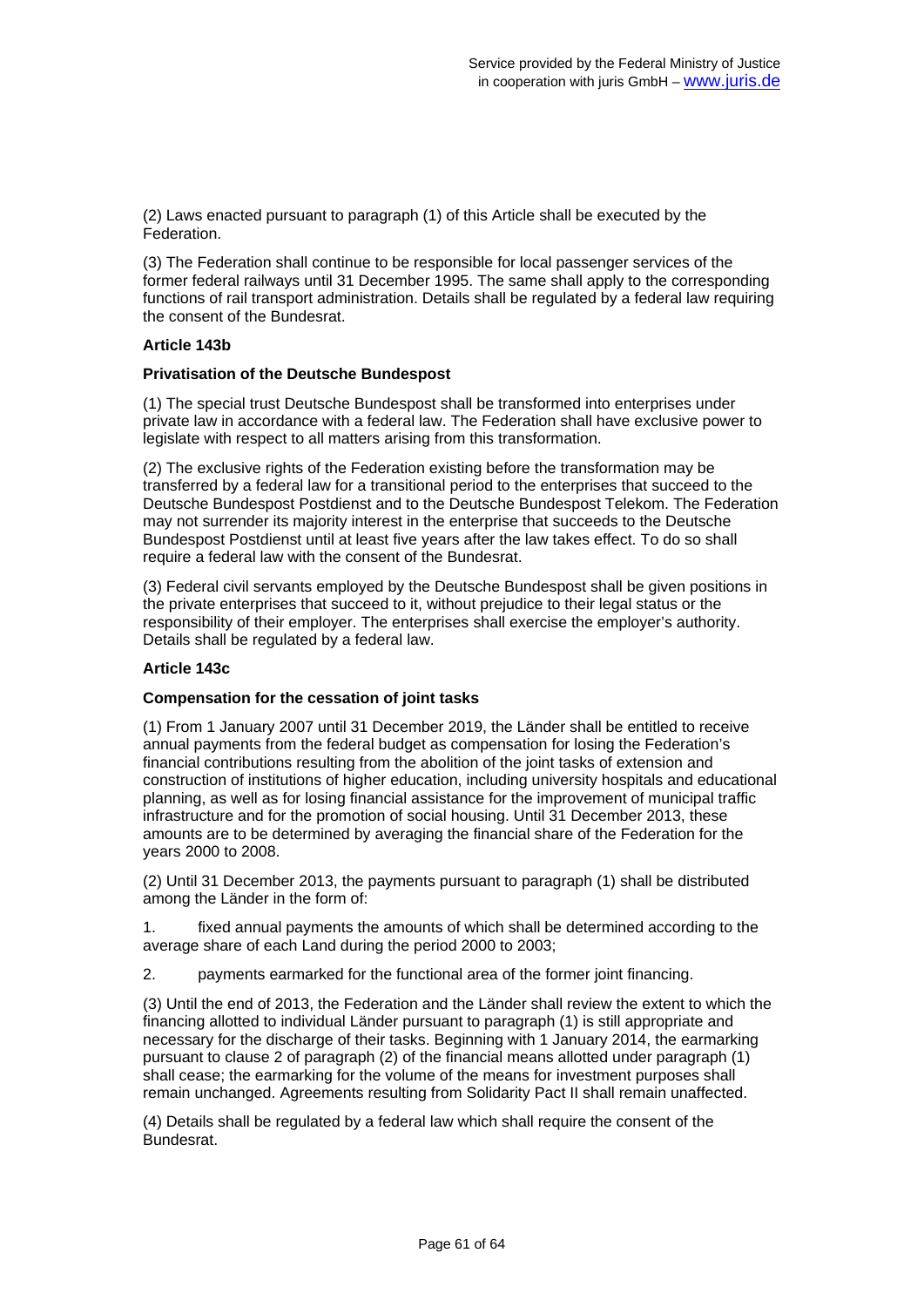(2) Laws enacted pursuant to paragraph (1) of this Article shall be executed by the Federation.

(3) The Federation shall continue to be responsible for local passenger services of the former federal railways until 31 December 1995. The same shall apply to the corresponding functions of rail transport administration. Details shall be regulated by a federal law requiring the consent of the Bundesrat.

### Article 143b

#### Privatisation of the Deutsche Bundespost

(1) The special trust Deutsche Bundespost shall be transformed into enterprises under private law in accordance with a federal law. The Federation shall have exclusive power to legislate with respect to all matters arising from this transformation.

(2) The exclusive rights of the Federation existing before the transformation may be transferred by a federal law for a transitional period to the enterprises that succeed to the Deutsche Bundespost Postdienst and to the Deutsche Bundespost Telekom. The Federation may not surrender its majority interest in the enterprise that succeeds to the Deutsche Bundespost Postdienst until at least five years after the law takes effect. To do so shall require a federal law with the consent of the Bundesrat.

(3) Federal civil servants employed by the Deutsche Bundespost shall be given positions in the private enterprises that succeed to it, without prejudice to their legal status or the responsibility of their employer. The enterprises shall exercise the employer's authority. Details shall be regulated by a federal law.

### Article 143c

#### Compensation for the cessation of joint tasks

(1) From 1 January 2007 until 31 December 2019, the Länder shall be entitled to receive annual payments from the federal budget as compensation for losing the Federation's financial contributions resulting from the abolition of the joint tasks of extension and construction of institutions of higher education, including university hospitals and educational planning, as well as for losing financial assistance for the improvement of municipal traffic infrastructure and for the promotion of social housing. Until 31 December 2013, these amounts are to be determined by averaging the financial share of the Federation for the years 2000 to 2008.

(2) Until 31 December 2013, the payments pursuant to paragraph (1) shall be distributed among the Länder in the form of:

1. fixed annual payments the amounts of which shall be determined according to the average share of each Land during the period 2000 to 2003;

2. payments earmarked for the functional area of the former joint financing.

(3) Until the end of 2013, the Federation and the Länder shall review the extent to which the financing allotted to individual Länder pursuant to paragraph (1) is still appropriate and necessary for the discharge of their tasks. Beginning with 1 January 2014, the earmarking pursuant to clause 2 of paragraph (2) of the financial means allotted under paragraph (1) shall cease; the earmarking for the volume of the means for investment purposes shall remain unchanged. Agreements resulting from Solidarity Pact II shall remain unaffected.

(4) Details shall be regulated by a federal law which shall require the consent of the Bundesrat.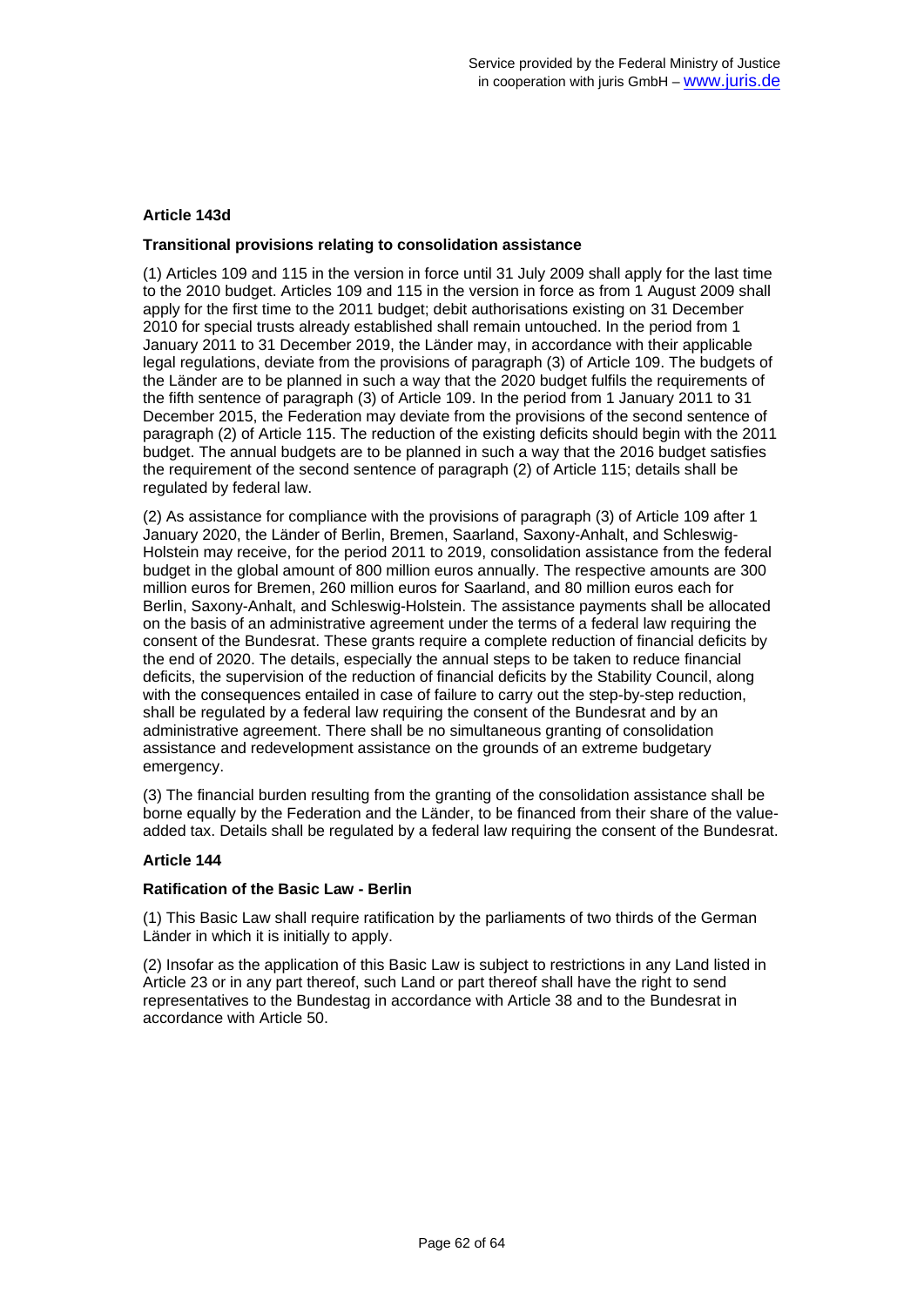**Article 143d**

**Transitional provisions relating to consolidation assistance**

(1) Articles 109 and 115 in the version in force until 31 July 2009 shall apply for the last time to the 2010 budget. Articles 109 and 115 in the version in force as from 1 August 2009 shall apply for the first time to the 2011 budget; debit authorisations existing on 31 December 2010 for special trusts already established shall remain untouched. In the period from 1 January 2011 to 31 December 2019, the Länder may, in accordance with their applicable legal regulations, deviate from the provisions of paragraph (3) of Article 109. The budgets of the Länder are to be planned in such a way that the 2020 budget fulfils the requirements of the fifth sentence of paragraph (3) of Article 109. In the period from 1 January 2011 to 31 December 2015, the Federation may deviate from the provisions of the second sentence of paragraph (2) of Article 115. The reduction of the existing deficits should begin with the 2011 budget. The annual budgets are to be planned in such a way that the 2016 budget satisfies the requirement of the second sentence of paragraph (2) of Article 115; details shall be regulated by federal law.

(2) As assistance for compliance with the provisions of paragraph (3) of Article 109 after 1 January 2020, the Länder of Berlin, Bremen, Saarland, Saxony-Anhalt, and Schleswig-Holstein may receive, for the period 2011 to 2019, consolidation assistance from the federal budget in the global amount of 800 million euros annually. The respective amounts are 300 million euros for Bremen, 260 million euros for Saarland, and 80 million euros each for Berlin, Saxony-Anhalt, and Schleswig-Holstein. The assistance payments shall be allocated on the basis of an administrative agreement under the terms of a federal law requiring the consent of the Bundesrat. These grants require a complete reduction of financial deficits by the end of 2020. The details, especially the annual steps to be taken to reduce financial deficits, the supervision of the reduction of financial deficits by the Stability Council, along with the consequences entailed in case of failure to carry out the step-by-step reduction, shall be regulated by a federal law requiring the consent of the Bundesrat and by an administrative agreement. There shall be no simultaneous granting of consolidation assistance and redevelopment assistance on the grounds of an extreme budgetary emergency.

(3) The financial burden resulting from the granting of the consolidation assistance shall be borne equally by the Federation and the Länder, to be financed from their share of the value-added tax. Details shall be regulated by a federal law requiring the consent of the Bundesrat.

**Article 144**

**Ratification of the Basic Law - Berlin**

(1) This Basic Law shall require ratification by the parliaments of two thirds of the German Länder in which it is initially to apply.

(2) Insofar as the application of this Basic Law is subject to restrictions in any Land listed in Article 23 or in any part thereof, such Land or part thereof shall have the right to send representatives to the Bundestag in accordance with Article 38 and to the Bundesrat in accordance with Article 50.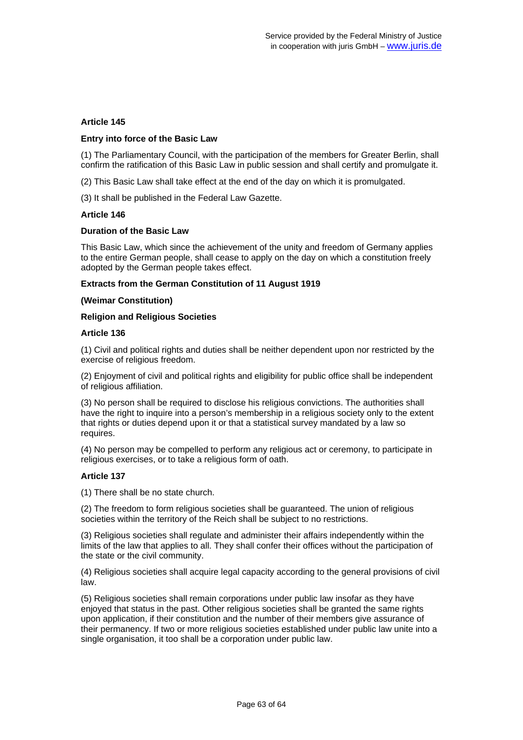**Article 145**

**Entry into force of the Basic Law**

(1) The Parliamentary Council, with the participation of the members for Greater Berlin, shall confirm the ratification of this Basic Law in public session and shall certify and promulgate it.

(2) This Basic Law shall take effect at the end of the day on which it is promulgated.

(3) It shall be published in the Federal Law Gazette.

**Article 146**

**Duration of the Basic Law**

This Basic Law, which since the achievement of the unity and freedom of Germany applies to the entire German people, shall cease to apply on the day on which a constitution freely adopted by the German people takes effect.

**Extracts from the German Constitution of 11 August 1919**

**(Weimar Constitution)**

**Religion and Religious Societies**

**Article 136**

(1) Civil and political rights and duties shall be neither dependent upon nor restricted by the exercise of religious freedom.

(2) Enjoyment of civil and political rights and eligibility for public office shall be independent of religious affiliation.

(3) No person shall be required to disclose his religious convictions. The authorities shall have the right to inquire into a person's membership in a religious society only to the extent that rights or duties depend upon it or that a statistical survey mandated by a law so requires.

(4) No person may be compelled to perform any religious act or ceremony, to participate in religious exercises, or to take a religious form of oath.

**Article 137**

(1) There shall be no state church.

(2) The freedom to form religious societies shall be guaranteed. The union of religious societies within the territory of the Reich shall be subject to no restrictions.

(3) Religious societies shall regulate and administer their affairs independently within the limits of the law that applies to all. They shall confer their offices without the participation of the state or the civil community.

(4) Religious societies shall acquire legal capacity according to the general provisions of civil law.

(5) Religious societies shall remain corporations under public law insofar as they have enjoyed that status in the past. Other religious societies shall be granted the same rights upon application, if their constitution and the number of their members give assurance of their permanency. If two or more religious societies established under public law unite into a single organisation, it too shall be a corporation under public law.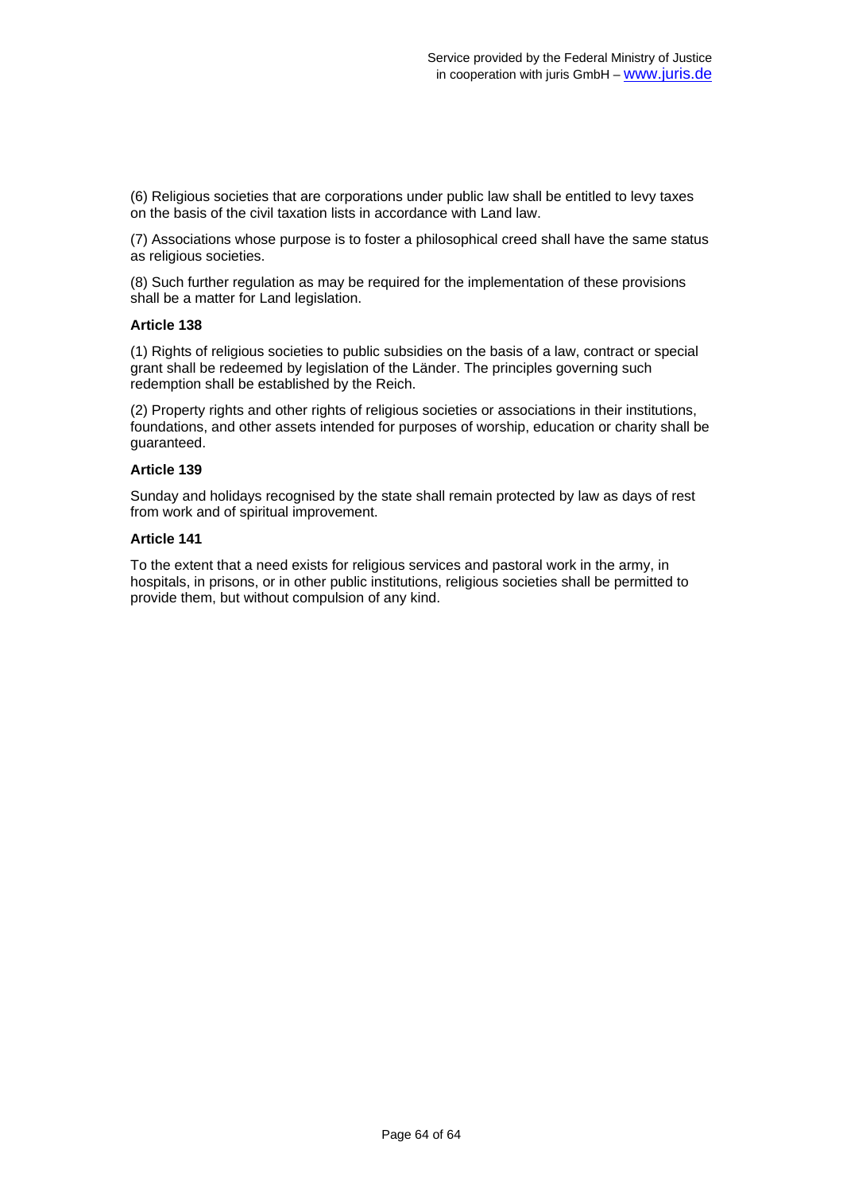(6) Religious societies that are corporations under public law shall be entitled to levy taxes on the basis of the civil taxation lists in accordance with Land law.

(7) Associations whose purpose is to foster a philosophical creed shall have the same status as religious societies.

(8) Such further regulation as may be required for the implementation of these provisions shall be a matter for Land legislation.

**Article 138**

(1) Rights of religious societies to public subsidies on the basis of a law, contract or special grant shall be redeemed by legislation of the Länder. The principles governing such redemption shall be established by the Reich.

(2) Property rights and other rights of religious societies or associations in their institutions, foundations, and other assets intended for purposes of worship, education or charity shall be guaranteed.

**Article 139**

Sunday and holidays recognised by the state shall remain protected by law as days of rest from work and of spiritual improvement.

**Article 141**

To the extent that a need exists for religious services and pastoral work in the army, in hospitals, in prisons, or in other public institutions, religious societies shall be permitted to provide them, but without compulsion of any kind.